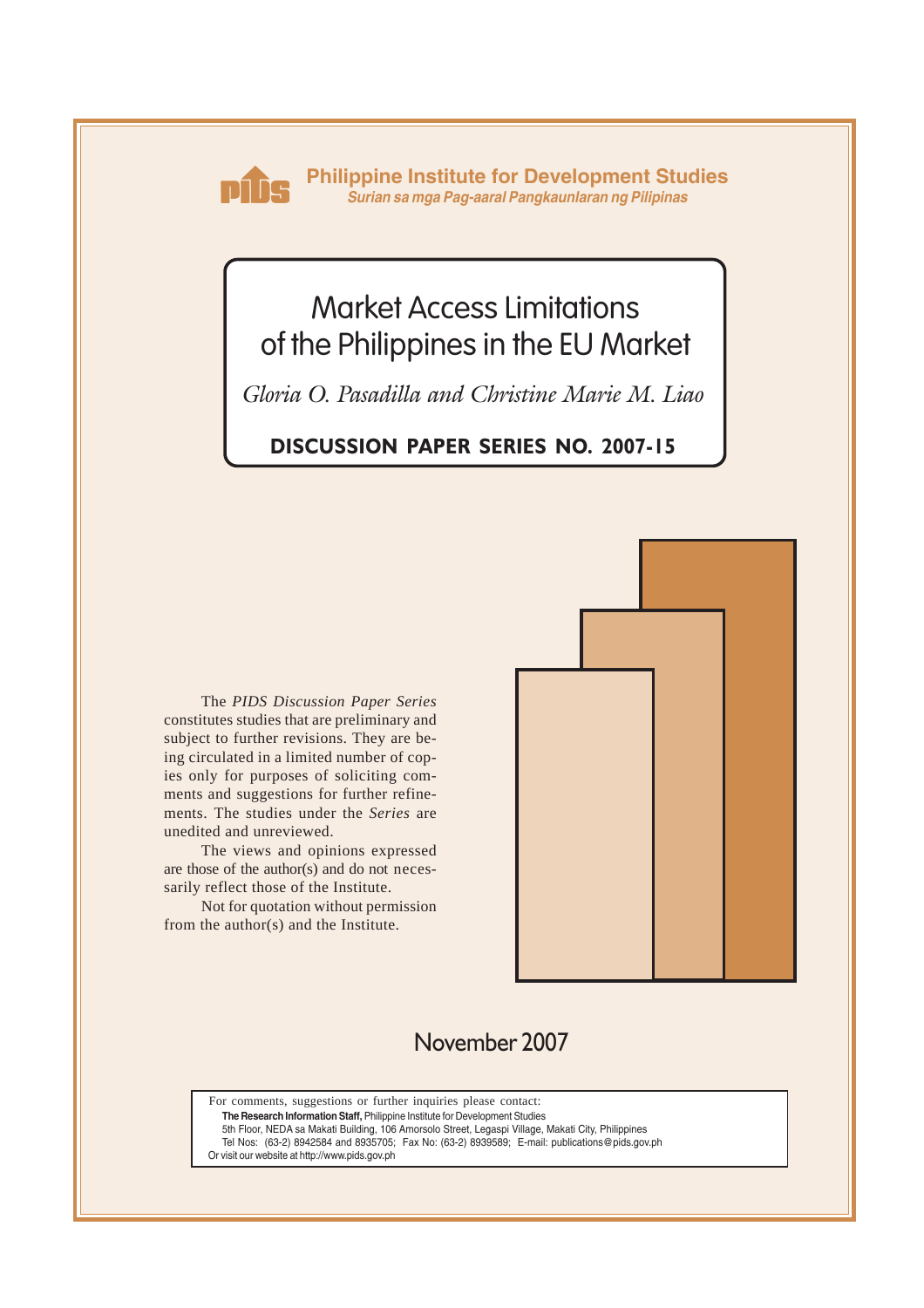**Philippine Institute for Development Studies**
*Surian sa mga Pag-aaral Pangkaunlaran ng Pilipinas*

# Market Access Limitations of the Philippines in the EU Market

*Gloria O. Pasadilla and Christine Marie M. Liao*

**DISCUSSION PAPER SERIES NO. 2007-15**

The *PIDS Discussion Paper Series* constitutes studies that are preliminary and subject to further revisions. They are being circulated in a limited number of copies only for purposes of soliciting comments and suggestions for further refinements. The studies under the *Series* are unedited and unreviewed.

The views and opinions expressed are those of the author(s) and do not necessarily reflect those of the Institute.

Not for quotation without permission from the author(s) and the Institute.

November 2007

For comments, suggestions or further inquiries please contact:

**The Research Information Staff,** Philippine Institute for Development Studies
5th Floor, NEDA sa Makati Building, 106 Amorsolo Street, Legaspi Village, Makati City, Philippines
Tel Nos: (63-2) 8942584 and 8935705; Fax No: (63-2) 8939589; E-mail: publications@pids.gov.ph
Or visit our website at http://www.pids.gov.ph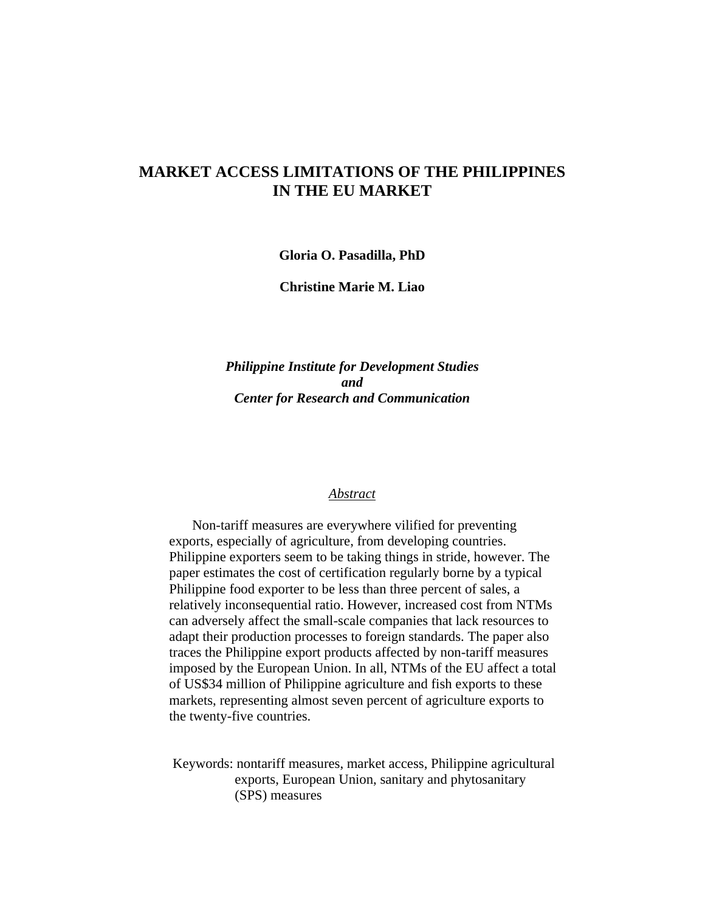# MARKET ACCESS LIMITATIONS OF THE PHILIPPINES IN THE EU MARKET

**Gloria O. Pasadilla, PhD**

**Christine Marie M. Liao**

***Philippine Institute for Development Studies***
***and***
***Center for Research and Communication***

## Abstract

Non-tariff measures are everywhere vilified for preventing exports, especially of agriculture, from developing countries. Philippine exporters seem to be taking things in stride, however. The paper estimates the cost of certification regularly borne by a typical Philippine food exporter to be less than three percent of sales, a relatively inconsequential ratio. However, increased cost from NTMs can adversely affect the small-scale companies that lack resources to adapt their production processes to foreign standards. The paper also traces the Philippine export products affected by non-tariff measures imposed by the European Union. In all, NTMs of the EU affect a total of US$34 million of Philippine agriculture and fish exports to these markets, representing almost seven percent of agriculture exports to the twenty-five countries.

Keywords: nontariff measures, market access, Philippine agricultural exports, European Union, sanitary and phytosanitary (SPS) measures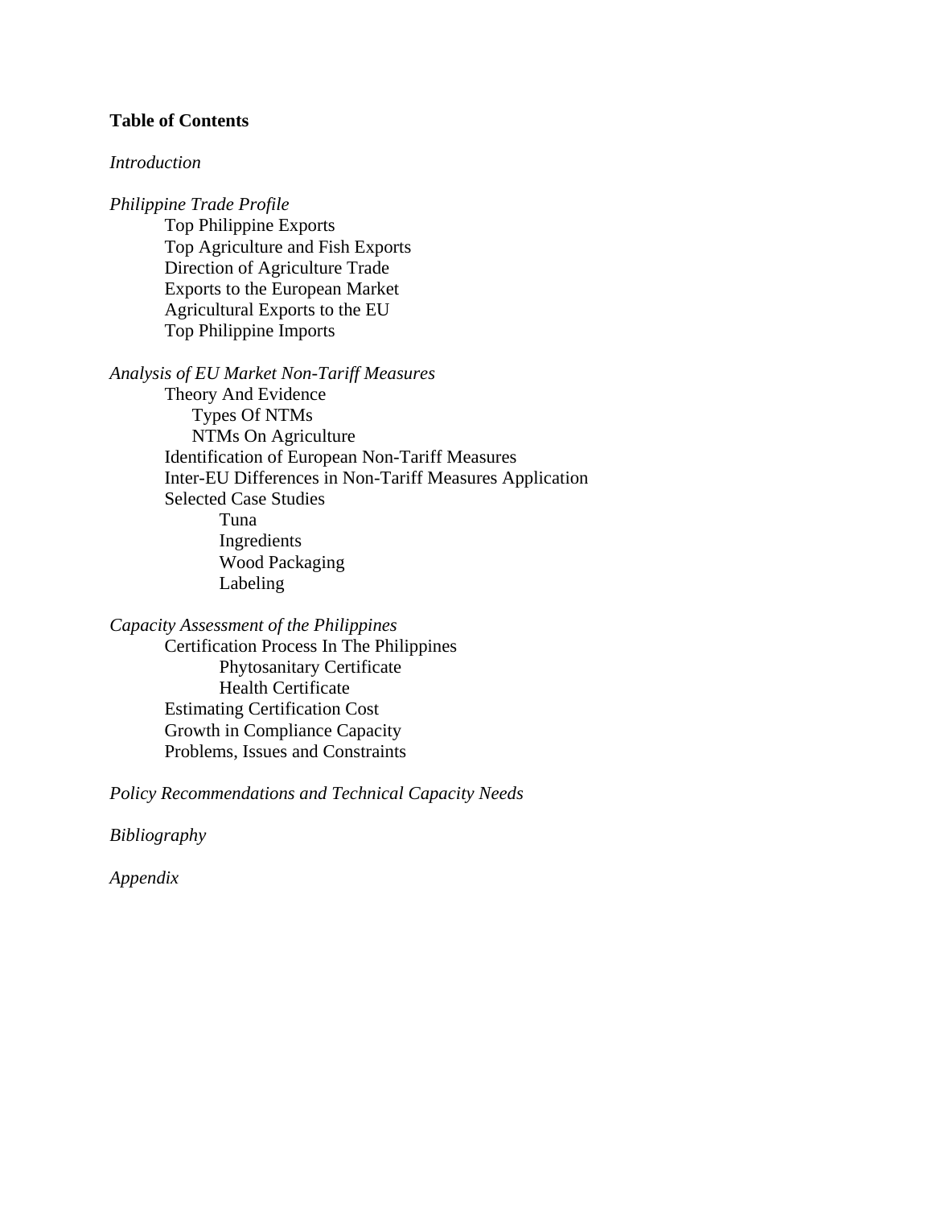**Table of Contents**

*Introduction*

*Philippine Trade Profile*

- Top Philippine Exports
- Top Agriculture and Fish Exports
- Direction of Agriculture Trade
- Exports to the European Market
- Agricultural Exports to the EU
- Top Philippine Imports

*Analysis of EU Market Non-Tariff Measures*

- Theory And Evidence
    - Types Of NTMs
    - NTMs On Agriculture
- Identification of European Non-Tariff Measures
- Inter-EU Differences in Non-Tariff Measures Application
- Selected Case Studies
    - Tuna
    - Ingredients
    - Wood Packaging
    - Labeling

*Capacity Assessment of the Philippines*

- Certification Process In The Philippines
    - Phytosanitary Certificate
    - Health Certificate
- Estimating Certification Cost
- Growth in Compliance Capacity
- Problems, Issues and Constraints

*Policy Recommendations and Technical Capacity Needs*

*Bibliography*

*Appendix*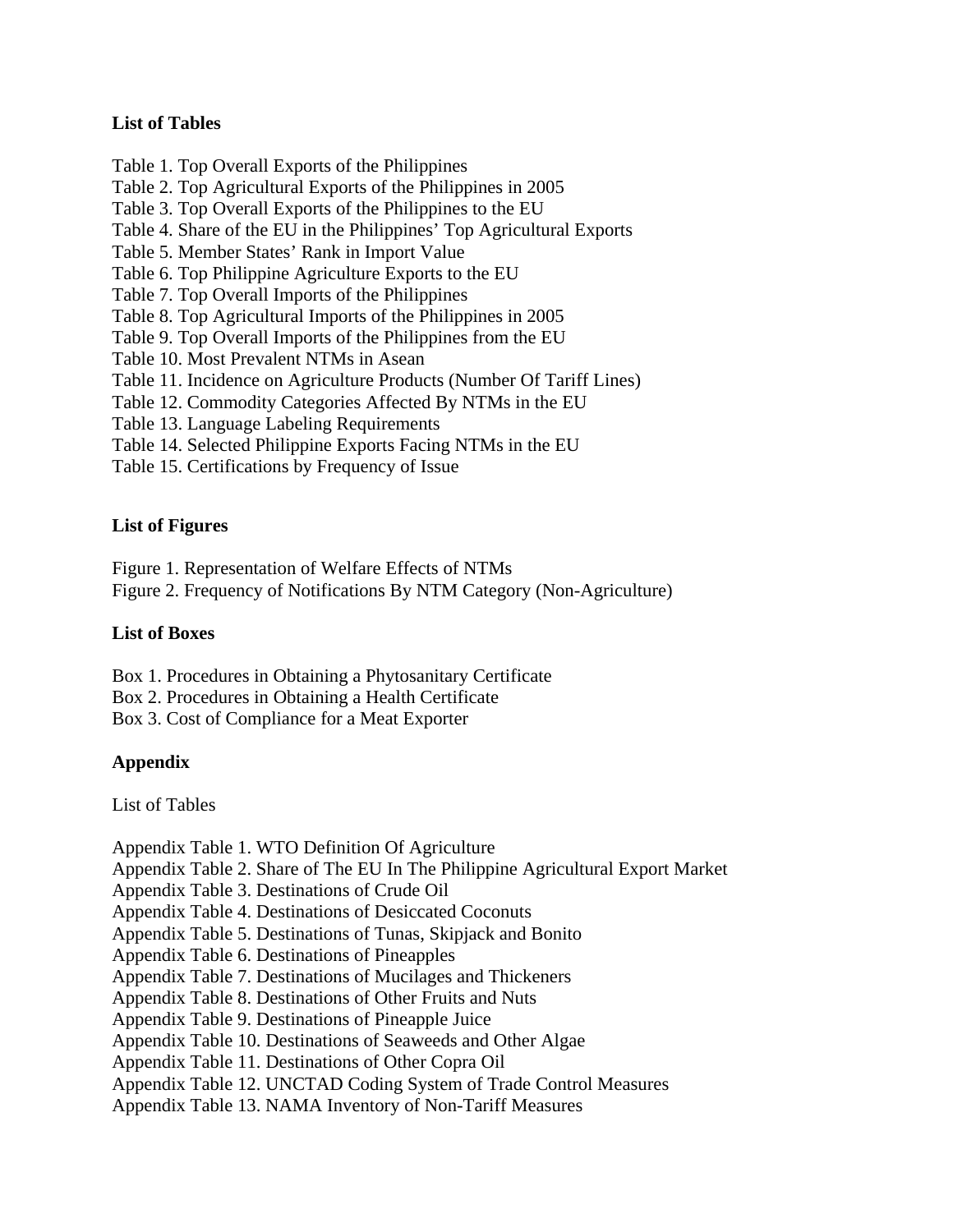**List of Tables**

Table 1. Top Overall Exports of the Philippines
Table 2. Top Agricultural Exports of the Philippines in 2005
Table 3. Top Overall Exports of the Philippines to the EU
Table 4. Share of the EU in the Philippines' Top Agricultural Exports
Table 5. Member States' Rank in Import Value
Table 6. Top Philippine Agriculture Exports to the EU
Table 7. Top Overall Imports of the Philippines
Table 8. Top Agricultural Imports of the Philippines in 2005
Table 9. Top Overall Imports of the Philippines from the EU
Table 10. Most Prevalent NTMs in Asean
Table 11. Incidence on Agriculture Products (Number Of Tariff Lines)
Table 12. Commodity Categories Affected By NTMs in the EU
Table 13. Language Labeling Requirements
Table 14. Selected Philippine Exports Facing NTMs in the EU
Table 15. Certifications by Frequency of Issue

**List of Figures**

Figure 1. Representation of Welfare Effects of NTMs
Figure 2. Frequency of Notifications By NTM Category (Non-Agriculture)

**List of Boxes**

Box 1. Procedures in Obtaining a Phytosanitary Certificate
Box 2. Procedures in Obtaining a Health Certificate
Box 3. Cost of Compliance for a Meat Exporter

**Appendix**

List of Tables

Appendix Table 1. WTO Definition Of Agriculture
Appendix Table 2. Share of The EU In The Philippine Agricultural Export Market
Appendix Table 3. Destinations of Crude Oil
Appendix Table 4. Destinations of Desiccated Coconuts
Appendix Table 5. Destinations of Tunas, Skipjack and Bonito
Appendix Table 6. Destinations of Pineapples
Appendix Table 7. Destinations of Mucilages and Thickeners
Appendix Table 8. Destinations of Other Fruits and Nuts
Appendix Table 9. Destinations of Pineapple Juice
Appendix Table 10. Destinations of Seaweeds and Other Algae
Appendix Table 11. Destinations of Other Copra Oil
Appendix Table 12. UNCTAD Coding System of Trade Control Measures
Appendix Table 13. NAMA Inventory of Non-Tariff Measures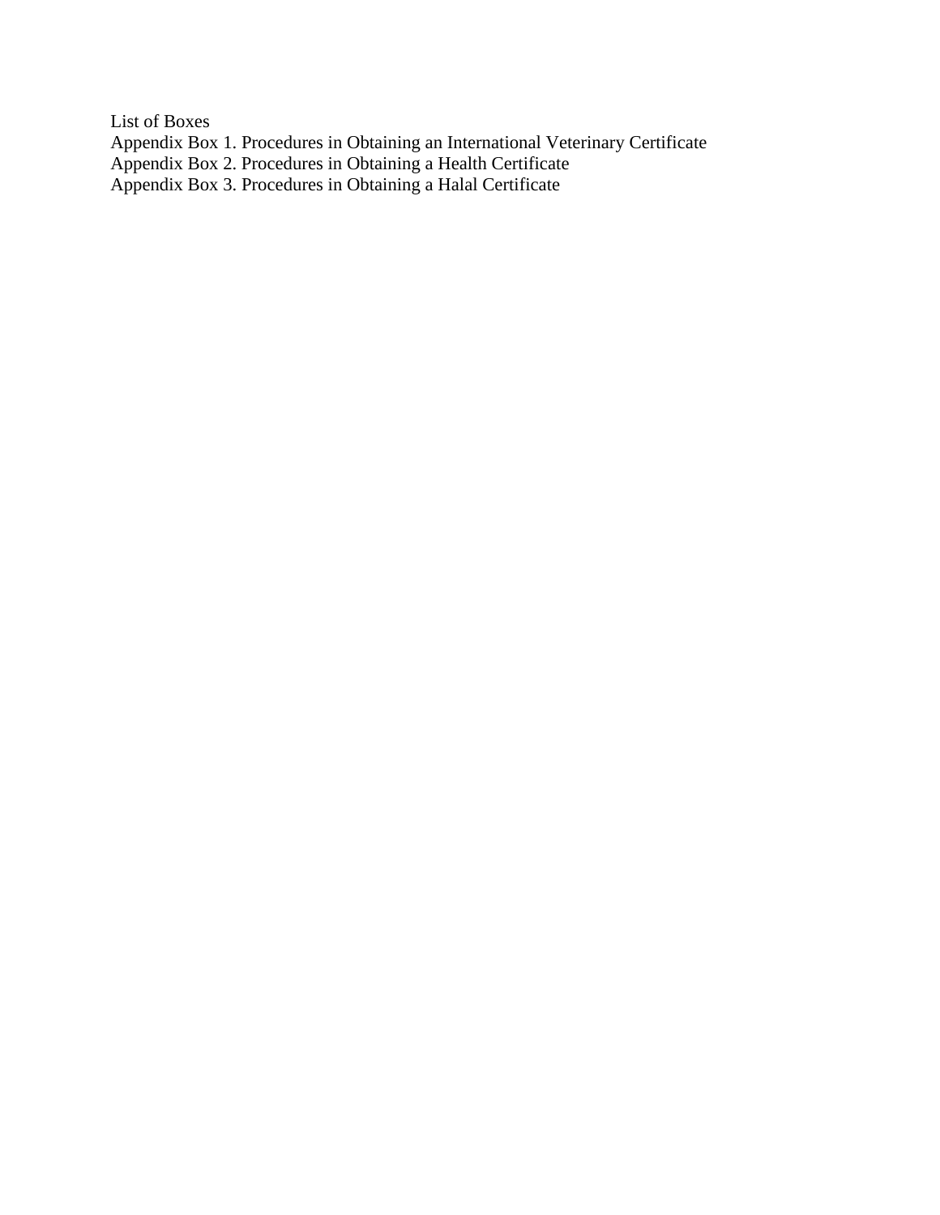# List of Boxes

Appendix Box 1. Procedures in Obtaining an International Veterinary Certificate
Appendix Box 2. Procedures in Obtaining a Health Certificate
Appendix Box 3. Procedures in Obtaining a Halal Certificate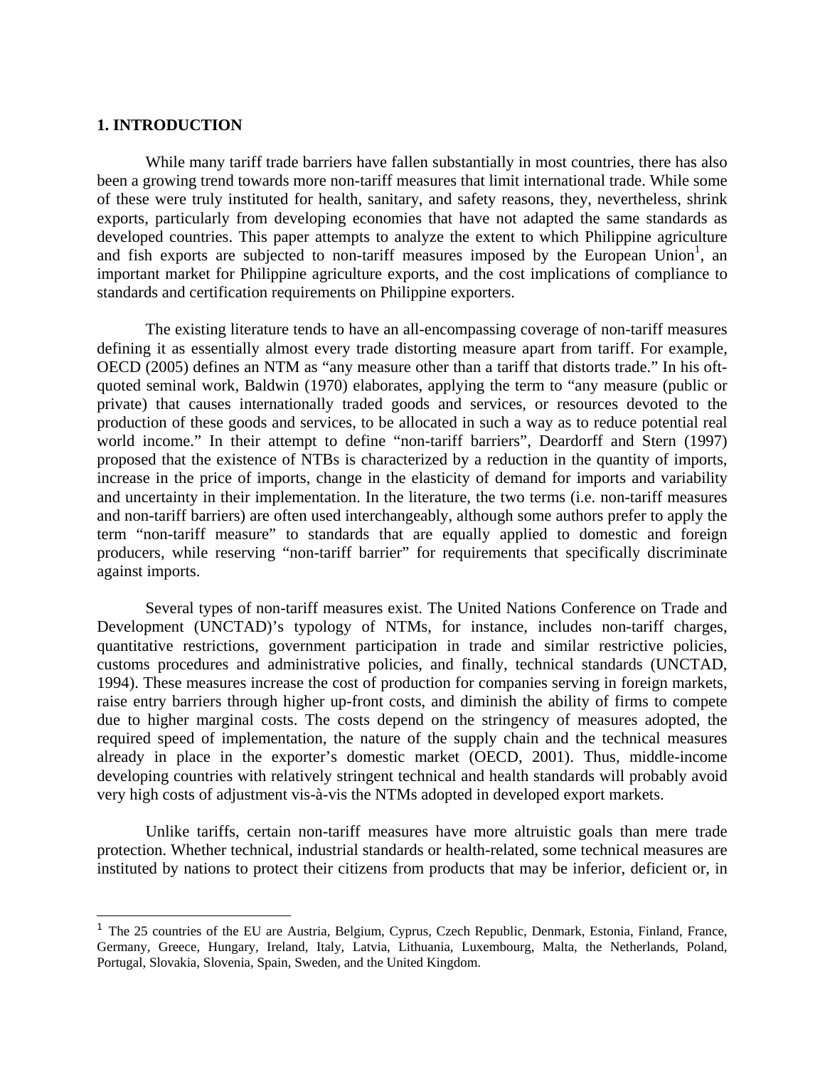# 1. INTRODUCTION

While many tariff trade barriers have fallen substantially in most countries, there has also been a growing trend towards more non-tariff measures that limit international trade. While some of these were truly instituted for health, sanitary, and safety reasons, they, nevertheless, shrink exports, particularly from developing economies that have not adapted the same standards as developed countries. This paper attempts to analyze the extent to which Philippine agriculture and fish exports are subjected to non-tariff measures imposed by the European Union[1], an important market for Philippine agriculture exports, and the cost implications of compliance to standards and certification requirements on Philippine exporters.

The existing literature tends to have an all-encompassing coverage of non-tariff measures defining it as essentially almost every trade distorting measure apart from tariff. For example, OECD (2005) defines an NTM as "any measure other than a tariff that distorts trade." In his oft-quoted seminal work, Baldwin (1970) elaborates, applying the term to "any measure (public or private) that causes internationally traded goods and services, or resources devoted to the production of these goods and services, to be allocated in such a way as to reduce potential real world income." In their attempt to define "non-tariff barriers", Deardorff and Stern (1997) proposed that the existence of NTBs is characterized by a reduction in the quantity of imports, increase in the price of imports, change in the elasticity of demand for imports and variability and uncertainty in their implementation. In the literature, the two terms (i.e. non-tariff measures and non-tariff barriers) are often used interchangeably, although some authors prefer to apply the term "non-tariff measure" to standards that are equally applied to domestic and foreign producers, while reserving "non-tariff barrier" for requirements that specifically discriminate against imports.

Several types of non-tariff measures exist. The United Nations Conference on Trade and Development (UNCTAD)'s typology of NTMs, for instance, includes non-tariff charges, quantitative restrictions, government participation in trade and similar restrictive policies, customs procedures and administrative policies, and finally, technical standards (UNCTAD, 1994). These measures increase the cost of production for companies serving in foreign markets, raise entry barriers through higher up-front costs, and diminish the ability of firms to compete due to higher marginal costs. The costs depend on the stringency of measures adopted, the required speed of implementation, the nature of the supply chain and the technical measures already in place in the exporter's domestic market (OECD, 2001). Thus, middle-income developing countries with relatively stringent technical and health standards will probably avoid very high costs of adjustment vis-à-vis the NTMs adopted in developed export markets.

Unlike tariffs, certain non-tariff measures have more altruistic goals than mere trade protection. Whether technical, industrial standards or health-related, some technical measures are instituted by nations to protect their citizens from products that may be inferior, deficient or, in

[1] The 25 countries of the EU are Austria, Belgium, Cyprus, Czech Republic, Denmark, Estonia, Finland, France, Germany, Greece, Hungary, Ireland, Italy, Latvia, Lithuania, Luxembourg, Malta, the Netherlands, Poland, Portugal, Slovakia, Slovenia, Spain, Sweden, and the United Kingdom.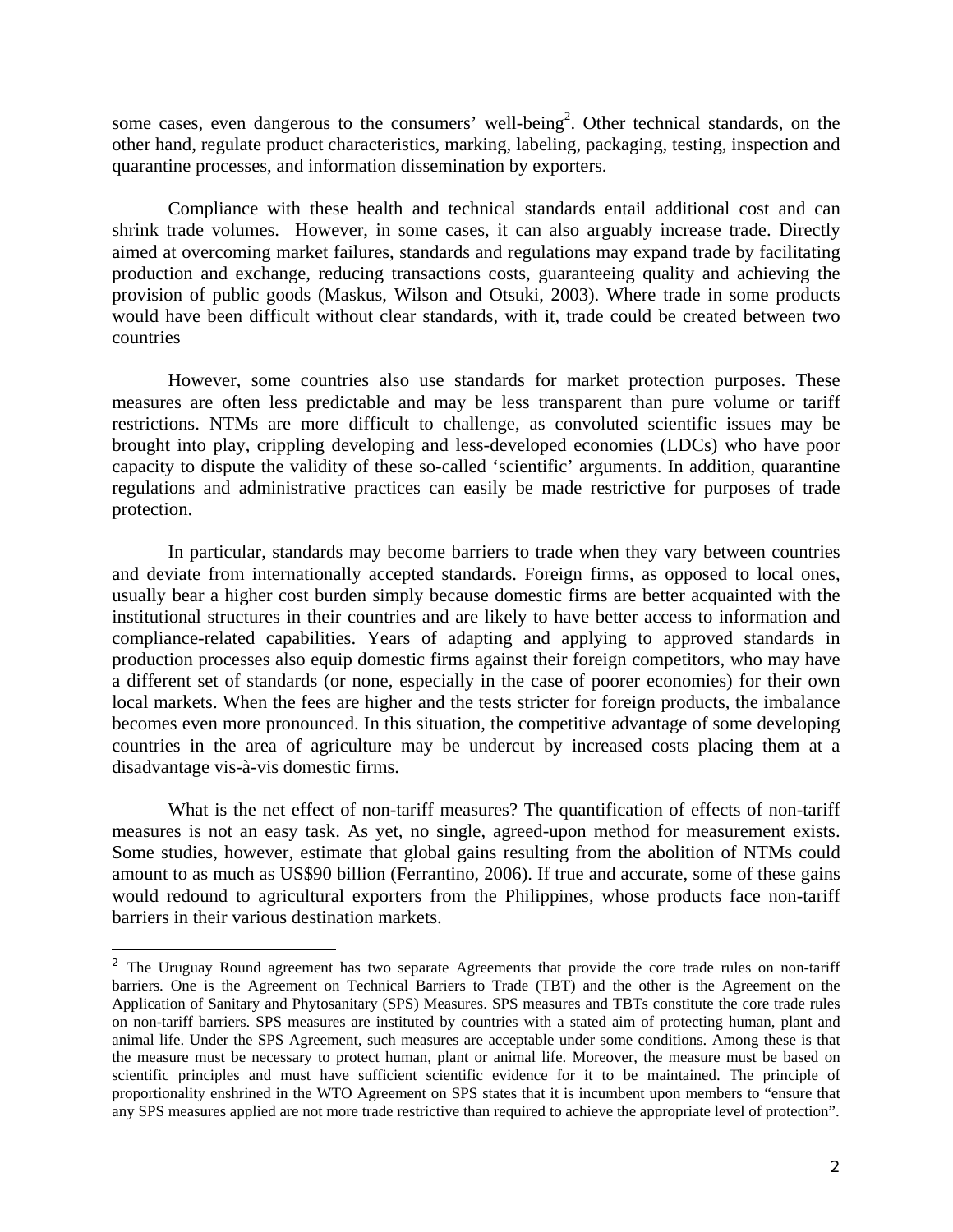some cases, even dangerous to the consumers' well-being[2]. Other technical standards, on the other hand, regulate product characteristics, marking, labeling, packaging, testing, inspection and quarantine processes, and information dissemination by exporters.

Compliance with these health and technical standards entail additional cost and can shrink trade volumes. However, in some cases, it can also arguably increase trade. Directly aimed at overcoming market failures, standards and regulations may expand trade by facilitating production and exchange, reducing transactions costs, guaranteeing quality and achieving the provision of public goods (Maskus, Wilson and Otsuki, 2003). Where trade in some products would have been difficult without clear standards, with it, trade could be created between two countries

However, some countries also use standards for market protection purposes. These measures are often less predictable and may be less transparent than pure volume or tariff restrictions. NTMs are more difficult to challenge, as convoluted scientific issues may be brought into play, crippling developing and less-developed economies (LDCs) who have poor capacity to dispute the validity of these so-called 'scientific' arguments. In addition, quarantine regulations and administrative practices can easily be made restrictive for purposes of trade protection.

In particular, standards may become barriers to trade when they vary between countries and deviate from internationally accepted standards. Foreign firms, as opposed to local ones, usually bear a higher cost burden simply because domestic firms are better acquainted with the institutional structures in their countries and are likely to have better access to information and compliance-related capabilities. Years of adapting and applying to approved standards in production processes also equip domestic firms against their foreign competitors, who may have a different set of standards (or none, especially in the case of poorer economies) for their own local markets. When the fees are higher and the tests stricter for foreign products, the imbalance becomes even more pronounced. In this situation, the competitive advantage of some developing countries in the area of agriculture may be undercut by increased costs placing them at a disadvantage vis-à-vis domestic firms.

What is the net effect of non-tariff measures? The quantification of effects of non-tariff measures is not an easy task. As yet, no single, agreed-upon method for measurement exists. Some studies, however, estimate that global gains resulting from the abolition of NTMs could amount to as much as US$90 billion (Ferrantino, 2006). If true and accurate, some of these gains would redound to agricultural exporters from the Philippines, whose products face non-tariff barriers in their various destination markets.

---

[2] The Uruguay Round agreement has two separate Agreements that provide the core trade rules on non-tariff barriers. One is the Agreement on Technical Barriers to Trade (TBT) and the other is the Agreement on the Application of Sanitary and Phytosanitary (SPS) Measures. SPS measures and TBTs constitute the core trade rules on non-tariff barriers. SPS measures are instituted by countries with a stated aim of protecting human, plant and animal life. Under the SPS Agreement, such measures are acceptable under some conditions. Among these is that the measure must be necessary to protect human, plant or animal life. Moreover, the measure must be based on scientific principles and must have sufficient scientific evidence for it to be maintained. The principle of proportionality enshrined in the WTO Agreement on SPS states that it is incumbent upon members to "ensure that any SPS measures applied are not more trade restrictive than required to achieve the appropriate level of protection".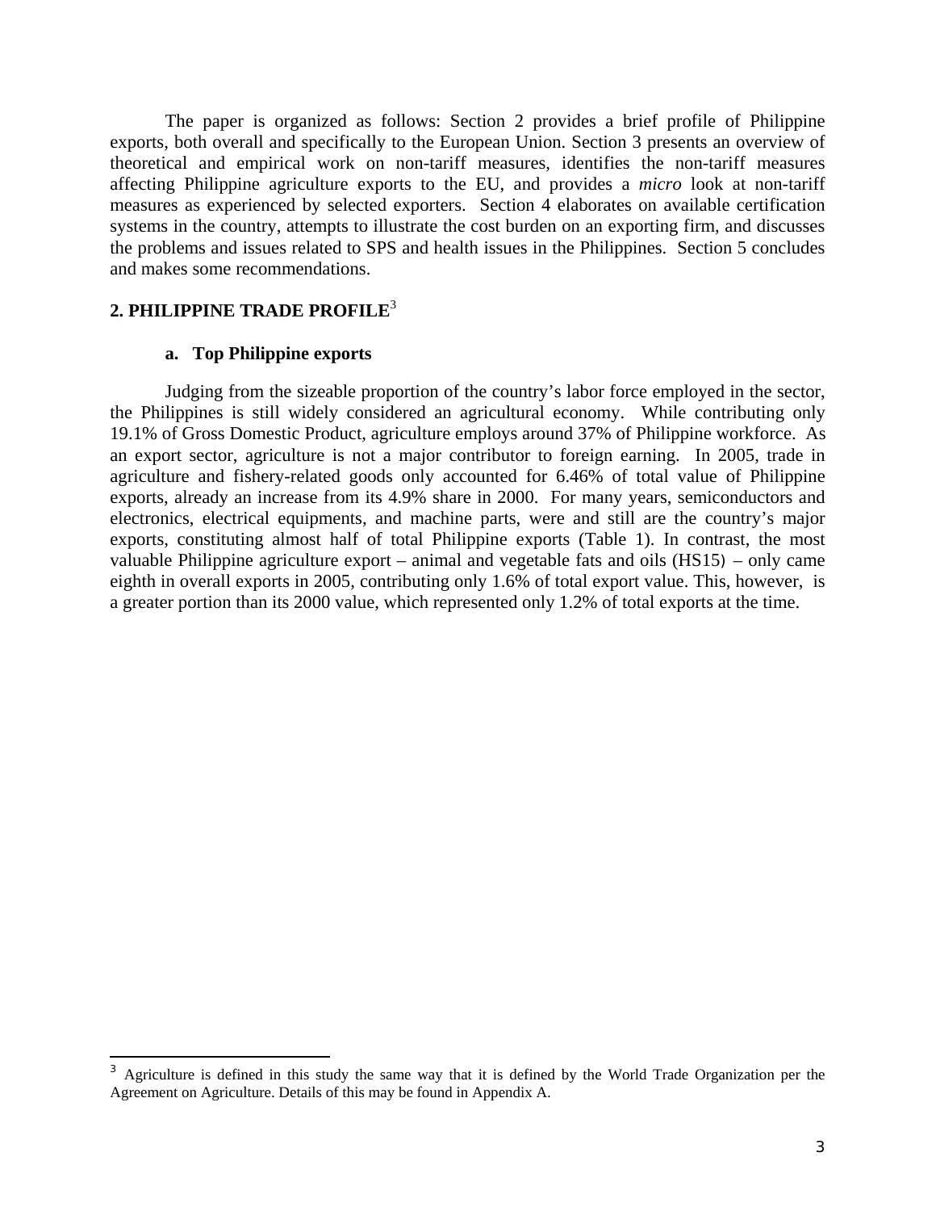The paper is organized as follows: Section 2 provides a brief profile of Philippine exports, both overall and specifically to the European Union. Section 3 presents an overview of theoretical and empirical work on non-tariff measures, identifies the non-tariff measures affecting Philippine agriculture exports to the EU, and provides a *micro* look at non-tariff measures as experienced by selected exporters. Section 4 elaborates on available certification systems in the country, attempts to illustrate the cost burden on an exporting firm, and discusses the problems and issues related to SPS and health issues in the Philippines. Section 5 concludes and makes some recommendations.

## 2. PHILIPPINE TRADE PROFILE[3]

### a. Top Philippine exports

Judging from the sizeable proportion of the country's labor force employed in the sector, the Philippines is still widely considered an agricultural economy. While contributing only 19.1% of Gross Domestic Product, agriculture employs around 37% of Philippine workforce. As an export sector, agriculture is not a major contributor to foreign earning. In 2005, trade in agriculture and fishery-related goods only accounted for 6.46% of total value of Philippine exports, already an increase from its 4.9% share in 2000. For many years, semiconductors and electronics, electrical equipments, and machine parts, were and still are the country's major exports, constituting almost half of total Philippine exports (Table 1). In contrast, the most valuable Philippine agriculture export – animal and vegetable fats and oils (HS15) – only came eighth in overall exports in 2005, contributing only 1.6% of total export value. This, however, is a greater portion than its 2000 value, which represented only 1.2% of total exports at the time.

---

[3] Agriculture is defined in this study the same way that it is defined by the World Trade Organization per the Agreement on Agriculture. Details of this may be found in Appendix A.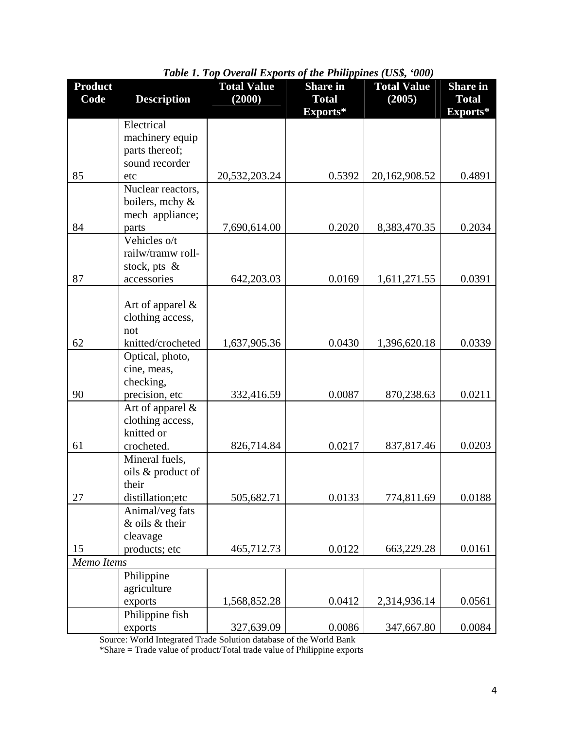*Table 1. Top Overall Exports of the Philippines (US$, '000)*

| Product Code | Description | Total Value (2000) | Share in Total Exports* | Total Value (2005) | Share in Total Exports* |
|---|---|---|---|---|---|
| 85 | Electrical machinery equip parts thereof; sound recorder etc | 20,532,203.24 | 0.5392 | 20,162,908.52 | 0.4891 |
| 84 | Nuclear reactors, boilers, mchy & mech appliance; parts | 7,690,614.00 | 0.2020 | 8,383,470.35 | 0.2034 |
| 87 | Vehicles o/t railw/tramw roll-stock, pts & accessories | 642,203.03 | 0.0169 | 1,611,271.55 | 0.0391 |
| 62 | Art of apparel & clothing access, not knitted/crocheted | 1,637,905.36 | 0.0430 | 1,396,620.18 | 0.0339 |
| 90 | Optical, photo, cine, meas, checking, precision, etc | 332,416.59 | 0.0087 | 870,238.63 | 0.0211 |
| 61 | Art of apparel & clothing access, knitted or crocheted. | 826,714.84 | 0.0217 | 837,817.46 | 0.0203 |
| 27 | Mineral fuels, oils & product of their distillation;etc | 505,682.71 | 0.0133 | 774,811.69 | 0.0188 |
| 15 | Animal/veg fats & oils & their cleavage products; etc | 465,712.73 | 0.0122 | 663,229.28 | 0.0161 |
| *Memo Items* | | | | | |
| | Philippine agriculture exports | 1,568,852.28 | 0.0412 | 2,314,936.14 | 0.0561 |
| | Philippine fish exports | 327,639.09 | 0.0086 | 347,667.80 | 0.0084 |

Source: World Integrated Trade Solution database of the World Bank

*Share = Trade value of product/Total trade value of Philippine exports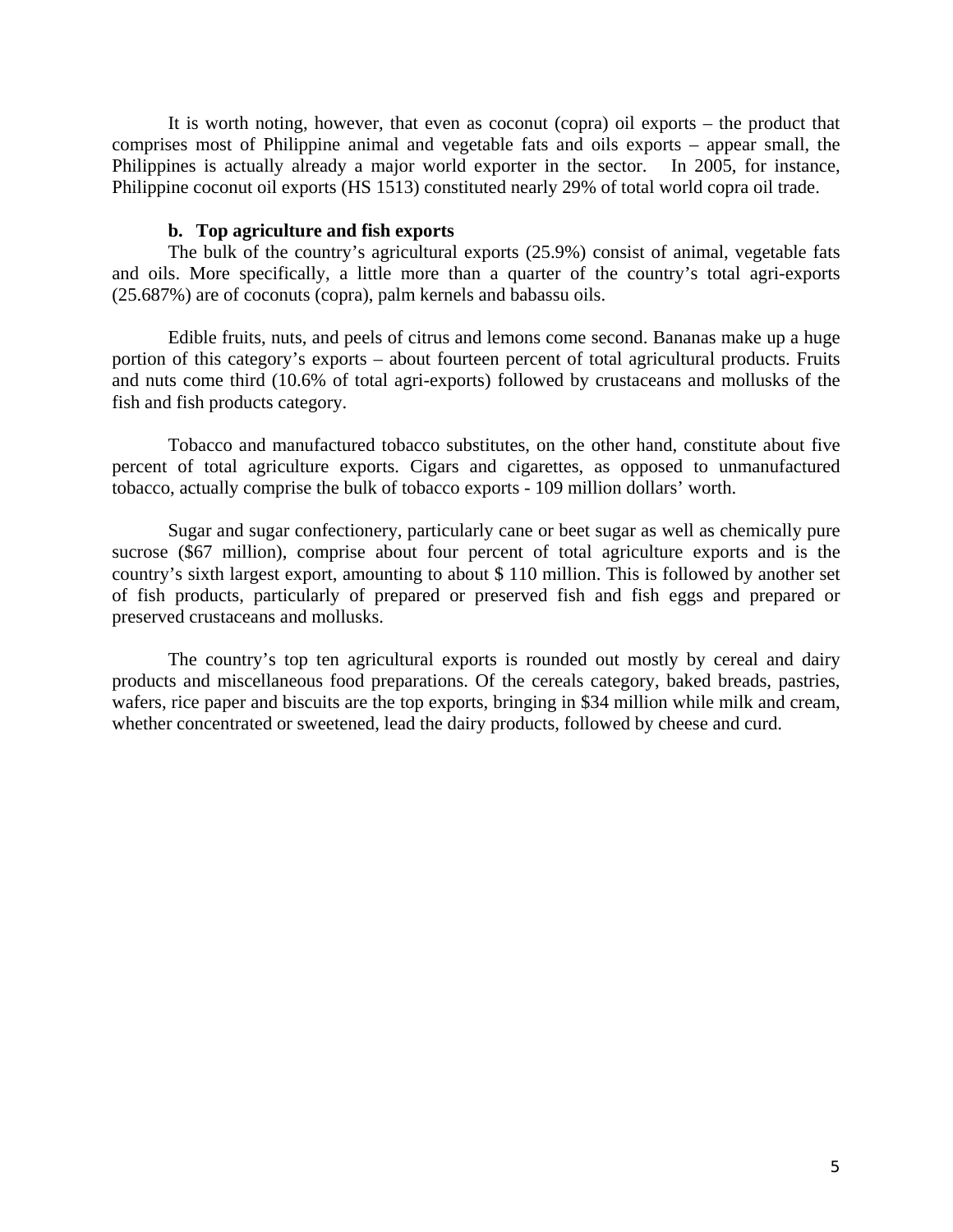It is worth noting, however, that even as coconut (copra) oil exports – the product that comprises most of Philippine animal and vegetable fats and oils exports – appear small, the Philippines is actually already a major world exporter in the sector. In 2005, for instance, Philippine coconut oil exports (HS 1513) constituted nearly 29% of total world copra oil trade.

### b. Top agriculture and fish exports

The bulk of the country's agricultural exports (25.9%) consist of animal, vegetable fats and oils. More specifically, a little more than a quarter of the country's total agri-exports (25.687%) are of coconuts (copra), palm kernels and babassu oils.

Edible fruits, nuts, and peels of citrus and lemons come second. Bananas make up a huge portion of this category's exports – about fourteen percent of total agricultural products. Fruits and nuts come third (10.6% of total agri-exports) followed by crustaceans and mollusks of the fish and fish products category.

Tobacco and manufactured tobacco substitutes, on the other hand, constitute about five percent of total agriculture exports. Cigars and cigarettes, as opposed to unmanufactured tobacco, actually comprise the bulk of tobacco exports - 109 million dollars' worth.

Sugar and sugar confectionery, particularly cane or beet sugar as well as chemically pure sucrose ($67 million), comprise about four percent of total agriculture exports and is the country's sixth largest export, amounting to about $ 110 million. This is followed by another set of fish products, particularly of prepared or preserved fish and fish eggs and prepared or preserved crustaceans and mollusks.

The country's top ten agricultural exports is rounded out mostly by cereal and dairy products and miscellaneous food preparations. Of the cereals category, baked breads, pastries, wafers, rice paper and biscuits are the top exports, bringing in $34 million while milk and cream, whether concentrated or sweetened, lead the dairy products, followed by cheese and curd.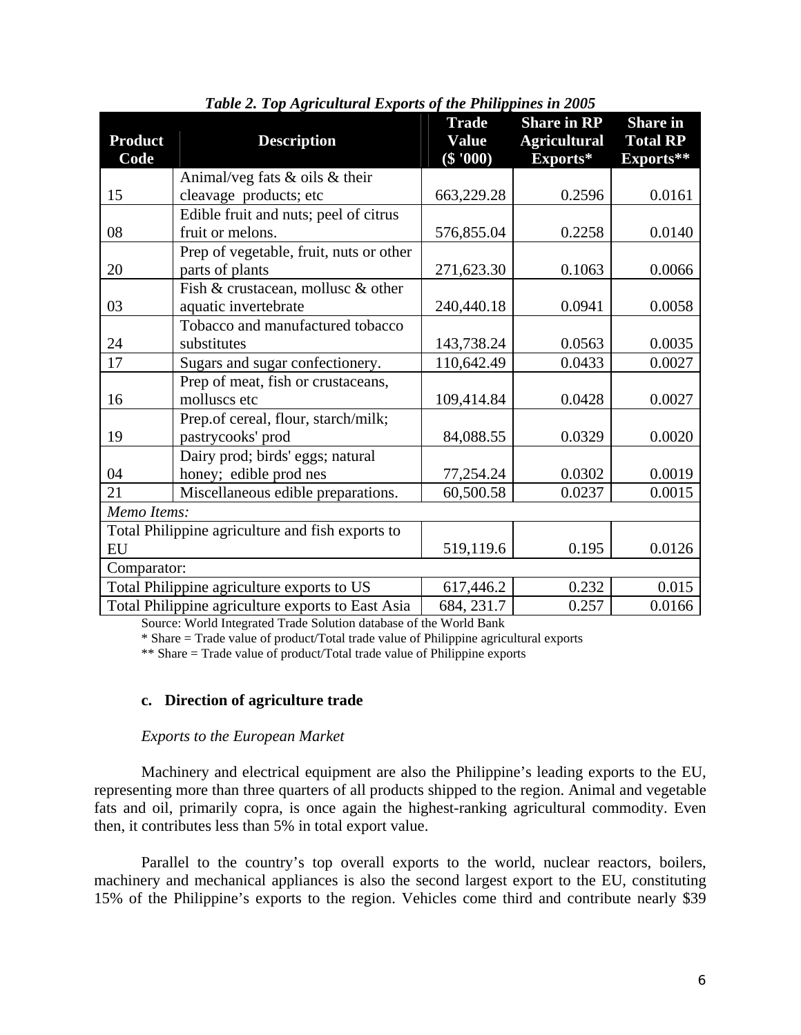*Table 2. Top Agricultural Exports of the Philippines in 2005*

| Product Code | Description | Trade Value ($ '000) | Share in RP Agricultural Exports* | Share in Total RP Exports** |
|---|---|---|---|---|
| 15 | Animal/veg fats & oils & their cleavage products; etc | 663,229.28 | 0.2596 | 0.0161 |
| 08 | Edible fruit and nuts; peel of citrus fruit or melons. | 576,855.04 | 0.2258 | 0.0140 |
| 20 | Prep of vegetable, fruit, nuts or other parts of plants | 271,623.30 | 0.1063 | 0.0066 |
| 03 | Fish & crustacean, mollusc & other aquatic invertebrate | 240,440.18 | 0.0941 | 0.0058 |
| 24 | Tobacco and manufactured tobacco substitutes | 143,738.24 | 0.0563 | 0.0035 |
| 17 | Sugars and sugar confectionery. | 110,642.49 | 0.0433 | 0.0027 |
| 16 | Prep of meat, fish or crustaceans, molluscs etc | 109,414.84 | 0.0428 | 0.0027 |
| 19 | Prep.of cereal, flour, starch/milk; pastrycooks' prod | 84,088.55 | 0.0329 | 0.0020 |
| 04 | Dairy prod; birds' eggs; natural honey; edible prod nes | 77,254.24 | 0.0302 | 0.0019 |
| 21 | Miscellaneous edible preparations. | 60,500.58 | 0.0237 | 0.0015 |
| *Memo Items:* | | | | |
| Total Philippine agriculture and fish exports to EU | | 519,119.6 | 0.195 | 0.0126 |
| Comparator: | | | | |
| Total Philippine agriculture exports to US | | 617,446.2 | 0.232 | 0.015 |
| Total Philippine agriculture exports to East Asia | | 684, 231.7 | 0.257 | 0.0166 |

Source: World Integrated Trade Solution database of the World Bank

* Share = Trade value of product/Total trade value of Philippine agricultural exports

** Share = Trade value of product/Total trade value of Philippine exports

**c. Direction of agriculture trade**

*Exports to the European Market*

Machinery and electrical equipment are also the Philippine's leading exports to the EU, representing more than three quarters of all products shipped to the region. Animal and vegetable fats and oil, primarily copra, is once again the highest-ranking agricultural commodity. Even then, it contributes less than 5% in total export value.

Parallel to the country's top overall exports to the world, nuclear reactors, boilers, machinery and mechanical appliances is also the second largest export to the EU, constituting 15% of the Philippine's exports to the region. Vehicles come third and contribute nearly $39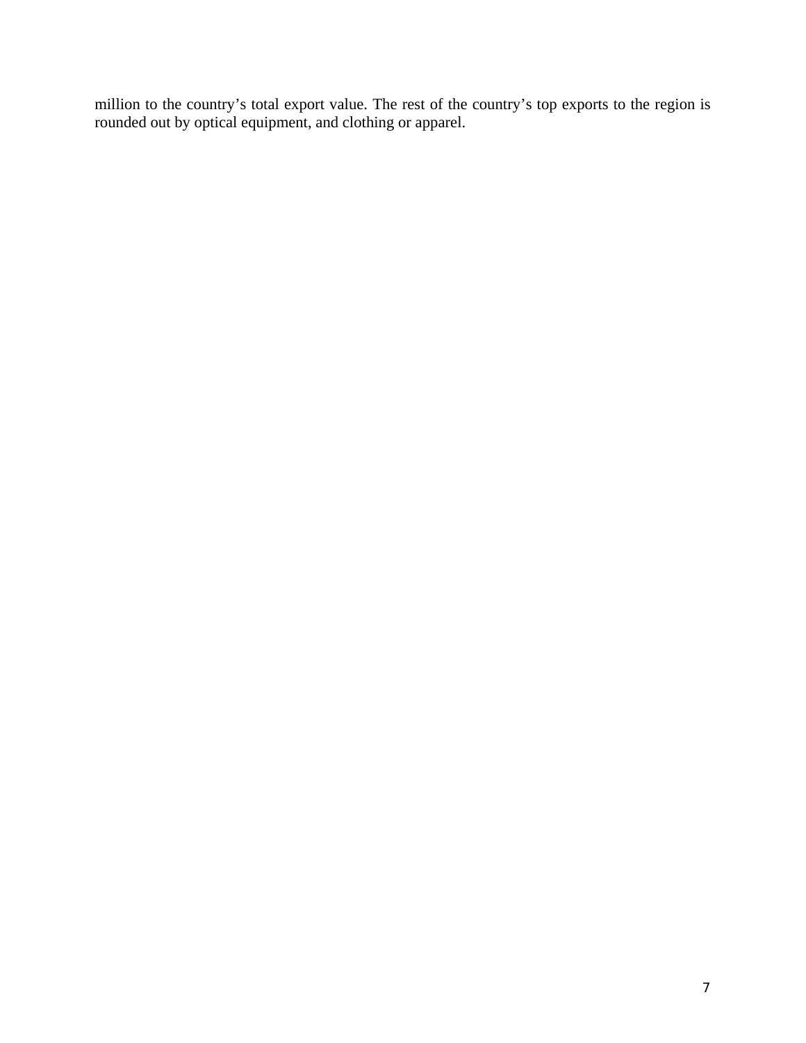million to the country's total export value. The rest of the country's top exports to the region is rounded out by optical equipment, and clothing or apparel.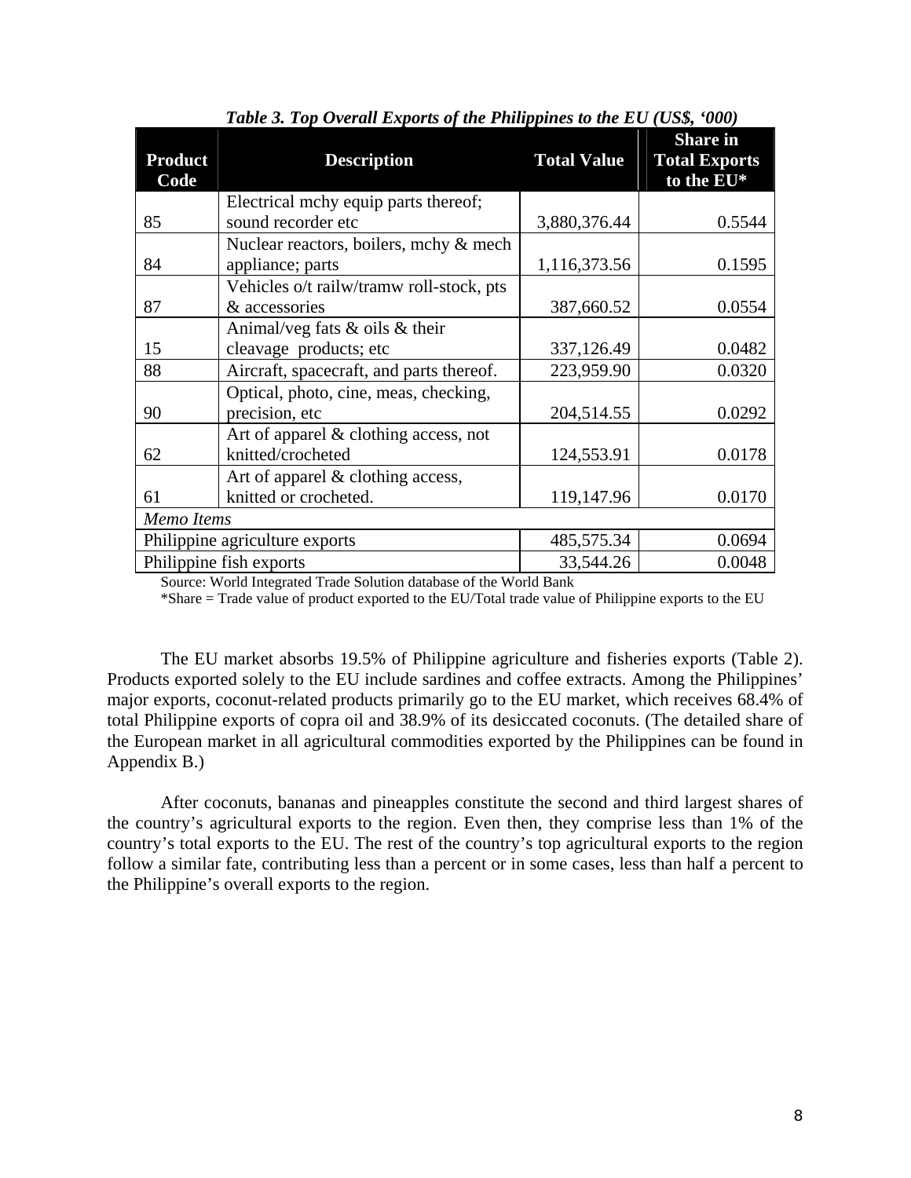*Table 3. Top Overall Exports of the Philippines to the EU (US$, '000)*

| Product Code | Description | Total Value | Share in Total Exports to the EU* |
|---|---|---|---|
| 85 | Electrical mchy equip parts thereof; sound recorder etc | 3,880,376.44 | 0.5544 |
| 84 | Nuclear reactors, boilers, mchy & mech appliance; parts | 1,116,373.56 | 0.1595 |
| 87 | Vehicles o/t railw/tramw roll-stock, pts & accessories | 387,660.52 | 0.0554 |
| 15 | Animal/veg fats & oils & their cleavage products; etc | 337,126.49 | 0.0482 |
| 88 | Aircraft, spacecraft, and parts thereof. | 223,959.90 | 0.0320 |
| 90 | Optical, photo, cine, meas, checking, precision, etc | 204,514.55 | 0.0292 |
| 62 | Art of apparel & clothing access, not knitted/crocheted | 124,553.91 | 0.0178 |
| 61 | Art of apparel & clothing access, knitted or crocheted. | 119,147.96 | 0.0170 |
| *Memo Items* | | | |
| Philippine agriculture exports | | 485,575.34 | 0.0694 |
| Philippine fish exports | | 33,544.26 | 0.0048 |

Source: World Integrated Trade Solution database of the World Bank

*Share = Trade value of product exported to the EU/Total trade value of Philippine exports to the EU

The EU market absorbs 19.5% of Philippine agriculture and fisheries exports (Table 2). Products exported solely to the EU include sardines and coffee extracts. Among the Philippines' major exports, coconut-related products primarily go to the EU market, which receives 68.4% of total Philippine exports of copra oil and 38.9% of its desiccated coconuts. (The detailed share of the European market in all agricultural commodities exported by the Philippines can be found in Appendix B.)

After coconuts, bananas and pineapples constitute the second and third largest shares of the country's agricultural exports to the region. Even then, they comprise less than 1% of the country's total exports to the EU. The rest of the country's top agricultural exports to the region follow a similar fate, contributing less than a percent or in some cases, less than half a percent to the Philippine's overall exports to the region.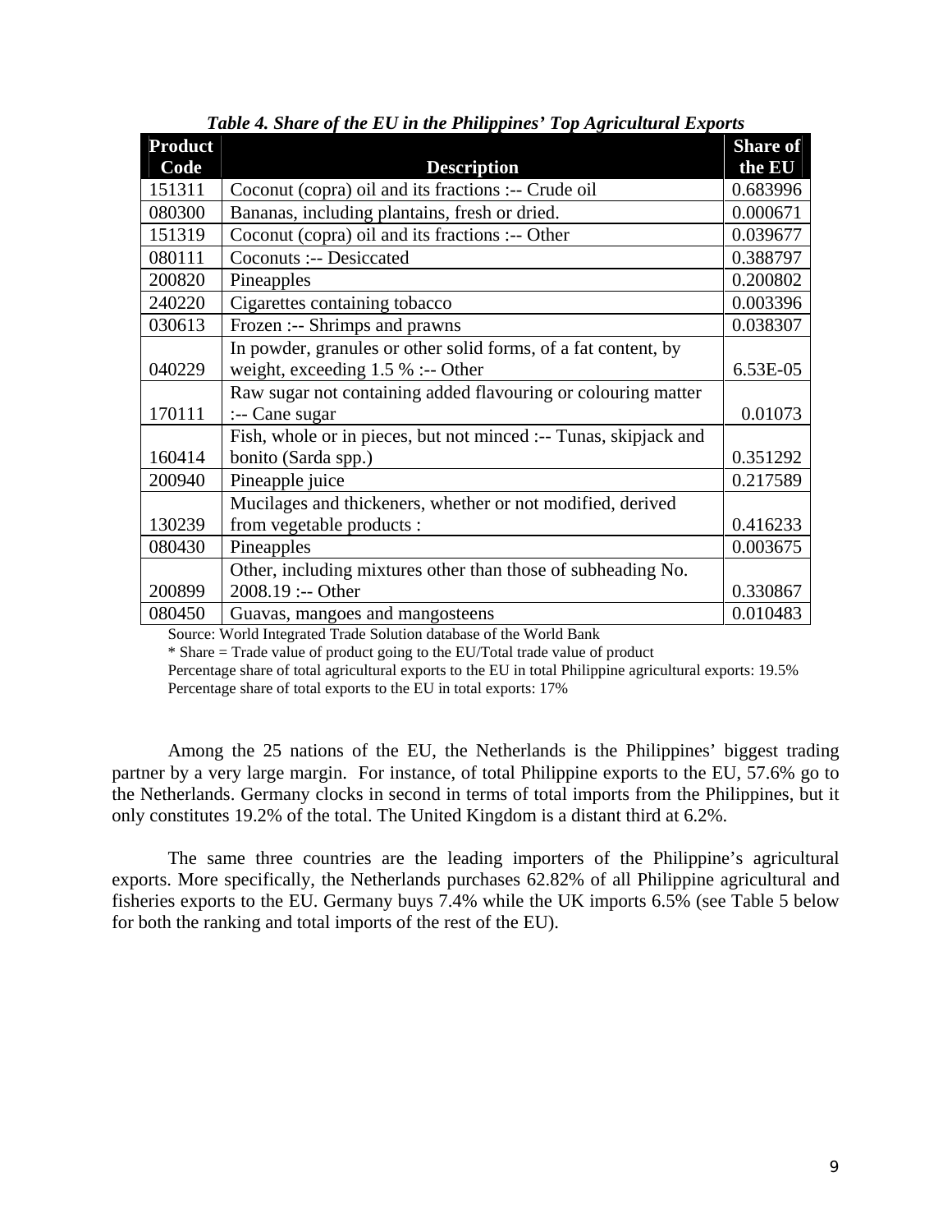***Table 4. Share of the EU in the Philippines' Top Agricultural Exports***

| Product Code | Description | Share of the EU |
|---|---|---|
| 151311 | Coconut (copra) oil and its fractions :-- Crude oil | 0.683996 |
| 080300 | Bananas, including plantains, fresh or dried. | 0.000671 |
| 151319 | Coconut (copra) oil and its fractions :-- Other | 0.039677 |
| 080111 | Coconuts :-- Desiccated | 0.388797 |
| 200820 | Pineapples | 0.200802 |
| 240220 | Cigarettes containing tobacco | 0.003396 |
| 030613 | Frozen :-- Shrimps and prawns | 0.038307 |
| 040229 | In powder, granules or other solid forms, of a fat content, by weight, exceeding 1.5 % :-- Other | 6.53E-05 |
| 170111 | Raw sugar not containing added flavouring or colouring matter :-- Cane sugar | 0.01073 |
| 160414 | Fish, whole or in pieces, but not minced :-- Tunas, skipjack and bonito (Sarda spp.) | 0.351292 |
| 200940 | Pineapple juice | 0.217589 |
| 130239 | Mucilages and thickeners, whether or not modified, derived from vegetable products : | 0.416233 |
| 080430 | Pineapples | 0.003675 |
| 200899 | Other, including mixtures other than those of subheading No. 2008.19 :-- Other | 0.330867 |
| 080450 | Guavas, mangoes and mangosteens | 0.010483 |

Source: World Integrated Trade Solution database of the World Bank

* Share = Trade value of product going to the EU/Total trade value of product

Percentage share of total agricultural exports to the EU in total Philippine agricultural exports: 19.5%

Percentage share of total exports to the EU in total exports: 17%

Among the 25 nations of the EU, the Netherlands is the Philippines' biggest trading partner by a very large margin. For instance, of total Philippine exports to the EU, 57.6% go to the Netherlands. Germany clocks in second in terms of total imports from the Philippines, but it only constitutes 19.2% of the total. The United Kingdom is a distant third at 6.2%.

The same three countries are the leading importers of the Philippine's agricultural exports. More specifically, the Netherlands purchases 62.82% of all Philippine agricultural and fisheries exports to the EU. Germany buys 7.4% while the UK imports 6.5% (see Table 5 below for both the ranking and total imports of the rest of the EU).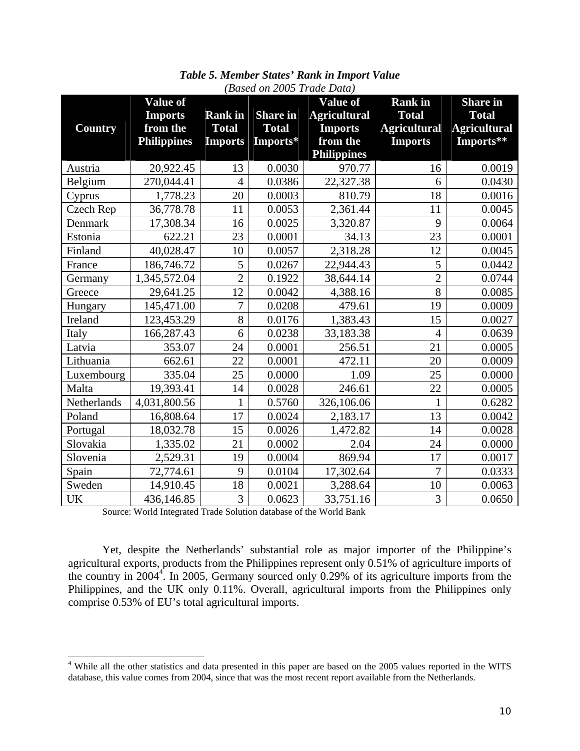***Table 5. Member States' Rank in Import Value***
*(Based on 2005 Trade Data)*

| Country | Value of Imports from the Philippines | Rank in Total Imports | Share in Total Imports* | Value of Agricultural Imports from the Philippines | Rank in Total Agricultural Imports | Share in Total Agricultural Imports** |
|---|---|---|---|---|---|---|
| Austria | 20,922.45 | 13 | 0.0030 | 970.77 | 16 | 0.0019 |
| Belgium | 270,044.41 | 4 | 0.0386 | 22,327.38 | 6 | 0.0430 |
| Cyprus | 1,778.23 | 20 | 0.0003 | 810.79 | 18 | 0.0016 |
| Czech Rep | 36,778.78 | 11 | 0.0053 | 2,361.44 | 11 | 0.0045 |
| Denmark | 17,308.34 | 16 | 0.0025 | 3,320.87 | 9 | 0.0064 |
| Estonia | 622.21 | 23 | 0.0001 | 34.13 | 23 | 0.0001 |
| Finland | 40,028.47 | 10 | 0.0057 | 2,318.28 | 12 | 0.0045 |
| France | 186,746.72 | 5 | 0.0267 | 22,944.43 | 5 | 0.0442 |
| Germany | 1,345,572.04 | 2 | 0.1922 | 38,644.14 | 2 | 0.0744 |
| Greece | 29,641.25 | 12 | 0.0042 | 4,388.16 | 8 | 0.0085 |
| Hungary | 145,471.00 | 7 | 0.0208 | 479.61 | 19 | 0.0009 |
| Ireland | 123,453.29 | 8 | 0.0176 | 1,383.43 | 15 | 0.0027 |
| Italy | 166,287.43 | 6 | 0.0238 | 33,183.38 | 4 | 0.0639 |
| Latvia | 353.07 | 24 | 0.0001 | 256.51 | 21 | 0.0005 |
| Lithuania | 662.61 | 22 | 0.0001 | 472.11 | 20 | 0.0009 |
| Luxembourg | 335.04 | 25 | 0.0000 | 1.09 | 25 | 0.0000 |
| Malta | 19,393.41 | 14 | 0.0028 | 246.61 | 22 | 0.0005 |
| Netherlands | 4,031,800.56 | 1 | 0.5760 | 326,106.06 | 1 | 0.6282 |
| Poland | 16,808.64 | 17 | 0.0024 | 2,183.17 | 13 | 0.0042 |
| Portugal | 18,032.78 | 15 | 0.0026 | 1,472.82 | 14 | 0.0028 |
| Slovakia | 1,335.02 | 21 | 0.0002 | 2.04 | 24 | 0.0000 |
| Slovenia | 2,529.31 | 19 | 0.0004 | 869.94 | 17 | 0.0017 |
| Spain | 72,774.61 | 9 | 0.0104 | 17,302.64 | 7 | 0.0333 |
| Sweden | 14,910.45 | 18 | 0.0021 | 3,288.64 | 10 | 0.0063 |
| UK | 436,146.85 | 3 | 0.0623 | 33,751.16 | 3 | 0.0650 |

Source: World Integrated Trade Solution database of the World Bank

Yet, despite the Netherlands' substantial role as major importer of the Philippine's agricultural exports, products from the Philippines represent only 0.51% of agriculture imports of the country in 2004[4]. In 2005, Germany sourced only 0.29% of its agriculture imports from the Philippines, and the UK only 0.11%. Overall, agricultural imports from the Philippines only comprise 0.53% of EU's total agricultural imports.

[4] While all the other statistics and data presented in this paper are based on the 2005 values reported in the WITS database, this value comes from 2004, since that was the most recent report available from the Netherlands.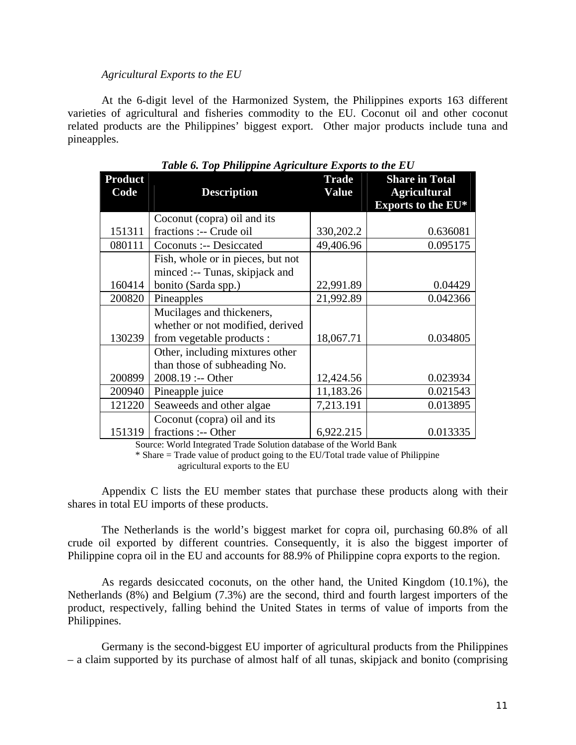*Agricultural Exports to the EU*

At the 6-digit level of the Harmonized System, the Philippines exports 163 different varieties of agricultural and fisheries commodity to the EU. Coconut oil and other coconut related products are the Philippines' biggest export. Other major products include tuna and pineapples.

***Table 6. Top Philippine Agriculture Exports to the EU***

| Product Code | Description | Trade Value | Share in Total Agricultural Exports to the EU* |
|---|---|---|---|
| 151311 | Coconut (copra) oil and its fractions :-- Crude oil | 330,202.2 | 0.636081 |
| 080111 | Coconuts :-- Desiccated | 49,406.96 | 0.095175 |
| 160414 | Fish, whole or in pieces, but not minced :-- Tunas, skipjack and bonito (Sarda spp.) | 22,991.89 | 0.04429 |
| 200820 | Pineapples | 21,992.89 | 0.042366 |
| 130239 | Mucilages and thickeners, whether or not modified, derived from vegetable products : | 18,067.71 | 0.034805 |
| 200899 | Other, including mixtures other than those of subheading No. 2008.19 :-- Other | 12,424.56 | 0.023934 |
| 200940 | Pineapple juice | 11,183.26 | 0.021543 |
| 121220 | Seaweeds and other algae | 7,213.191 | 0.013895 |
| 151319 | Coconut (copra) oil and its fractions :-- Other | 6,922.215 | 0.013335 |

Source: World Integrated Trade Solution database of the World Bank
* Share = Trade value of product going to the EU/Total trade value of Philippine agricultural exports to the EU

Appendix C lists the EU member states that purchase these products along with their shares in total EU imports of these products.

The Netherlands is the world's biggest market for copra oil, purchasing 60.8% of all crude oil exported by different countries. Consequently, it is also the biggest importer of Philippine copra oil in the EU and accounts for 88.9% of Philippine copra exports to the region.

As regards desiccated coconuts, on the other hand, the United Kingdom (10.1%), the Netherlands (8%) and Belgium (7.3%) are the second, third and fourth largest importers of the product, respectively, falling behind the United States in terms of value of imports from the Philippines.

Germany is the second-biggest EU importer of agricultural products from the Philippines – a claim supported by its purchase of almost half of all tunas, skipjack and bonito (comprising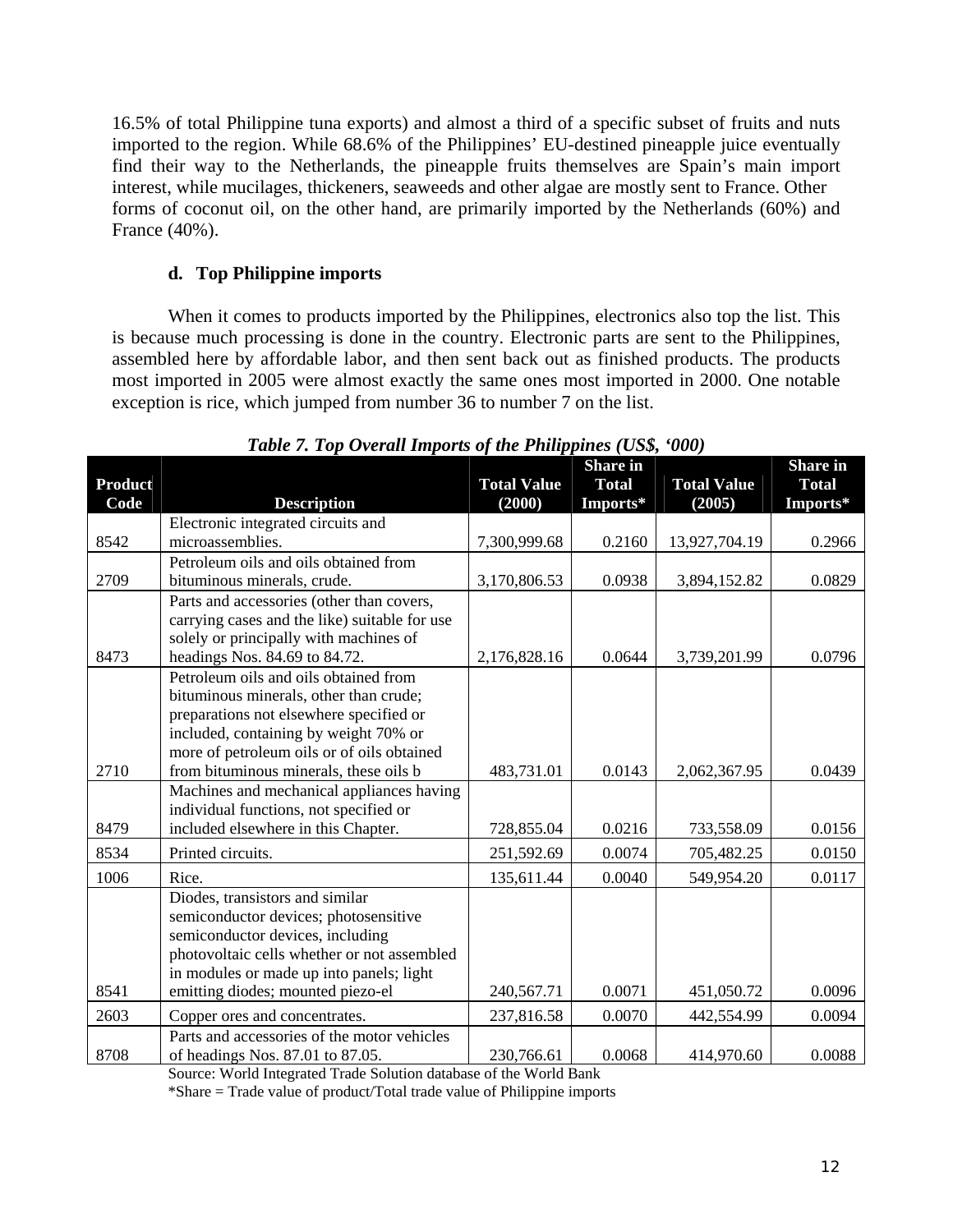16.5% of total Philippine tuna exports) and almost a third of a specific subset of fruits and nuts imported to the region. While 68.6% of the Philippines' EU-destined pineapple juice eventually find their way to the Netherlands, the pineapple fruits themselves are Spain's main import interest, while mucilages, thickeners, seaweeds and other algae are mostly sent to France. Other forms of coconut oil, on the other hand, are primarily imported by the Netherlands (60%) and France (40%).

### d. Top Philippine imports

When it comes to products imported by the Philippines, electronics also top the list. This is because much processing is done in the country. Electronic parts are sent to the Philippines, assembled here by affordable labor, and then sent back out as finished products. The products most imported in 2005 were almost exactly the same ones most imported in 2000. One notable exception is rice, which jumped from number 36 to number 7 on the list.

***Table 7. Top Overall Imports of the Philippines (US$, '000)***

| Product Code | Description | Total Value (2000) | Share in Total Imports* | Total Value (2005) | Share in Total Imports* |
|---|---|---|---|---|---|
| 8542 | Electronic integrated circuits and microassemblies. | 7,300,999.68 | 0.2160 | 13,927,704.19 | 0.2966 |
| 2709 | Petroleum oils and oils obtained from bituminous minerals, crude. | 3,170,806.53 | 0.0938 | 3,894,152.82 | 0.0829 |
| 8473 | Parts and accessories (other than covers, carrying cases and the like) suitable for use solely or principally with machines of headings Nos. 84.69 to 84.72. | 2,176,828.16 | 0.0644 | 3,739,201.99 | 0.0796 |
| 2710 | Petroleum oils and oils obtained from bituminous minerals, other than crude; preparations not elsewhere specified or included, containing by weight 70% or more of petroleum oils or of oils obtained from bituminous minerals, these oils b | 483,731.01 | 0.0143 | 2,062,367.95 | 0.0439 |
| 8479 | Machines and mechanical appliances having individual functions, not specified or included elsewhere in this Chapter. | 728,855.04 | 0.0216 | 733,558.09 | 0.0156 |
| 8534 | Printed circuits. | 251,592.69 | 0.0074 | 705,482.25 | 0.0150 |
| 1006 | Rice. | 135,611.44 | 0.0040 | 549,954.20 | 0.0117 |
| 8541 | Diodes, transistors and similar semiconductor devices; photosensitive semiconductor devices, including photovoltaic cells whether or not assembled in modules or made up into panels; light emitting diodes; mounted piezo-el | 240,567.71 | 0.0071 | 451,050.72 | 0.0096 |
| 2603 | Copper ores and concentrates. | 237,816.58 | 0.0070 | 442,554.99 | 0.0094 |
| 8708 | Parts and accessories of the motor vehicles of headings Nos. 87.01 to 87.05. | 230,766.61 | 0.0068 | 414,970.60 | 0.0088 |

Source: World Integrated Trade Solution database of the World Bank

*Share = Trade value of product/Total trade value of Philippine imports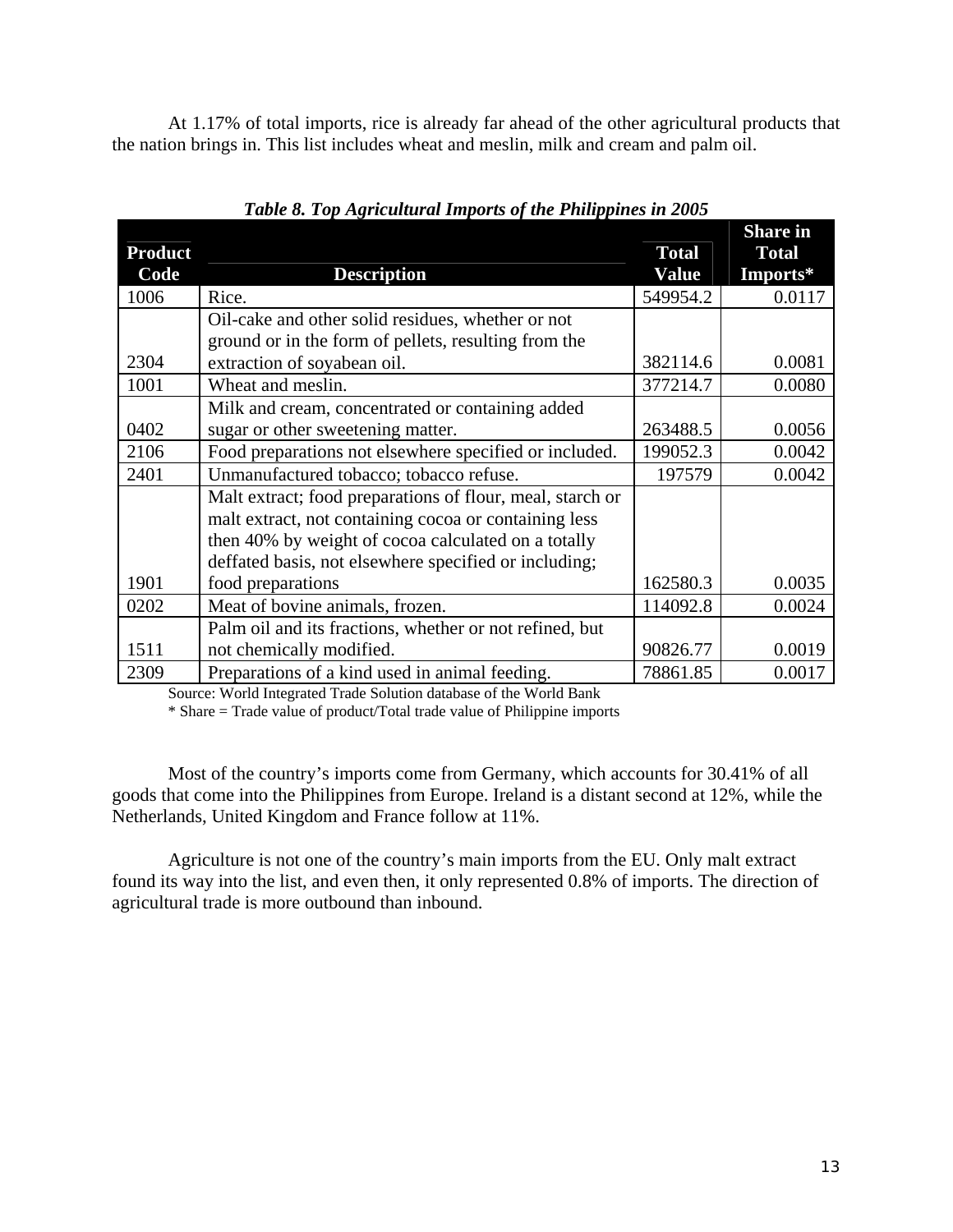At 1.17% of total imports, rice is already far ahead of the other agricultural products that the nation brings in. This list includes wheat and meslin, milk and cream and palm oil.

***Table 8. Top Agricultural Imports of the Philippines in 2005***

| Product Code | Description | Total Value | Share in Total Imports* |
|---|---|---|---|
| 1006 | Rice. | 549954.2 | 0.0117 |
| 2304 | Oil-cake and other solid residues, whether or not ground or in the form of pellets, resulting from the extraction of soyabean oil. | 382114.6 | 0.0081 |
| 1001 | Wheat and meslin. | 377214.7 | 0.0080 |
| 0402 | Milk and cream, concentrated or containing added sugar or other sweetening matter. | 263488.5 | 0.0056 |
| 2106 | Food preparations not elsewhere specified or included. | 199052.3 | 0.0042 |
| 2401 | Unmanufactured tobacco; tobacco refuse. | 197579 | 0.0042 |
| 1901 | Malt extract; food preparations of flour, meal, starch or malt extract, not containing cocoa or containing less then 40% by weight of cocoa calculated on a totally deffated basis, not elsewhere specified or including; food preparations | 162580.3 | 0.0035 |
| 0202 | Meat of bovine animals, frozen. | 114092.8 | 0.0024 |
| 1511 | Palm oil and its fractions, whether or not refined, but not chemically modified. | 90826.77 | 0.0019 |
| 2309 | Preparations of a kind used in animal feeding. | 78861.85 | 0.0017 |

Source: World Integrated Trade Solution database of the World Bank

* Share = Trade value of product/Total trade value of Philippine imports

Most of the country's imports come from Germany, which accounts for 30.41% of all goods that come into the Philippines from Europe. Ireland is a distant second at 12%, while the Netherlands, United Kingdom and France follow at 11%.

Agriculture is not one of the country's main imports from the EU. Only malt extract found its way into the list, and even then, it only represented 0.8% of imports. The direction of agricultural trade is more outbound than inbound.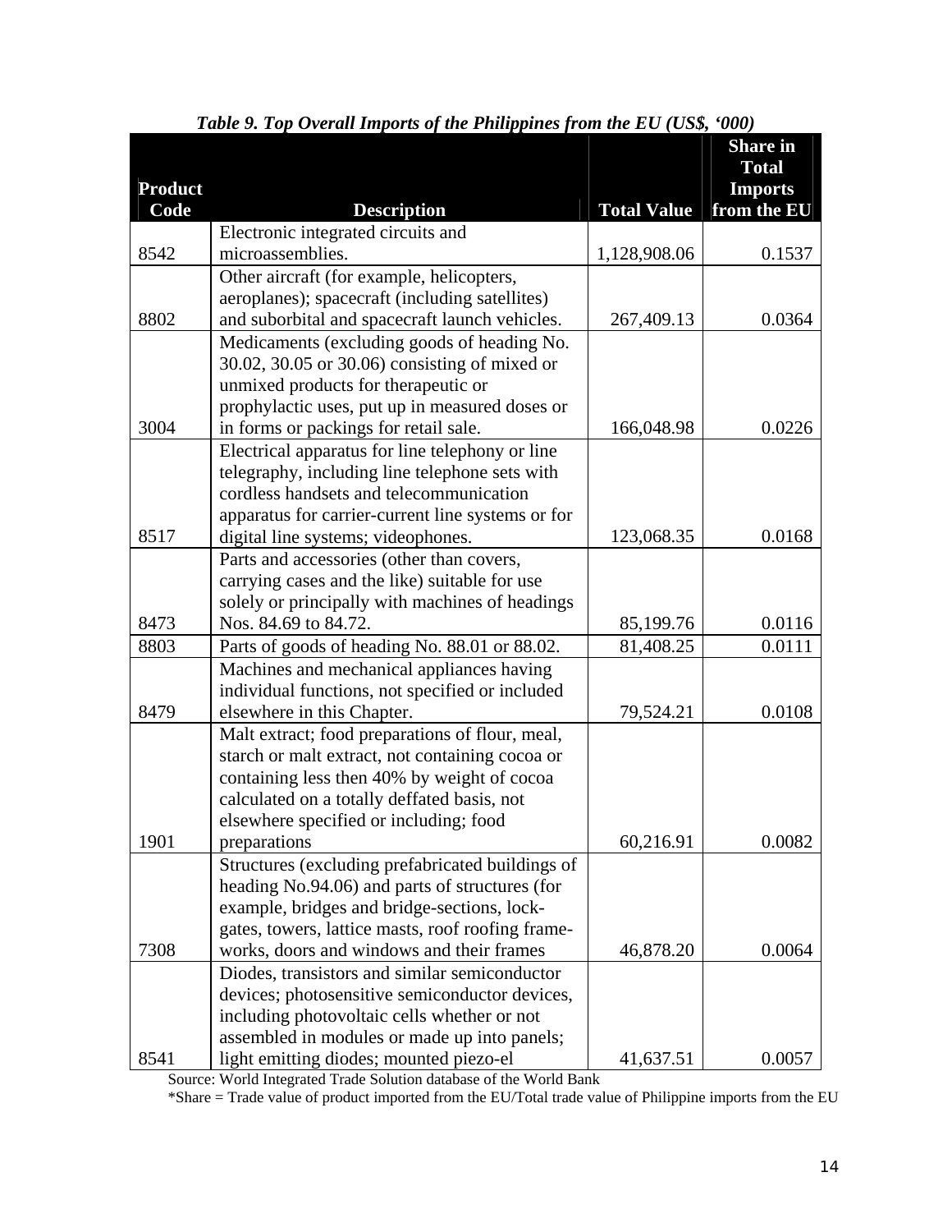*Table 9. Top Overall Imports of the Philippines from the EU (US$, '000)*

| Product Code | Description | Total Value | Share in Total Imports from the EU |
|---|---|---|---|
| 8542 | Electronic integrated circuits and microassemblies. | 1,128,908.06 | 0.1537 |
| 8802 | Other aircraft (for example, helicopters, aeroplanes); spacecraft (including satellites) and suborbital and spacecraft launch vehicles. | 267,409.13 | 0.0364 |
| 3004 | Medicaments (excluding goods of heading No. 30.02, 30.05 or 30.06) consisting of mixed or unmixed products for therapeutic or prophylactic uses, put up in measured doses or in forms or packings for retail sale. | 166,048.98 | 0.0226 |
| 8517 | Electrical apparatus for line telephony or line telegraphy, including line telephone sets with cordless handsets and telecommunication apparatus for carrier-current line systems or for digital line systems; videophones. | 123,068.35 | 0.0168 |
| 8473 | Parts and accessories (other than covers, carrying cases and the like) suitable for use solely or principally with machines of headings Nos. 84.69 to 84.72. | 85,199.76 | 0.0116 |
| 8803 | Parts of goods of heading No. 88.01 or 88.02. | 81,408.25 | 0.0111 |
| 8479 | Machines and mechanical appliances having individual functions, not specified or included elsewhere in this Chapter. | 79,524.21 | 0.0108 |
| 1901 | Malt extract; food preparations of flour, meal, starch or malt extract, not containing cocoa or containing less then 40% by weight of cocoa calculated on a totally deffated basis, not elsewhere specified or including; food preparations | 60,216.91 | 0.0082 |
| 7308 | Structures (excluding prefabricated buildings of heading No.94.06) and parts of structures (for example, bridges and bridge-sections, lock-gates, towers, lattice masts, roof roofing frame-works, doors and windows and their frames | 46,878.20 | 0.0064 |
| 8541 | Diodes, transistors and similar semiconductor devices; photosensitive semiconductor devices, including photovoltaic cells whether or not assembled in modules or made up into panels; light emitting diodes; mounted piezo-el | 41,637.51 | 0.0057 |

Source: World Integrated Trade Solution database of the World Bank

*Share = Trade value of product imported from the EU/Total trade value of Philippine imports from the EU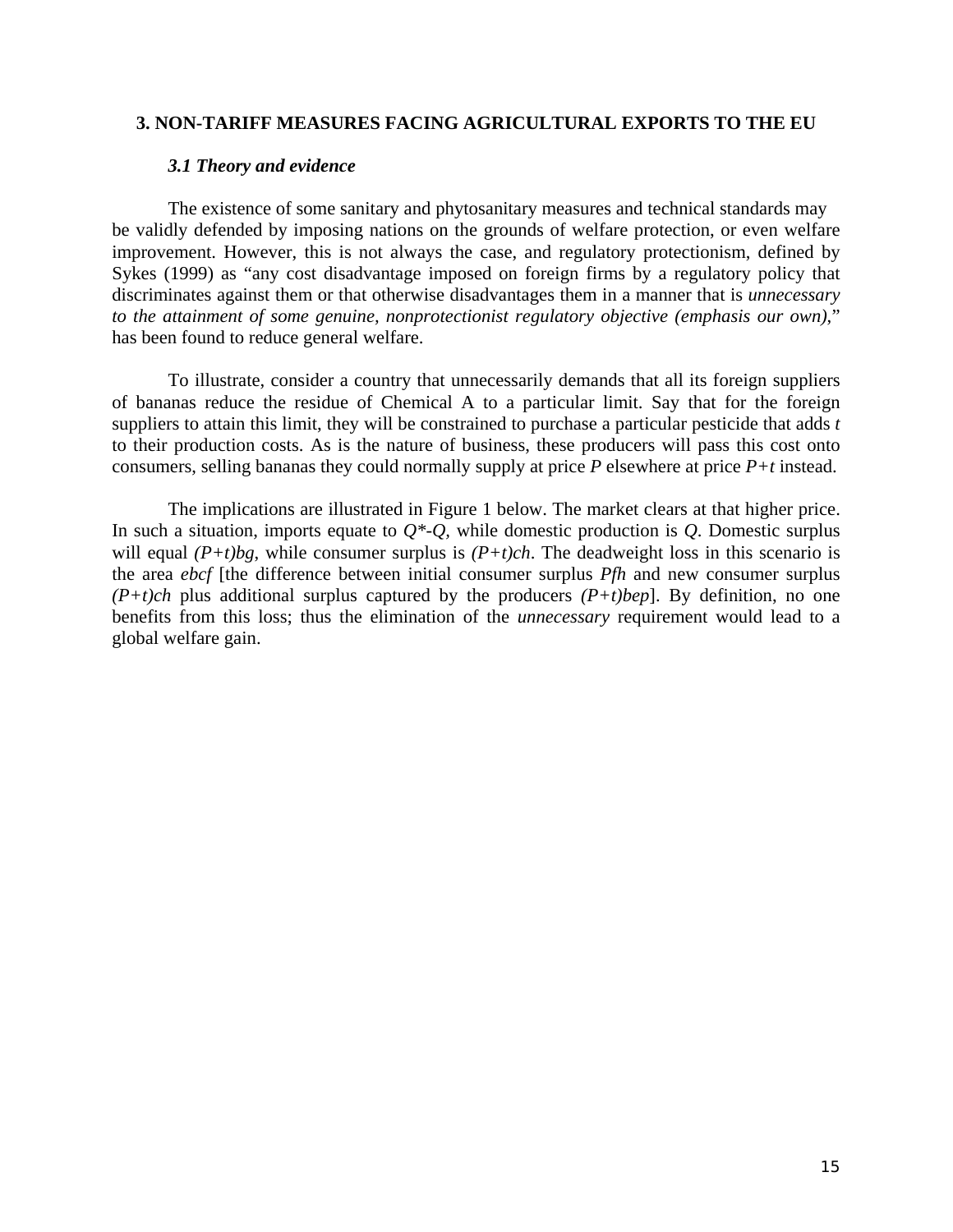## 3. NON-TARIFF MEASURES FACING AGRICULTURAL EXPORTS TO THE EU

### *3.1 Theory and evidence*

The existence of some sanitary and phytosanitary measures and technical standards may be validly defended by imposing nations on the grounds of welfare protection, or even welfare improvement. However, this is not always the case, and regulatory protectionism, defined by Sykes (1999) as "any cost disadvantage imposed on foreign firms by a regulatory policy that discriminates against them or that otherwise disadvantages them in a manner that is *unnecessary to the attainment of some genuine, nonprotectionist regulatory objective (emphasis our own)*," has been found to reduce general welfare.

To illustrate, consider a country that unnecessarily demands that all its foreign suppliers of bananas reduce the residue of Chemical A to a particular limit. Say that for the foreign suppliers to attain this limit, they will be constrained to purchase a particular pesticide that adds $t$ to their production costs. As is the nature of business, these producers will pass this cost onto consumers, selling bananas they could normally supply at price $P$ elsewhere at price $P+t$ instead.

The implications are illustrated in Figure 1 below. The market clears at that higher price. In such a situation, imports equate to $Q^*-Q$, while domestic production is $Q$. Domestic surplus will equal $(P+t)bg$, while consumer surplus is $(P+t)ch$. The deadweight loss in this scenario is the area *ebcf* [the difference between initial consumer surplus *Pfh* and new consumer surplus $(P+t)ch$ plus additional surplus captured by the producers $(P+t)bep$]. By definition, no one benefits from this loss; thus the elimination of the *unnecessary* requirement would lead to a global welfare gain.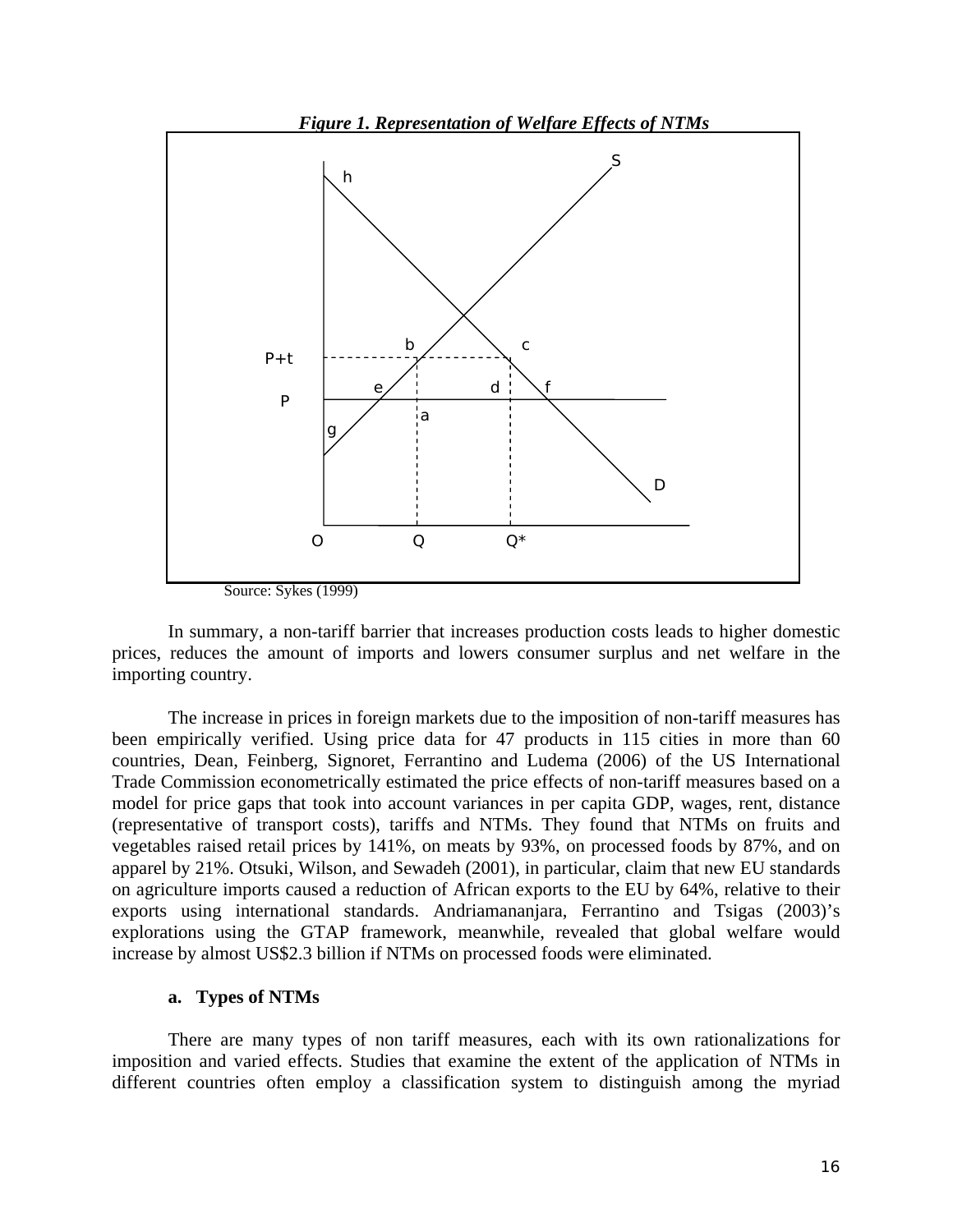*Figure 1. Representation of Welfare Effects of NTMs*

Source: Sykes (1999)

In summary, a non-tariff barrier that increases production costs leads to higher domestic prices, reduces the amount of imports and lowers consumer surplus and net welfare in the importing country.

The increase in prices in foreign markets due to the imposition of non-tariff measures has been empirically verified. Using price data for 47 products in 115 cities in more than 60 countries, Dean, Feinberg, Signoret, Ferrantino and Ludema (2006) of the US International Trade Commission econometrically estimated the price effects of non-tariff measures based on a model for price gaps that took into account variances in per capita GDP, wages, rent, distance (representative of transport costs), tariffs and NTMs. They found that NTMs on fruits and vegetables raised retail prices by 141%, on meats by 93%, on processed foods by 87%, and on apparel by 21%. Otsuki, Wilson, and Sewadeh (2001), in particular, claim that new EU standards on agriculture imports caused a reduction of African exports to the EU by 64%, relative to their exports using international standards. Andriamananjara, Ferrantino and Tsigas (2003)'s explorations using the GTAP framework, meanwhile, revealed that global welfare would increase by almost US$2.3 billion if NTMs on processed foods were eliminated.

**a. Types of NTMs**

There are many types of non tariff measures, each with its own rationalizations for imposition and varied effects. Studies that examine the extent of the application of NTMs in different countries often employ a classification system to distinguish among the myriad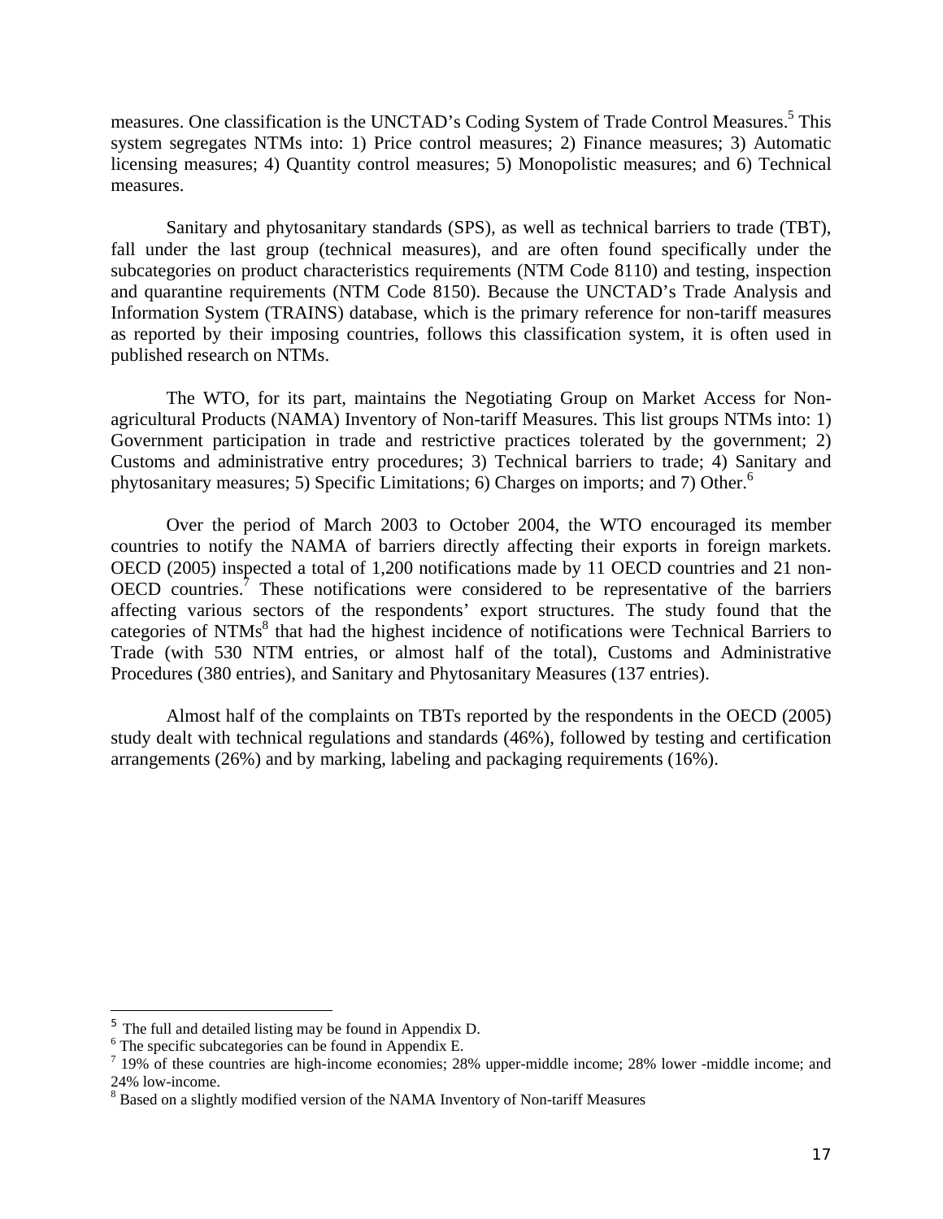measures. One classification is the UNCTAD's Coding System of Trade Control Measures.[5] This system segregates NTMs into: 1) Price control measures; 2) Finance measures; 3) Automatic licensing measures; 4) Quantity control measures; 5) Monopolistic measures; and 6) Technical measures.

Sanitary and phytosanitary standards (SPS), as well as technical barriers to trade (TBT), fall under the last group (technical measures), and are often found specifically under the subcategories on product characteristics requirements (NTM Code 8110) and testing, inspection and quarantine requirements (NTM Code 8150). Because the UNCTAD's Trade Analysis and Information System (TRAINS) database, which is the primary reference for non-tariff measures as reported by their imposing countries, follows this classification system, it is often used in published research on NTMs.

The WTO, for its part, maintains the Negotiating Group on Market Access for Non-agricultural Products (NAMA) Inventory of Non-tariff Measures. This list groups NTMs into: 1) Government participation in trade and restrictive practices tolerated by the government; 2) Customs and administrative entry procedures; 3) Technical barriers to trade; 4) Sanitary and phytosanitary measures; 5) Specific Limitations; 6) Charges on imports; and 7) Other.[6]

Over the period of March 2003 to October 2004, the WTO encouraged its member countries to notify the NAMA of barriers directly affecting their exports in foreign markets. OECD (2005) inspected a total of 1,200 notifications made by 11 OECD countries and 21 non-OECD countries.[7] These notifications were considered to be representative of the barriers affecting various sectors of the respondents' export structures. The study found that the categories of NTMs[8] that had the highest incidence of notifications were Technical Barriers to Trade (with 530 NTM entries, or almost half of the total), Customs and Administrative Procedures (380 entries), and Sanitary and Phytosanitary Measures (137 entries).

Almost half of the complaints on TBTs reported by the respondents in the OECD (2005) study dealt with technical regulations and standards (46%), followed by testing and certification arrangements (26%) and by marking, labeling and packaging requirements (16%).

---

[5] The full and detailed listing may be found in Appendix D.

[6] The specific subcategories can be found in Appendix E.

[7] 19% of these countries are high-income economies; 28% upper-middle income; 28% lower -middle income; and 24% low-income.

[8] Based on a slightly modified version of the NAMA Inventory of Non-tariff Measures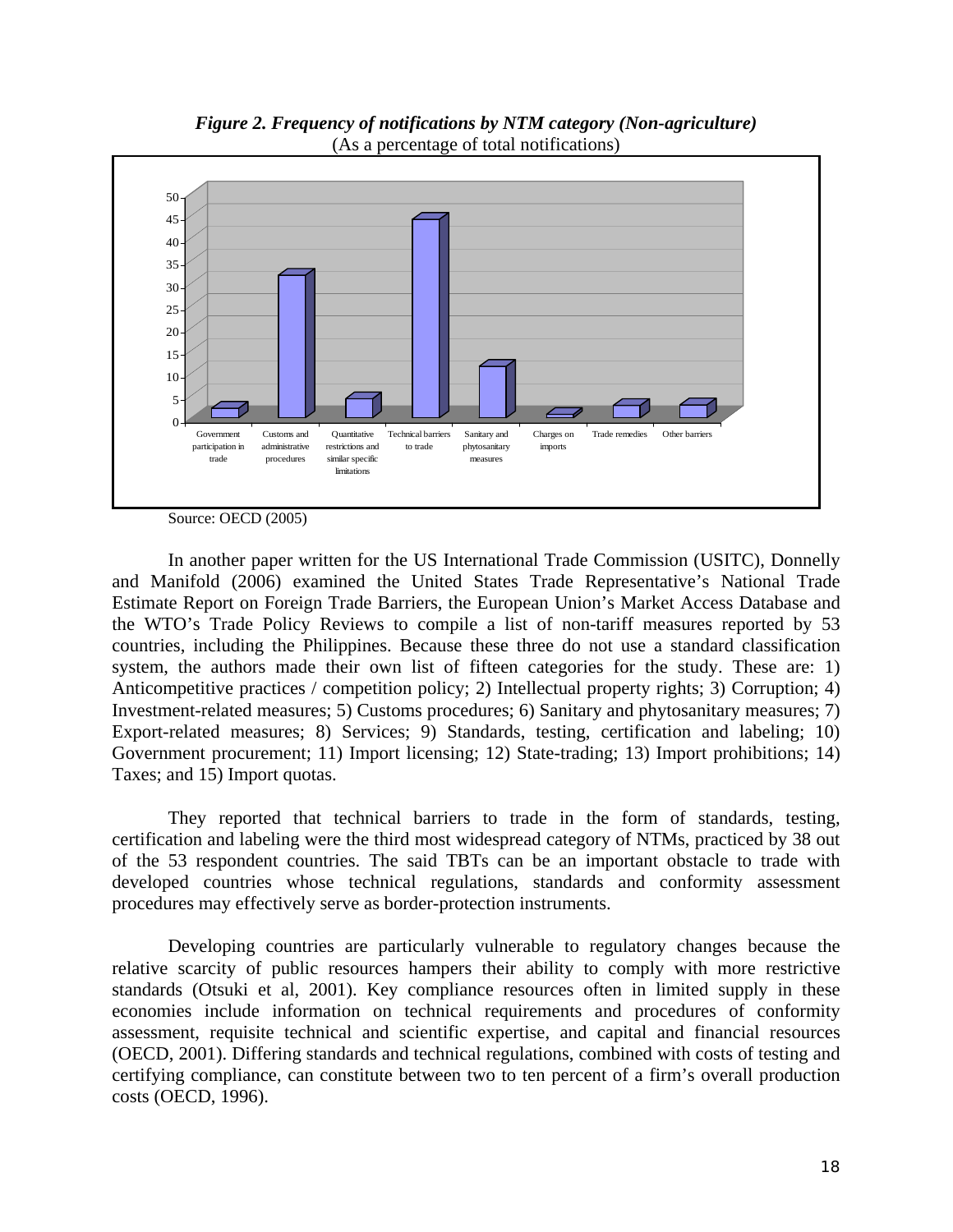***Figure 2. Frequency of notifications by NTM category (Non-agriculture)***
(As a percentage of total notifications)

Source: OECD (2005)

In another paper written for the US International Trade Commission (USITC), Donnelly and Manifold (2006) examined the United States Trade Representative's National Trade Estimate Report on Foreign Trade Barriers, the European Union's Market Access Database and the WTO's Trade Policy Reviews to compile a list of non-tariff measures reported by 53 countries, including the Philippines. Because these three do not use a standard classification system, the authors made their own list of fifteen categories for the study. These are: 1) Anticompetitive practices / competition policy; 2) Intellectual property rights; 3) Corruption; 4) Investment-related measures; 5) Customs procedures; 6) Sanitary and phytosanitary measures; 7) Export-related measures; 8) Services; 9) Standards, testing, certification and labeling; 10) Government procurement; 11) Import licensing; 12) State-trading; 13) Import prohibitions; 14) Taxes; and 15) Import quotas.

They reported that technical barriers to trade in the form of standards, testing, certification and labeling were the third most widespread category of NTMs, practiced by 38 out of the 53 respondent countries. The said TBTs can be an important obstacle to trade with developed countries whose technical regulations, standards and conformity assessment procedures may effectively serve as border-protection instruments.

Developing countries are particularly vulnerable to regulatory changes because the relative scarcity of public resources hampers their ability to comply with more restrictive standards (Otsuki et al, 2001). Key compliance resources often in limited supply in these economies include information on technical requirements and procedures of conformity assessment, requisite technical and scientific expertise, and capital and financial resources (OECD, 2001). Differing standards and technical regulations, combined with costs of testing and certifying compliance, can constitute between two to ten percent of a firm's overall production costs (OECD, 1996).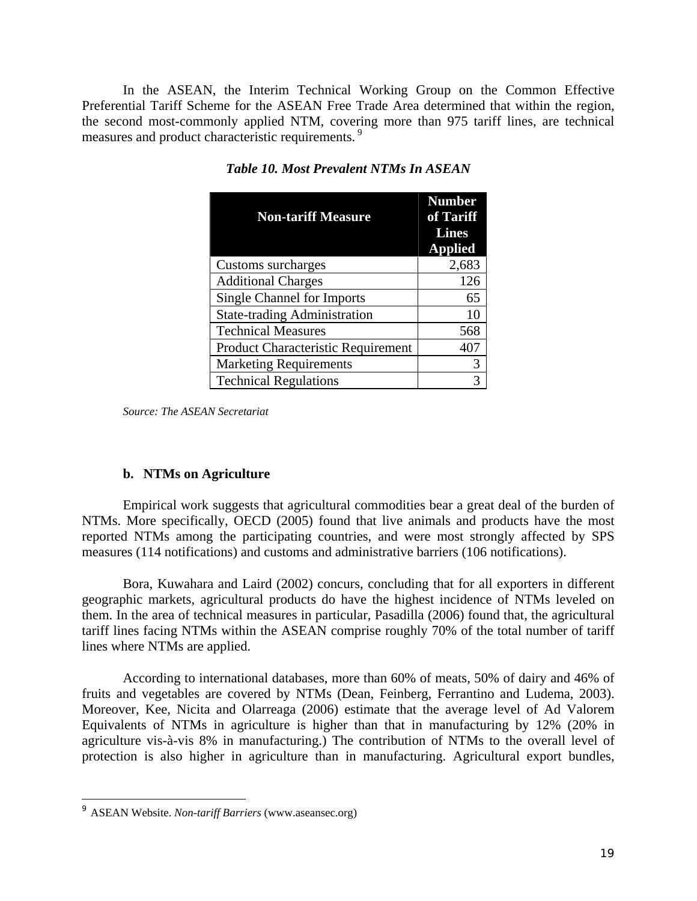In the ASEAN, the Interim Technical Working Group on the Common Effective Preferential Tariff Scheme for the ASEAN Free Trade Area determined that within the region, the second most-commonly applied NTM, covering more than 975 tariff lines, are technical measures and product characteristic requirements.[9]

***Table 10. Most Prevalent NTMs In ASEAN***

| Non-tariff Measure | Number of Tariff Lines Applied |
|---|---:|
| Customs surcharges | 2,683 |
| Additional Charges | 126 |
| Single Channel for Imports | 65 |
| State-trading Administration | 10 |
| Technical Measures | 568 |
| Product Characteristic Requirement | 407 |
| Marketing Requirements | 3 |
| Technical Regulations | 3 |

*Source: The ASEAN Secretariat*

### b. NTMs on Agriculture

Empirical work suggests that agricultural commodities bear a great deal of the burden of NTMs. More specifically, OECD (2005) found that live animals and products have the most reported NTMs among the participating countries, and were most strongly affected by SPS measures (114 notifications) and customs and administrative barriers (106 notifications).

Bora, Kuwahara and Laird (2002) concurs, concluding that for all exporters in different geographic markets, agricultural products do have the highest incidence of NTMs leveled on them. In the area of technical measures in particular, Pasadilla (2006) found that, the agricultural tariff lines facing NTMs within the ASEAN comprise roughly 70% of the total number of tariff lines where NTMs are applied.

According to international databases, more than 60% of meats, 50% of dairy and 46% of fruits and vegetables are covered by NTMs (Dean, Feinberg, Ferrantino and Ludema, 2003). Moreover, Kee, Nicita and Olarreaga (2006) estimate that the average level of Ad Valorem Equivalents of NTMs in agriculture is higher than that in manufacturing by 12% (20% in agriculture vis-à-vis 8% in manufacturing.) The contribution of NTMs to the overall level of protection is also higher in agriculture than in manufacturing. Agricultural export bundles,

[9] ASEAN Website. *Non-tariff Barriers* (www.aseansec.org)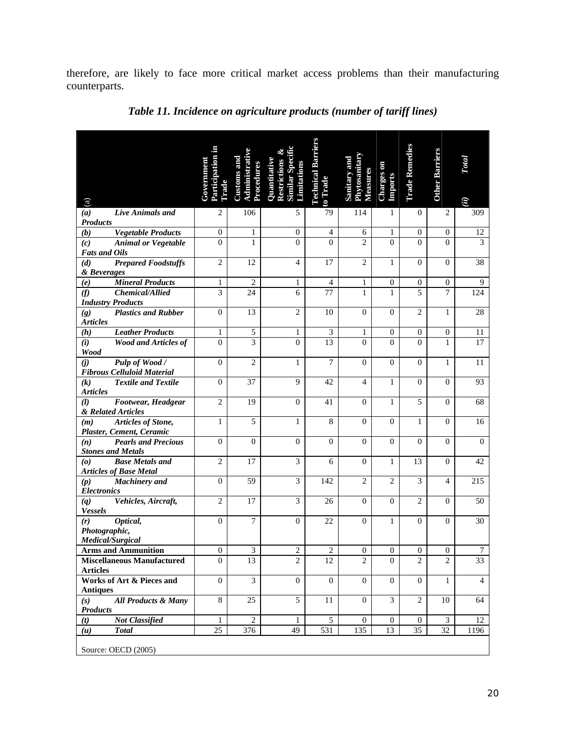therefore, are likely to face more critical market access problems than their manufacturing counterparts.

### *Table 11. Incidence on agriculture products (number of tariff lines)*

| (a) | Government Participation in Trade | Customs and Administrative Procedures | Quantitative Restrictions & Similar Specific Limitations | Technical Barriers to Trade | Sanitary and Phytosanitary Measures | Charges on Imports | Trade Remedies | Other Barriers | *(i)* *Total* |
|---|---|---|---|---|---|---|---|---|---|
| ***(a) Live Animals and Products*** | 2 | 106 | 5 | 79 | 114 | 1 | 0 | 2 | 309 |
| ***(b) Vegetable Products*** | 0 | 1 | 0 | 4 | 6 | 1 | 0 | 0 | 12 |
| ***(c) Animal or Vegetable Fats and Oils*** | 0 | 1 | 0 | 0 | 2 | 0 | 0 | 0 | 3 |
| ***(d) Prepared Foodstuffs & Beverages*** | 2 | 12 | 4 | 17 | 2 | 1 | 0 | 0 | 38 |
| ***(e) Mineral Products*** | 1 | 2 | 1 | 4 | 1 | 0 | 0 | 0 | 9 |
| ***(f) Chemical/Allied Industry Products*** | 3 | 24 | 6 | 77 | 1 | 1 | 5 | 7 | 124 |
| ***(g) Plastics and Rubber Articles*** | 0 | 13 | 2 | 10 | 0 | 0 | 2 | 1 | 28 |
| ***(h) Leather Products*** | 1 | 5 | 1 | 3 | 1 | 0 | 0 | 0 | 11 |
| ***(i) Wood and Articles of Wood*** | 0 | 3 | 0 | 13 | 0 | 0 | 0 | 1 | 17 |
| ***(j) Pulp of Wood / Fibrous Celluloid Material*** | 0 | 2 | 1 | 7 | 0 | 0 | 0 | 1 | 11 |
| ***(k) Textile and Textile Articles*** | 0 | 37 | 9 | 42 | 4 | 1 | 0 | 0 | 93 |
| ***(l) Footwear, Headgear & Related Articles*** | 2 | 19 | 0 | 41 | 0 | 1 | 5 | 0 | 68 |
| ***(m) Articles of Stone, Plaster, Cement, Ceramic*** | 1 | 5 | 1 | 8 | 0 | 0 | 1 | 0 | 16 |
| ***(n) Pearls and Precious Stones and Metals*** | 0 | 0 | 0 | 0 | 0 | 0 | 0 | 0 | 0 |
| ***(o) Base Metals and Articles of Base Metal*** | 2 | 17 | 3 | 6 | 0 | 1 | 13 | 0 | 42 |
| ***(p) Machinery and Electronics*** | 0 | 59 | 3 | 142 | 2 | 2 | 3 | 4 | 215 |
| ***(q) Vehicles, Aircraft, Vessels*** | 2 | 17 | 3 | 26 | 0 | 0 | 2 | 0 | 50 |
| ***(r) Optical, Photographic, Medical/Surgical*** | 0 | 7 | 0 | 22 | 0 | 1 | 0 | 0 | 30 |
| **Arms and Ammunition** | 0 | 3 | 2 | 2 | 0 | 0 | 0 | 0 | 7 |
| **Miscellaneous Manufactured Articles** | 0 | 13 | 2 | 12 | 2 | 0 | 2 | 2 | 33 |
| **Works of Art & Pieces and Antiques** | 0 | 3 | 0 | 0 | 0 | 0 | 0 | 1 | 4 |
| ***(s) All Products & Many Products*** | 8 | 25 | 5 | 11 | 0 | 3 | 2 | 10 | 64 |
| ***(t) Not Classified*** | 1 | 2 | 1 | 5 | 0 | 0 | 0 | 3 | 12 |
| ***(u) Total*** | 25 | 376 | 49 | 531 | 135 | 13 | 35 | 32 | 1196 |

Source: OECD (2005)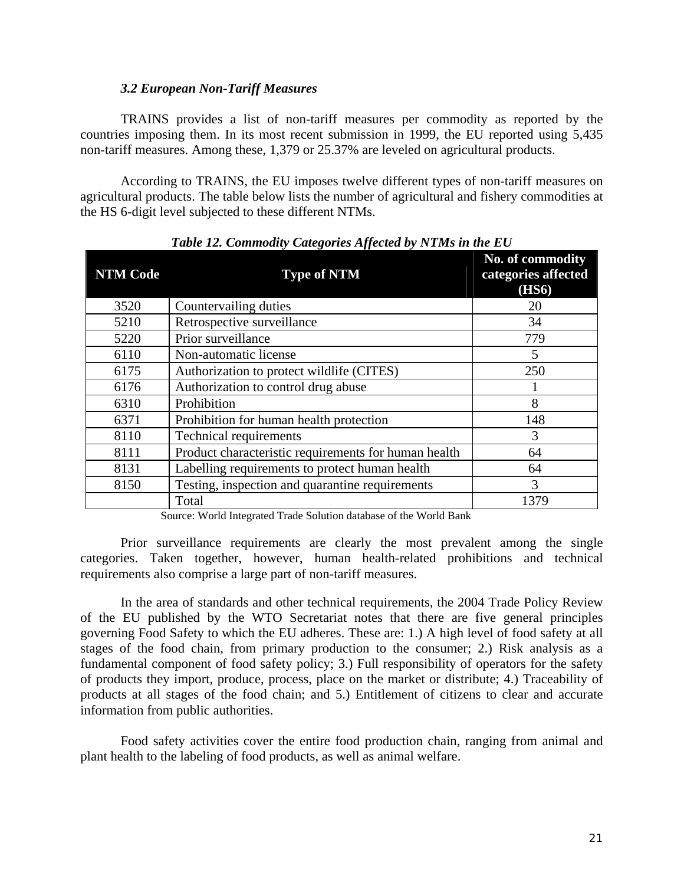### *3.2 European Non-Tariff Measures*

TRAINS provides a list of non-tariff measures per commodity as reported by the countries imposing them. In its most recent submission in 1999, the EU reported using 5,435 non-tariff measures. Among these, 1,379 or 25.37% are leveled on agricultural products.

According to TRAINS, the EU imposes twelve different types of non-tariff measures on agricultural products. The table below lists the number of agricultural and fishery commodities at the HS 6-digit level subjected to these different NTMs.

***Table 12. Commodity Categories Affected by NTMs in the EU***

| NTM Code | Type of NTM | No. of commodity categories affected (HS6) |
|---|---|---|
| 3520 | Countervailing duties | 20 |
| 5210 | Retrospective surveillance | 34 |
| 5220 | Prior surveillance | 779 |
| 6110 | Non-automatic license | 5 |
| 6175 | Authorization to protect wildlife (CITES) | 250 |
| 6176 | Authorization to control drug abuse | 1 |
| 6310 | Prohibition | 8 |
| 6371 | Prohibition for human health protection | 148 |
| 8110 | Technical requirements | 3 |
| 8111 | Product characteristic requirements for human health | 64 |
| 8131 | Labelling requirements to protect human health | 64 |
| 8150 | Testing, inspection and quarantine requirements | 3 |
| | Total | 1379 |

Source: World Integrated Trade Solution database of the World Bank

Prior surveillance requirements are clearly the most prevalent among the single categories. Taken together, however, human health-related prohibitions and technical requirements also comprise a large part of non-tariff measures.

In the area of standards and other technical requirements, the 2004 Trade Policy Review of the EU published by the WTO Secretariat notes that there are five general principles governing Food Safety to which the EU adheres. These are: 1.) A high level of food safety at all stages of the food chain, from primary production to the consumer; 2.) Risk analysis as a fundamental component of food safety policy; 3.) Full responsibility of operators for the safety of products they import, produce, process, place on the market or distribute; 4.) Traceability of products at all stages of the food chain; and 5.) Entitlement of citizens to clear and accurate information from public authorities.

Food safety activities cover the entire food production chain, ranging from animal and plant health to the labeling of food products, as well as animal welfare.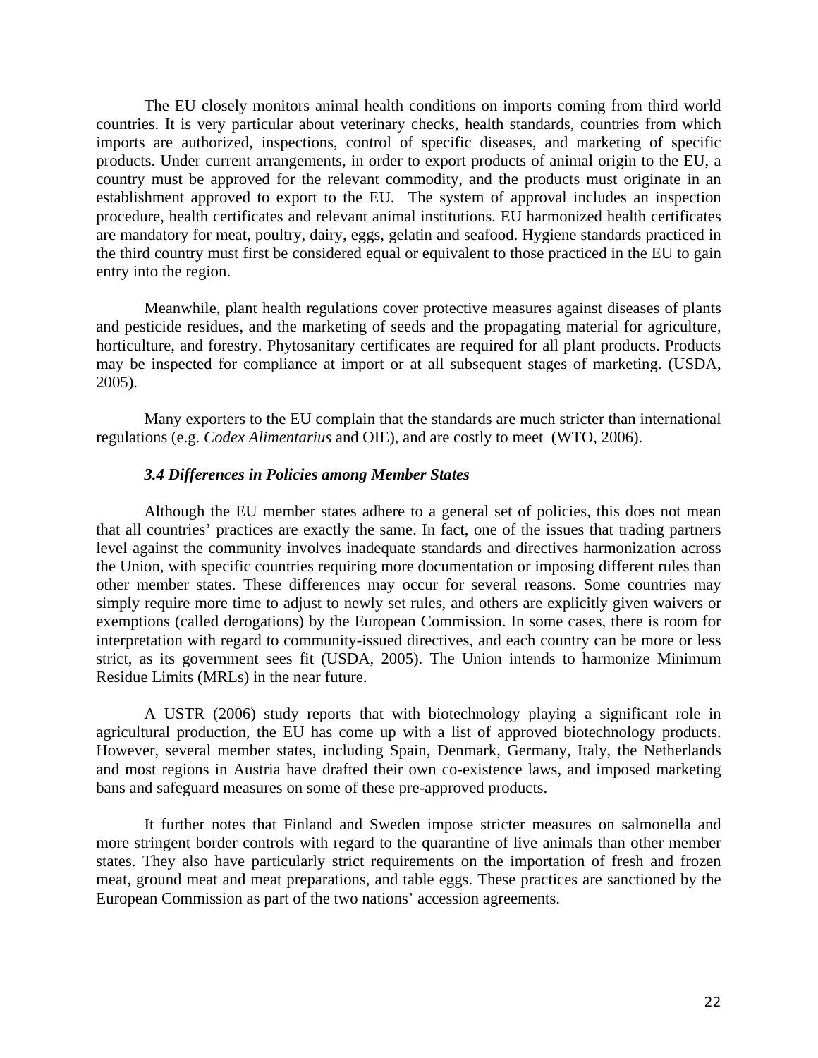The EU closely monitors animal health conditions on imports coming from third world countries. It is very particular about veterinary checks, health standards, countries from which imports are authorized, inspections, control of specific diseases, and marketing of specific products. Under current arrangements, in order to export products of animal origin to the EU, a country must be approved for the relevant commodity, and the products must originate in an establishment approved to export to the EU. The system of approval includes an inspection procedure, health certificates and relevant animal institutions. EU harmonized health certificates are mandatory for meat, poultry, dairy, eggs, gelatin and seafood. Hygiene standards practiced in the third country must first be considered equal or equivalent to those practiced in the EU to gain entry into the region.

Meanwhile, plant health regulations cover protective measures against diseases of plants and pesticide residues, and the marketing of seeds and the propagating material for agriculture, horticulture, and forestry. Phytosanitary certificates are required for all plant products. Products may be inspected for compliance at import or at all subsequent stages of marketing. (USDA, 2005).

Many exporters to the EU complain that the standards are much stricter than international regulations (e.g. *Codex Alimentarius* and OIE), and are costly to meet (WTO, 2006).

### *3.4 Differences in Policies among Member States*

Although the EU member states adhere to a general set of policies, this does not mean that all countries' practices are exactly the same. In fact, one of the issues that trading partners level against the community involves inadequate standards and directives harmonization across the Union, with specific countries requiring more documentation or imposing different rules than other member states. These differences may occur for several reasons. Some countries may simply require more time to adjust to newly set rules, and others are explicitly given waivers or exemptions (called derogations) by the European Commission. In some cases, there is room for interpretation with regard to community-issued directives, and each country can be more or less strict, as its government sees fit (USDA, 2005). The Union intends to harmonize Minimum Residue Limits (MRLs) in the near future.

A USTR (2006) study reports that with biotechnology playing a significant role in agricultural production, the EU has come up with a list of approved biotechnology products. However, several member states, including Spain, Denmark, Germany, Italy, the Netherlands and most regions in Austria have drafted their own co-existence laws, and imposed marketing bans and safeguard measures on some of these pre-approved products.

It further notes that Finland and Sweden impose stricter measures on salmonella and more stringent border controls with regard to the quarantine of live animals than other member states. They also have particularly strict requirements on the importation of fresh and frozen meat, ground meat and meat preparations, and table eggs. These practices are sanctioned by the European Commission as part of the two nations' accession agreements.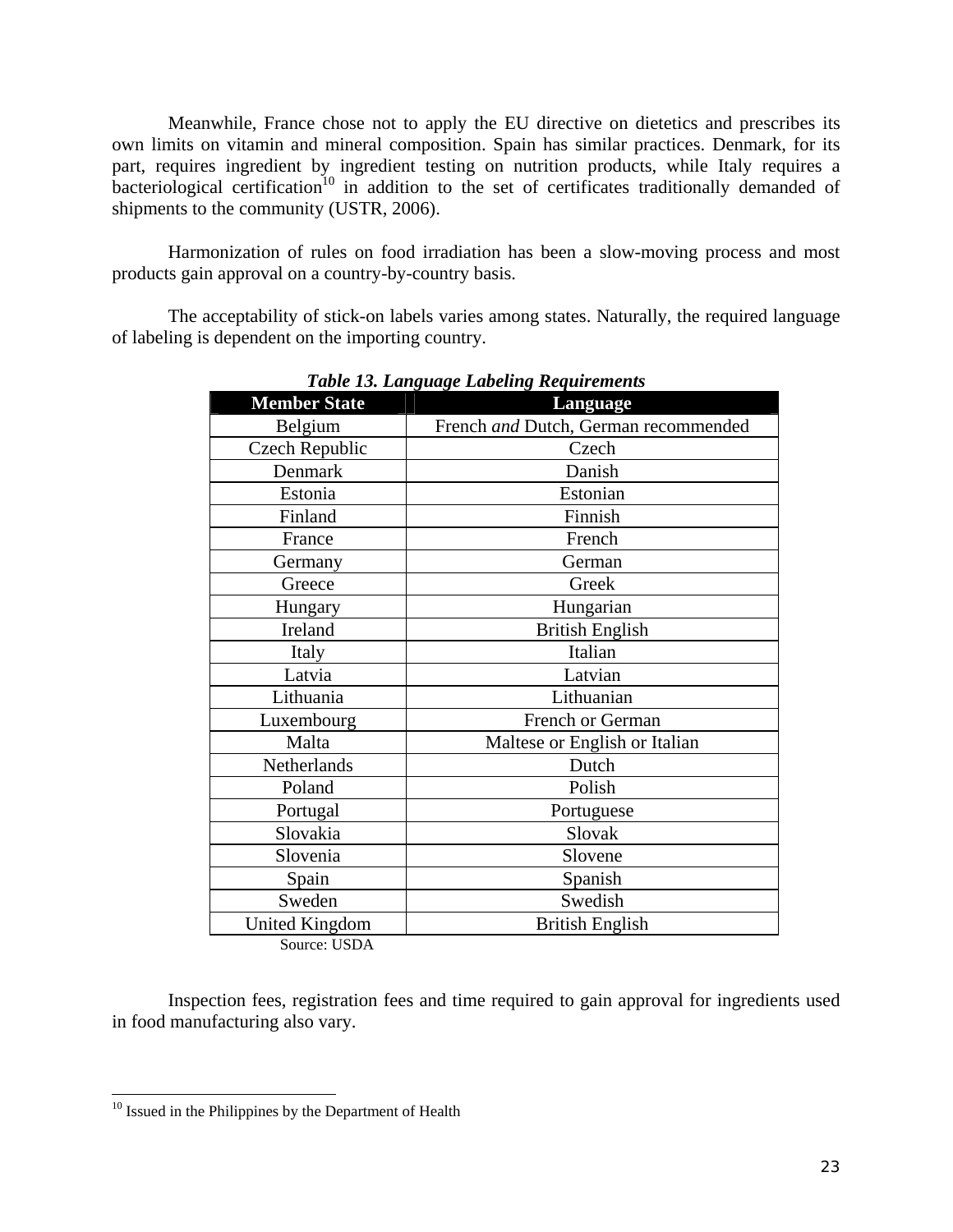Meanwhile, France chose not to apply the EU directive on dietetics and prescribes its own limits on vitamin and mineral composition. Spain has similar practices. Denmark, for its part, requires ingredient by ingredient testing on nutrition products, while Italy requires a bacteriological certification[10] in addition to the set of certificates traditionally demanded of shipments to the community (USTR, 2006).

Harmonization of rules on food irradiation has been a slow-moving process and most products gain approval on a country-by-country basis.

The acceptability of stick-on labels varies among states. Naturally, the required language of labeling is dependent on the importing country.

***Table 13. Language Labeling Requirements***

| Member State | Language |
|---|---|
| Belgium | French *and* Dutch, German recommended |
| Czech Republic | Czech |
| Denmark | Danish |
| Estonia | Estonian |
| Finland | Finnish |
| France | French |
| Germany | German |
| Greece | Greek |
| Hungary | Hungarian |
| Ireland | British English |
| Italy | Italian |
| Latvia | Latvian |
| Lithuania | Lithuanian |
| Luxembourg | French or German |
| Malta | Maltese or English or Italian |
| Netherlands | Dutch |
| Poland | Polish |
| Portugal | Portuguese |
| Slovakia | Slovak |
| Slovenia | Slovene |
| Spain | Spanish |
| Sweden | Swedish |
| United Kingdom | British English |

Source: USDA

Inspection fees, registration fees and time required to gain approval for ingredients used in food manufacturing also vary.

[10] Issued in the Philippines by the Department of Health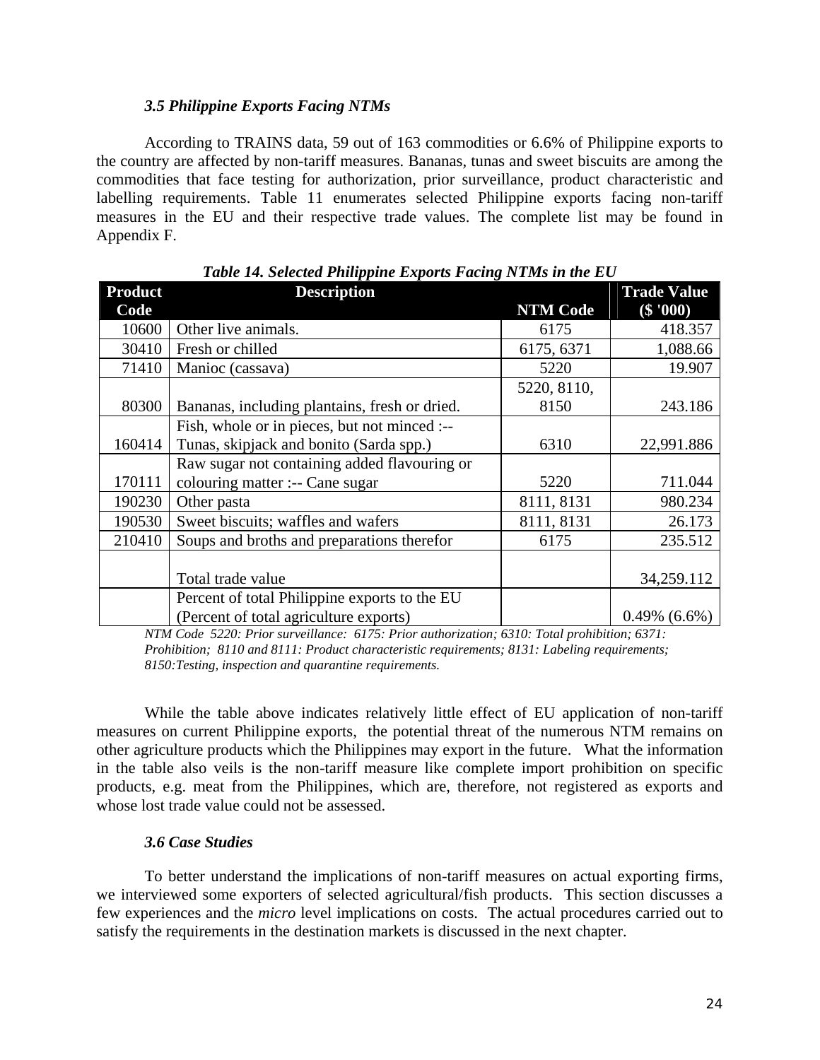### *3.5 Philippine Exports Facing NTMs*

According to TRAINS data, 59 out of 163 commodities or 6.6% of Philippine exports to the country are affected by non-tariff measures. Bananas, tunas and sweet biscuits are among the commodities that face testing for authorization, prior surveillance, product characteristic and labelling requirements. Table 11 enumerates selected Philippine exports facing non-tariff measures in the EU and their respective trade values. The complete list may be found in Appendix F.

***Table 14. Selected Philippine Exports Facing NTMs in the EU***

| Product Code | Description | NTM Code | Trade Value ($ '000) |
|---|---|---|---|
| 10600 | Other live animals. | 6175 | 418.357 |
| 30410 | Fresh or chilled | 6175, 6371 | 1,088.66 |
| 71410 | Manioc (cassava) | 5220 | 19.907 |
| 80300 | Bananas, including plantains, fresh or dried. | 5220, 8110, 8150 | 243.186 |
| 160414 | Fish, whole or in pieces, but not minced :-- Tunas, skipjack and bonito (Sarda spp.) | 6310 | 22,991.886 |
| 170111 | Raw sugar not containing added flavouring or colouring matter :-- Cane sugar | 5220 | 711.044 |
| 190230 | Other pasta | 8111, 8131 | 980.234 |
| 190530 | Sweet biscuits; waffles and wafers | 8111, 8131 | 26.173 |
| 210410 | Soups and broths and preparations therefor | 6175 | 235.512 |
| | Total trade value | | 34,259.112 |
| | Percent of total Philippine exports to the EU (Percent of total agriculture exports) | | 0.49% (6.6%) |

*NTM Code 5220: Prior surveillance: 6175: Prior authorization; 6310: Total prohibition; 6371: Prohibition; 8110 and 8111: Product characteristic requirements; 8131: Labeling requirements; 8150:Testing, inspection and quarantine requirements.*

While the table above indicates relatively little effect of EU application of non-tariff measures on current Philippine exports, the potential threat of the numerous NTM remains on other agriculture products which the Philippines may export in the future. What the information in the table also veils is the non-tariff measure like complete import prohibition on specific products, e.g. meat from the Philippines, which are, therefore, not registered as exports and whose lost trade value could not be assessed.

### *3.6 Case Studies*

To better understand the implications of non-tariff measures on actual exporting firms, we interviewed some exporters of selected agricultural/fish products. This section discusses a few experiences and the *micro* level implications on costs. The actual procedures carried out to satisfy the requirements in the destination markets is discussed in the next chapter.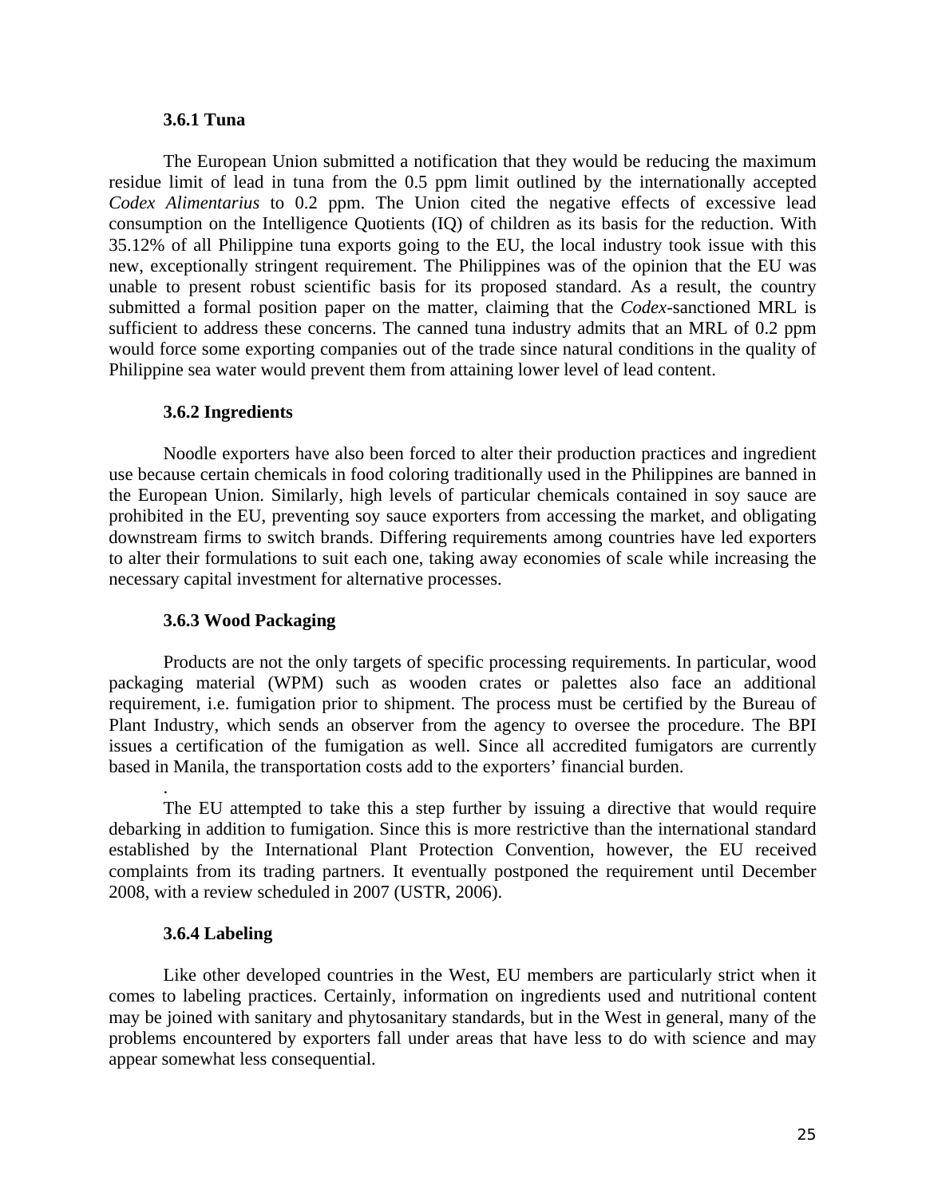### 3.6.1 Tuna

The European Union submitted a notification that they would be reducing the maximum residue limit of lead in tuna from the 0.5 ppm limit outlined by the internationally accepted *Codex Alimentarius* to 0.2 ppm. The Union cited the negative effects of excessive lead consumption on the Intelligence Quotients (IQ) of children as its basis for the reduction. With 35.12% of all Philippine tuna exports going to the EU, the local industry took issue with this new, exceptionally stringent requirement. The Philippines was of the opinion that the EU was unable to present robust scientific basis for its proposed standard. As a result, the country submitted a formal position paper on the matter, claiming that the *Codex*-sanctioned MRL is sufficient to address these concerns. The canned tuna industry admits that an MRL of 0.2 ppm would force some exporting companies out of the trade since natural conditions in the quality of Philippine sea water would prevent them from attaining lower level of lead content.

### 3.6.2 Ingredients

Noodle exporters have also been forced to alter their production practices and ingredient use because certain chemicals in food coloring traditionally used in the Philippines are banned in the European Union. Similarly, high levels of particular chemicals contained in soy sauce are prohibited in the EU, preventing soy sauce exporters from accessing the market, and obligating downstream firms to switch brands. Differing requirements among countries have led exporters to alter their formulations to suit each one, taking away economies of scale while increasing the necessary capital investment for alternative processes.

### 3.6.3 Wood Packaging

Products are not the only targets of specific processing requirements. In particular, wood packaging material (WPM) such as wooden crates or palettes also face an additional requirement, i.e. fumigation prior to shipment. The process must be certified by the Bureau of Plant Industry, which sends an observer from the agency to oversee the procedure. The BPI issues a certification of the fumigation as well. Since all accredited fumigators are currently based in Manila, the transportation costs add to the exporters' financial burden.

.

The EU attempted to take this a step further by issuing a directive that would require debarking in addition to fumigation. Since this is more restrictive than the international standard established by the International Plant Protection Convention, however, the EU received complaints from its trading partners. It eventually postponed the requirement until December 2008, with a review scheduled in 2007 (USTR, 2006).

### 3.6.4 Labeling

Like other developed countries in the West, EU members are particularly strict when it comes to labeling practices. Certainly, information on ingredients used and nutritional content may be joined with sanitary and phytosanitary standards, but in the West in general, many of the problems encountered by exporters fall under areas that have less to do with science and may appear somewhat less consequential.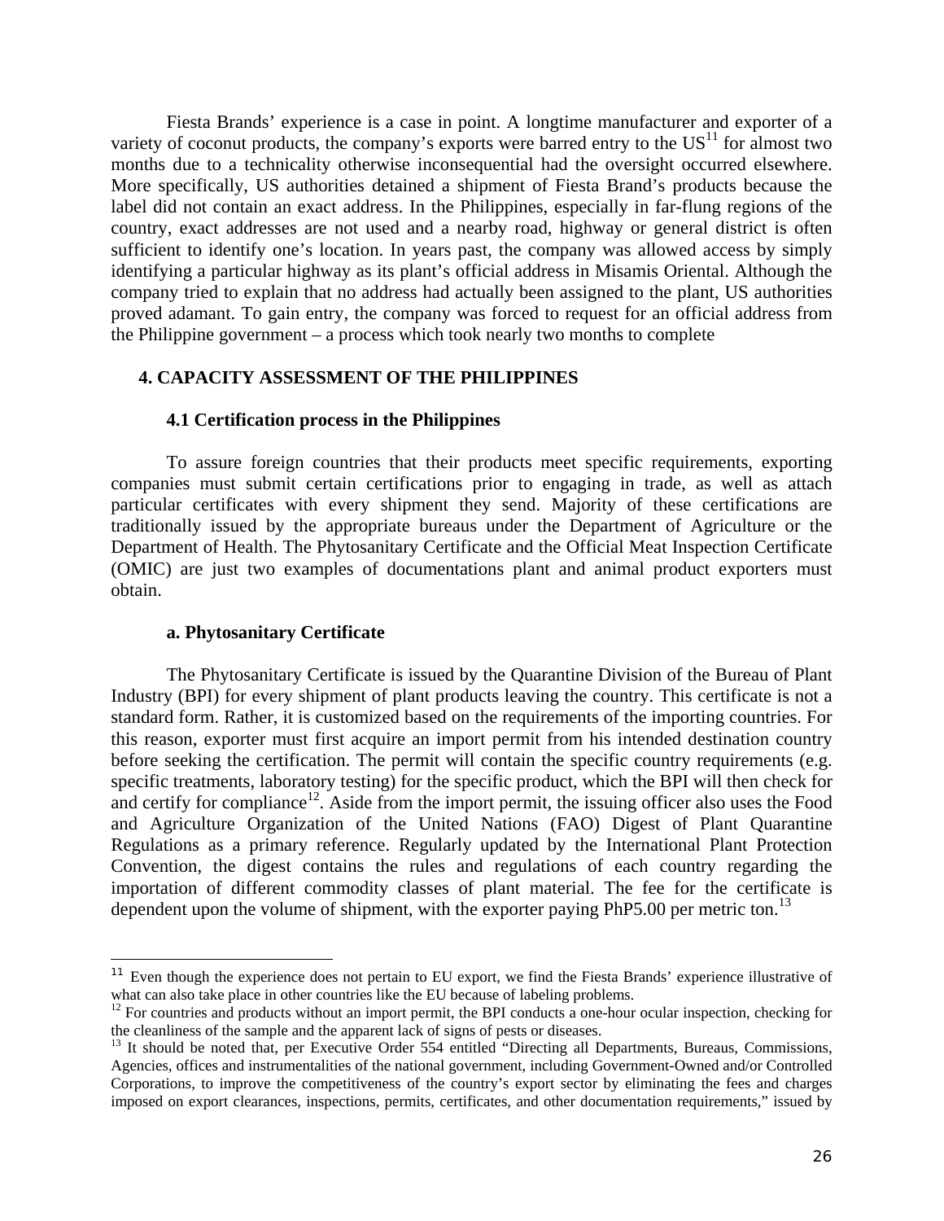Fiesta Brands' experience is a case in point. A longtime manufacturer and exporter of a variety of coconut products, the company's exports were barred entry to the US[11] for almost two months due to a technicality otherwise inconsequential had the oversight occurred elsewhere. More specifically, US authorities detained a shipment of Fiesta Brand's products because the label did not contain an exact address. In the Philippines, especially in far-flung regions of the country, exact addresses are not used and a nearby road, highway or general district is often sufficient to identify one's location. In years past, the company was allowed access by simply identifying a particular highway as its plant's official address in Misamis Oriental. Although the company tried to explain that no address had actually been assigned to the plant, US authorities proved adamant. To gain entry, the company was forced to request for an official address from the Philippine government – a process which took nearly two months to complete

## 4. CAPACITY ASSESSMENT OF THE PHILIPPINES

### 4.1 Certification process in the Philippines

To assure foreign countries that their products meet specific requirements, exporting companies must submit certain certifications prior to engaging in trade, as well as attach particular certificates with every shipment they send. Majority of these certifications are traditionally issued by the appropriate bureaus under the Department of Agriculture or the Department of Health. The Phytosanitary Certificate and the Official Meat Inspection Certificate (OMIC) are just two examples of documentations plant and animal product exporters must obtain.

#### a. Phytosanitary Certificate

The Phytosanitary Certificate is issued by the Quarantine Division of the Bureau of Plant Industry (BPI) for every shipment of plant products leaving the country. This certificate is not a standard form. Rather, it is customized based on the requirements of the importing countries. For this reason, exporter must first acquire an import permit from his intended destination country before seeking the certification. The permit will contain the specific country requirements (e.g. specific treatments, laboratory testing) for the specific product, which the BPI will then check for and certify for compliance[12]. Aside from the import permit, the issuing officer also uses the Food and Agriculture Organization of the United Nations (FAO) Digest of Plant Quarantine Regulations as a primary reference. Regularly updated by the International Plant Protection Convention, the digest contains the rules and regulations of each country regarding the importation of different commodity classes of plant material. The fee for the certificate is dependent upon the volume of shipment, with the exporter paying PhP5.00 per metric ton.[13]

---

[11] Even though the experience does not pertain to EU export, we find the Fiesta Brands' experience illustrative of what can also take place in other countries like the EU because of labeling problems.

[12] For countries and products without an import permit, the BPI conducts a one-hour ocular inspection, checking for the cleanliness of the sample and the apparent lack of signs of pests or diseases.

[13] It should be noted that, per Executive Order 554 entitled "Directing all Departments, Bureaus, Commissions, Agencies, offices and instrumentalities of the national government, including Government-Owned and/or Controlled Corporations, to improve the competitiveness of the country's export sector by eliminating the fees and charges imposed on export clearances, inspections, permits, certificates, and other documentation requirements," issued by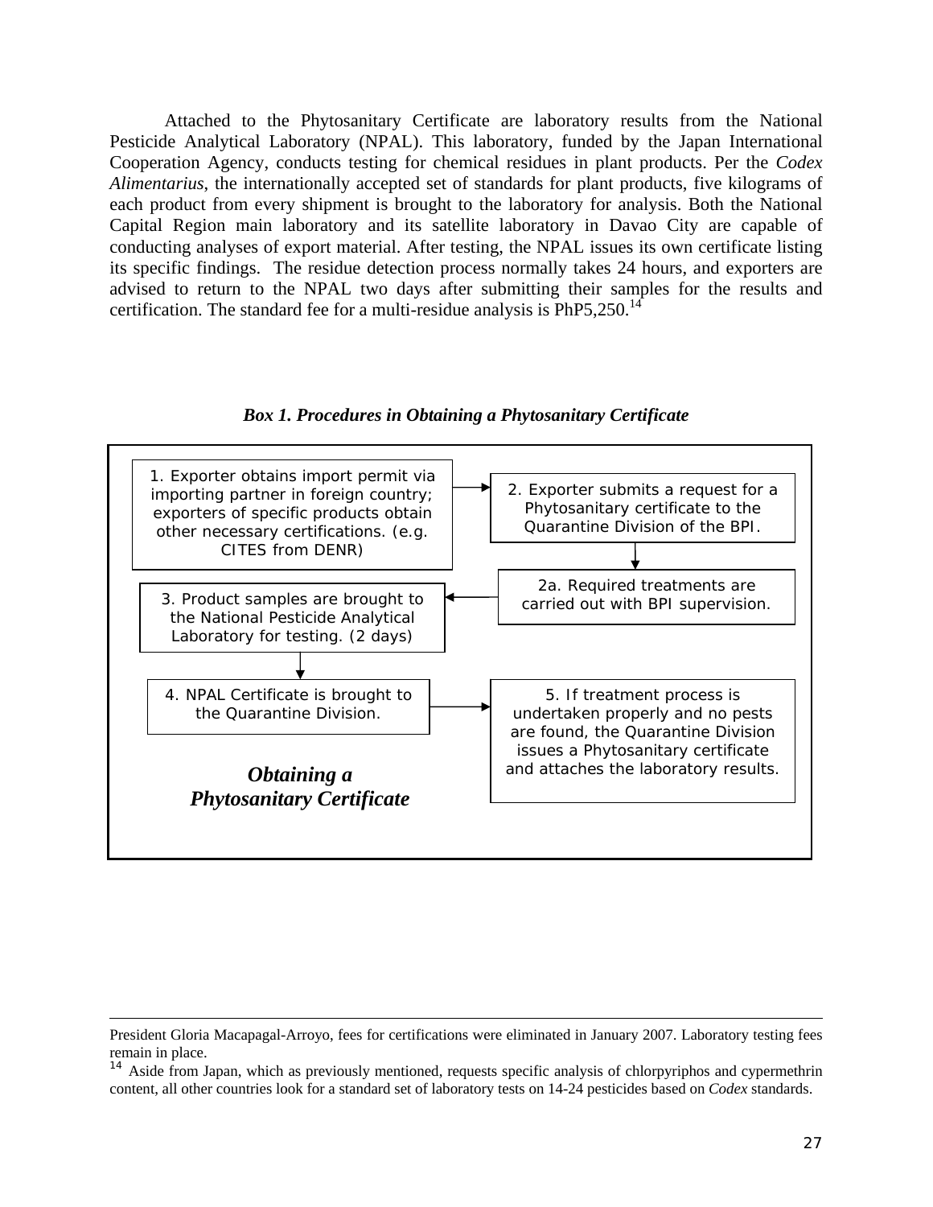Attached to the Phytosanitary Certificate are laboratory results from the National Pesticide Analytical Laboratory (NPAL). This laboratory, funded by the Japan International Cooperation Agency, conducts testing for chemical residues in plant products. Per the *Codex Alimentarius*, the internationally accepted set of standards for plant products, five kilograms of each product from every shipment is brought to the laboratory for analysis. Both the National Capital Region main laboratory and its satellite laboratory in Davao City are capable of conducting analyses of export material. After testing, the NPAL issues its own certificate listing its specific findings. The residue detection process normally takes 24 hours, and exporters are advised to return to the NPAL two days after submitting their samples for the results and certification. The standard fee for a multi-residue analysis is PhP5,250.[14]

***Box 1. Procedures in Obtaining a Phytosanitary Certificate***

1. Exporter obtains import permit via importing partner in foreign country; exporters of specific products obtain other necessary certifications. (e.g. CITES from DENR)
2. Exporter submits a request for a Phytosanitary certificate to the Quarantine Division of the BPI.

   2a. Required treatments are carried out with BPI supervision.
3. Product samples are brought to the National Pesticide Analytical Laboratory for testing. (2 days)
4. NPAL Certificate is brought to the Quarantine Division.
5. If treatment process is undertaken properly and no pests are found, the Quarantine Division issues a Phytosanitary certificate and attaches the laboratory results.

***Obtaining a Phytosanitary Certificate***

---

President Gloria Macapagal-Arroyo, fees for certifications were eliminated in January 2007. Laboratory testing fees remain in place.

[14] Aside from Japan, which as previously mentioned, requests specific analysis of chlorpyriphos and cypermethrin content, all other countries look for a standard set of laboratory tests on 14-24 pesticides based on *Codex* standards.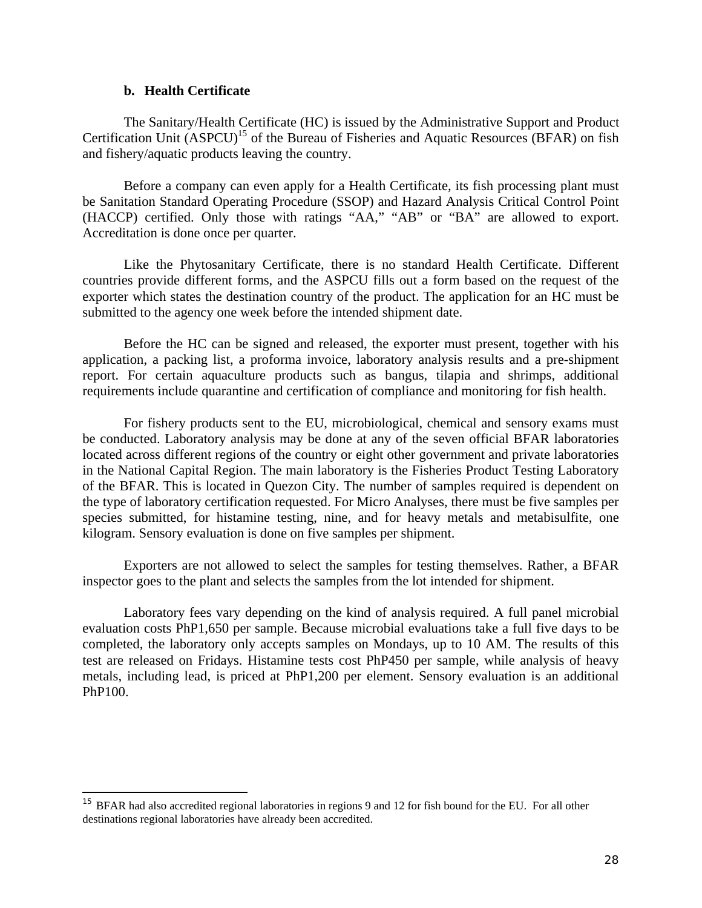### b. Health Certificate

The Sanitary/Health Certificate (HC) is issued by the Administrative Support and Product Certification Unit (ASPCU)[15] of the Bureau of Fisheries and Aquatic Resources (BFAR) on fish and fishery/aquatic products leaving the country.

Before a company can even apply for a Health Certificate, its fish processing plant must be Sanitation Standard Operating Procedure (SSOP) and Hazard Analysis Critical Control Point (HACCP) certified. Only those with ratings "AA," "AB" or "BA" are allowed to export. Accreditation is done once per quarter.

Like the Phytosanitary Certificate, there is no standard Health Certificate. Different countries provide different forms, and the ASPCU fills out a form based on the request of the exporter which states the destination country of the product. The application for an HC must be submitted to the agency one week before the intended shipment date.

Before the HC can be signed and released, the exporter must present, together with his application, a packing list, a proforma invoice, laboratory analysis results and a pre-shipment report. For certain aquaculture products such as bangus, tilapia and shrimps, additional requirements include quarantine and certification of compliance and monitoring for fish health.

For fishery products sent to the EU, microbiological, chemical and sensory exams must be conducted. Laboratory analysis may be done at any of the seven official BFAR laboratories located across different regions of the country or eight other government and private laboratories in the National Capital Region. The main laboratory is the Fisheries Product Testing Laboratory of the BFAR. This is located in Quezon City. The number of samples required is dependent on the type of laboratory certification requested. For Micro Analyses, there must be five samples per species submitted, for histamine testing, nine, and for heavy metals and metabisulfite, one kilogram. Sensory evaluation is done on five samples per shipment.

Exporters are not allowed to select the samples for testing themselves. Rather, a BFAR inspector goes to the plant and selects the samples from the lot intended for shipment.

Laboratory fees vary depending on the kind of analysis required. A full panel microbial evaluation costs PhP1,650 per sample. Because microbial evaluations take a full five days to be completed, the laboratory only accepts samples on Mondays, up to 10 AM. The results of this test are released on Fridays. Histamine tests cost PhP450 per sample, while analysis of heavy metals, including lead, is priced at PhP1,200 per element. Sensory evaluation is an additional PhP100.

---

[15] BFAR had also accredited regional laboratories in regions 9 and 12 for fish bound for the EU. For all other destinations regional laboratories have already been accredited.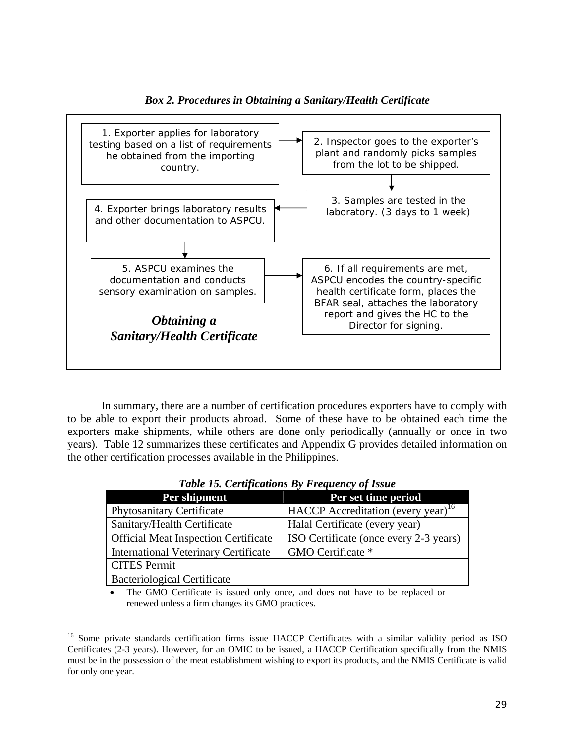***Box 2. Procedures in Obtaining a Sanitary/Health Certificate***

1. Exporter applies for laboratory testing based on a list of requirements he obtained from the importing country.
2. Inspector goes to the exporter's plant and randomly picks samples from the lot to be shipped.
3. Samples are tested in the laboratory. (3 days to 1 week)
4. Exporter brings laboratory results and other documentation to ASPCU.
5. ASPCU examines the documentation and conducts sensory examination on samples.
6. If all requirements are met, ASPCU encodes the country-specific health certificate form, places the BFAR seal, attaches the laboratory report and gives the HC to the Director for signing.

***Obtaining a Sanitary/Health Certificate***

In summary, there are a number of certification procedures exporters have to comply with to be able to export their products abroad. Some of these have to be obtained each time the exporters make shipments, while others are done only periodically (annually or once in two years). Table 12 summarizes these certificates and Appendix G provides detailed information on the other certification processes available in the Philippines.

***Table 15. Certifications By Frequency of Issue***

| Per shipment | Per set time period |
|---|---|
| Phytosanitary Certificate | HACCP Accreditation (every year)[16] |
| Sanitary/Health Certificate | Halal Certificate (every year) |
| Official Meat Inspection Certificate | ISO Certificate (once every 2-3 years) |
| International Veterinary Certificate | GMO Certificate * |
| CITES Permit | |
| Bacteriological Certificate | |

- The GMO Certificate is issued only once, and does not have to be replaced or renewed unless a firm changes its GMO practices.

[16] Some private standards certification firms issue HACCP Certificates with a similar validity period as ISO Certificates (2-3 years). However, for an OMIC to be issued, a HACCP Certification specifically from the NMIS must be in the possession of the meat establishment wishing to export its products, and the NMIS Certificate is valid for only one year.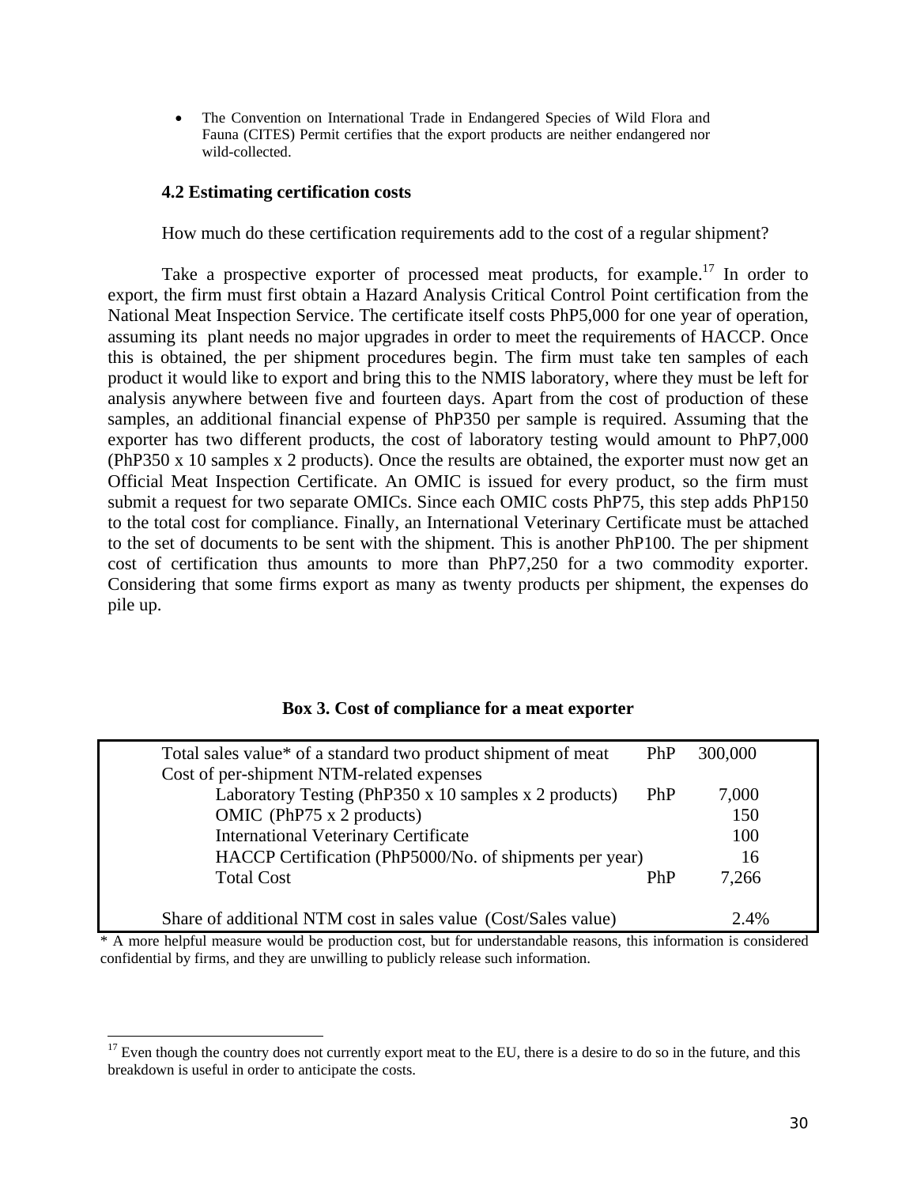- The Convention on International Trade in Endangered Species of Wild Flora and Fauna (CITES) Permit certifies that the export products are neither endangered nor wild-collected.

### 4.2 Estimating certification costs

How much do these certification requirements add to the cost of a regular shipment?

Take a prospective exporter of processed meat products, for example.[17] In order to export, the firm must first obtain a Hazard Analysis Critical Control Point certification from the National Meat Inspection Service. The certificate itself costs PhP5,000 for one year of operation, assuming its plant needs no major upgrades in order to meet the requirements of HACCP. Once this is obtained, the per shipment procedures begin. The firm must take ten samples of each product it would like to export and bring this to the NMIS laboratory, where they must be left for analysis anywhere between five and fourteen days. Apart from the cost of production of these samples, an additional financial expense of PhP350 per sample is required. Assuming that the exporter has two different products, the cost of laboratory testing would amount to PhP7,000 (PhP350 x 10 samples x 2 products). Once the results are obtained, the exporter must now get an Official Meat Inspection Certificate. An OMIC is issued for every product, so the firm must submit a request for two separate OMICs. Since each OMIC costs PhP75, this step adds PhP150 to the total cost for compliance. Finally, an International Veterinary Certificate must be attached to the set of documents to be sent with the shipment. This is another PhP100. The per shipment cost of certification thus amounts to more than PhP7,250 for a two commodity exporter. Considering that some firms export as many as twenty products per shipment, the expenses do pile up.

**Box 3. Cost of compliance for a meat exporter**

| | | |
|---|---|---|
| Total sales value* of a standard two product shipment of meat | PhP | 300,000 |
| Cost of per-shipment NTM-related expenses | | |
| Laboratory Testing (PhP350 x 10 samples x 2 products) | PhP | 7,000 |
| OMIC (PhP75 x 2 products) | | 150 |
| International Veterinary Certificate | | 100 |
| HACCP Certification (PhP5000/No. of shipments per year) | | 16 |
| Total Cost | PhP | 7,266 |
| Share of additional NTM cost in sales value (Cost/Sales value) | | 2.4% |

* A more helpful measure would be production cost, but for understandable reasons, this information is considered confidential by firms, and they are unwilling to publicly release such information.

[17] Even though the country does not currently export meat to the EU, there is a desire to do so in the future, and this breakdown is useful in order to anticipate the costs.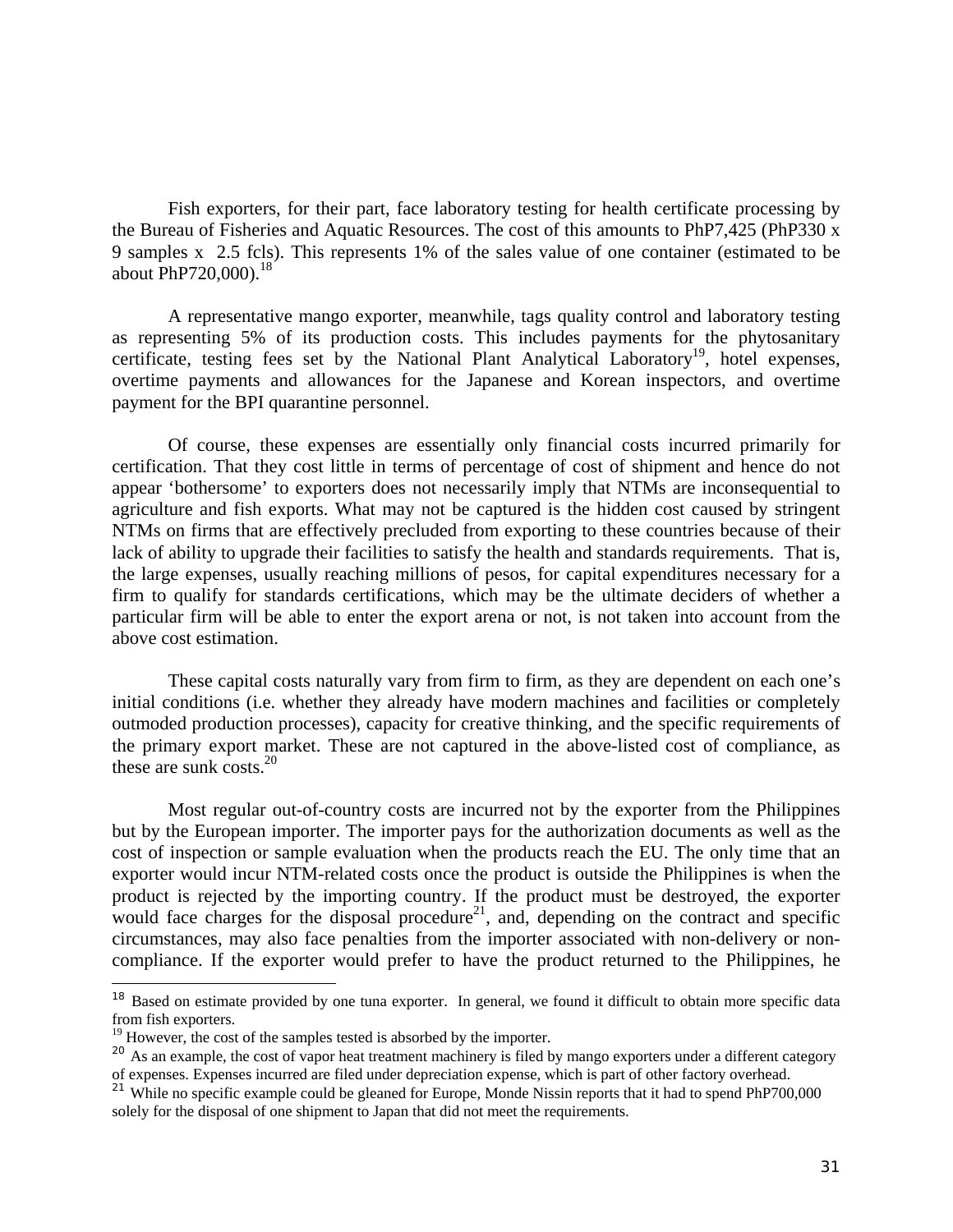Fish exporters, for their part, face laboratory testing for health certificate processing by the Bureau of Fisheries and Aquatic Resources. The cost of this amounts to PhP7,425 (PhP330 x 9 samples x 2.5 fcls). This represents 1% of the sales value of one container (estimated to be about PhP720,000).[18]

A representative mango exporter, meanwhile, tags quality control and laboratory testing as representing 5% of its production costs. This includes payments for the phytosanitary certificate, testing fees set by the National Plant Analytical Laboratory[19], hotel expenses, overtime payments and allowances for the Japanese and Korean inspectors, and overtime payment for the BPI quarantine personnel.

Of course, these expenses are essentially only financial costs incurred primarily for certification. That they cost little in terms of percentage of cost of shipment and hence do not appear 'bothersome' to exporters does not necessarily imply that NTMs are inconsequential to agriculture and fish exports. What may not be captured is the hidden cost caused by stringent NTMs on firms that are effectively precluded from exporting to these countries because of their lack of ability to upgrade their facilities to satisfy the health and standards requirements. That is, the large expenses, usually reaching millions of pesos, for capital expenditures necessary for a firm to qualify for standards certifications, which may be the ultimate deciders of whether a particular firm will be able to enter the export arena or not, is not taken into account from the above cost estimation.

These capital costs naturally vary from firm to firm, as they are dependent on each one's initial conditions (i.e. whether they already have modern machines and facilities or completely outmoded production processes), capacity for creative thinking, and the specific requirements of the primary export market. These are not captured in the above-listed cost of compliance, as these are sunk costs.[20]

Most regular out-of-country costs are incurred not by the exporter from the Philippines but by the European importer. The importer pays for the authorization documents as well as the cost of inspection or sample evaluation when the products reach the EU. The only time that an exporter would incur NTM-related costs once the product is outside the Philippines is when the product is rejected by the importing country. If the product must be destroyed, the exporter would face charges for the disposal procedure[21], and, depending on the contract and specific circumstances, may also face penalties from the importer associated with non-delivery or non-compliance. If the exporter would prefer to have the product returned to the Philippines, he

---

[18] Based on estimate provided by one tuna exporter. In general, we found it difficult to obtain more specific data from fish exporters.

[19] However, the cost of the samples tested is absorbed by the importer.

[20] As an example, the cost of vapor heat treatment machinery is filed by mango exporters under a different category of expenses. Expenses incurred are filed under depreciation expense, which is part of other factory overhead.

[21] While no specific example could be gleaned for Europe, Monde Nissin reports that it had to spend PhP700,000 solely for the disposal of one shipment to Japan that did not meet the requirements.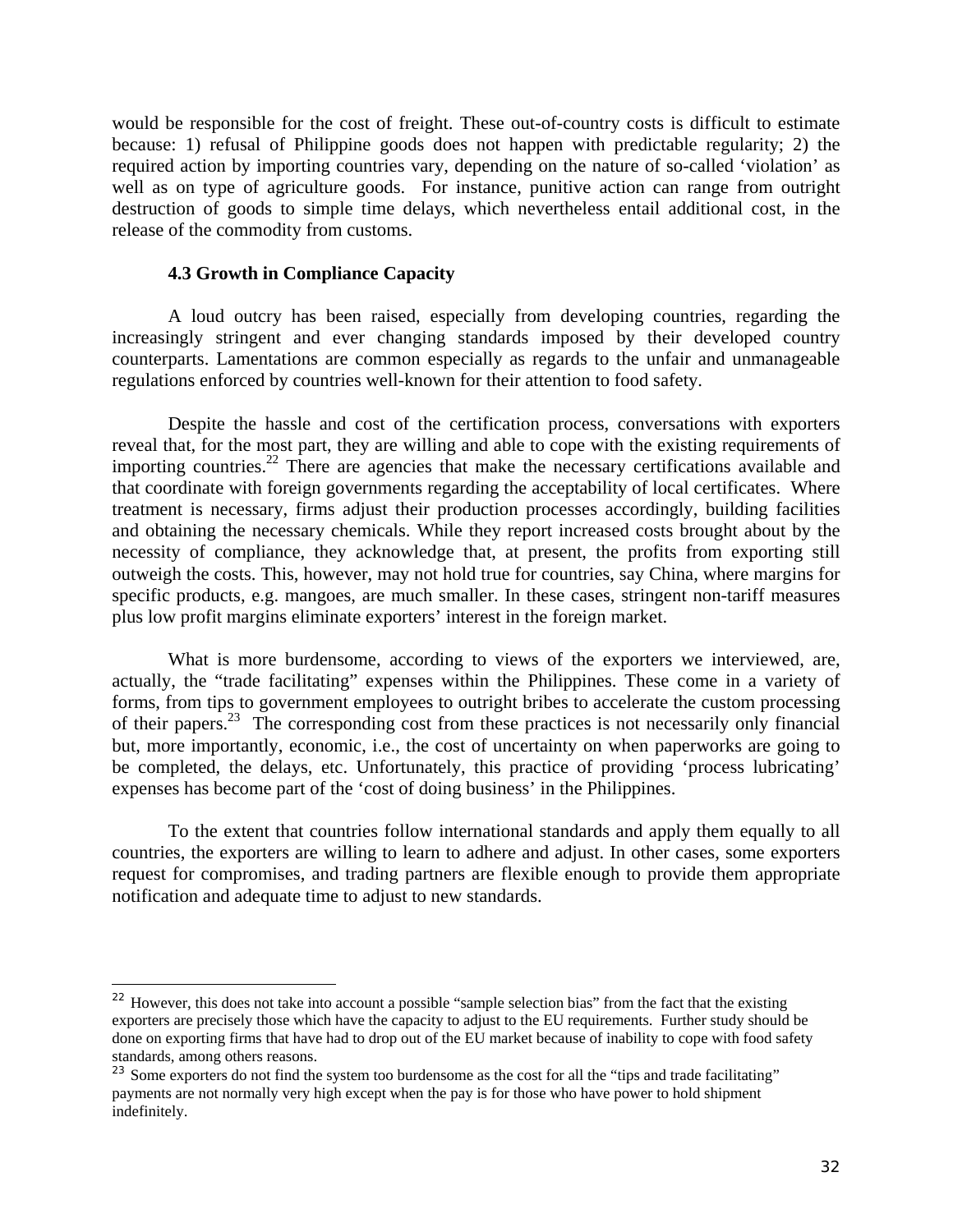would be responsible for the cost of freight. These out-of-country costs is difficult to estimate because: 1) refusal of Philippine goods does not happen with predictable regularity; 2) the required action by importing countries vary, depending on the nature of so-called 'violation' as well as on type of agriculture goods. For instance, punitive action can range from outright destruction of goods to simple time delays, which nevertheless entail additional cost, in the release of the commodity from customs.

### 4.3 Growth in Compliance Capacity

A loud outcry has been raised, especially from developing countries, regarding the increasingly stringent and ever changing standards imposed by their developed country counterparts. Lamentations are common especially as regards to the unfair and unmanageable regulations enforced by countries well-known for their attention to food safety.

Despite the hassle and cost of the certification process, conversations with exporters reveal that, for the most part, they are willing and able to cope with the existing requirements of importing countries.[22] There are agencies that make the necessary certifications available and that coordinate with foreign governments regarding the acceptability of local certificates. Where treatment is necessary, firms adjust their production processes accordingly, building facilities and obtaining the necessary chemicals. While they report increased costs brought about by the necessity of compliance, they acknowledge that, at present, the profits from exporting still outweigh the costs. This, however, may not hold true for countries, say China, where margins for specific products, e.g. mangoes, are much smaller. In these cases, stringent non-tariff measures plus low profit margins eliminate exporters' interest in the foreign market.

What is more burdensome, according to views of the exporters we interviewed, are, actually, the "trade facilitating" expenses within the Philippines. These come in a variety of forms, from tips to government employees to outright bribes to accelerate the custom processing of their papers.[23] The corresponding cost from these practices is not necessarily only financial but, more importantly, economic, i.e., the cost of uncertainty on when paperworks are going to be completed, the delays, etc. Unfortunately, this practice of providing 'process lubricating' expenses has become part of the 'cost of doing business' in the Philippines.

To the extent that countries follow international standards and apply them equally to all countries, the exporters are willing to learn to adhere and adjust. In other cases, some exporters request for compromises, and trading partners are flexible enough to provide them appropriate notification and adequate time to adjust to new standards.

---

[22] However, this does not take into account a possible "sample selection bias" from the fact that the existing exporters are precisely those which have the capacity to adjust to the EU requirements. Further study should be done on exporting firms that have had to drop out of the EU market because of inability to cope with food safety standards, among others reasons.

[23] Some exporters do not find the system too burdensome as the cost for all the "tips and trade facilitating" payments are not normally very high except when the pay is for those who have power to hold shipment indefinitely.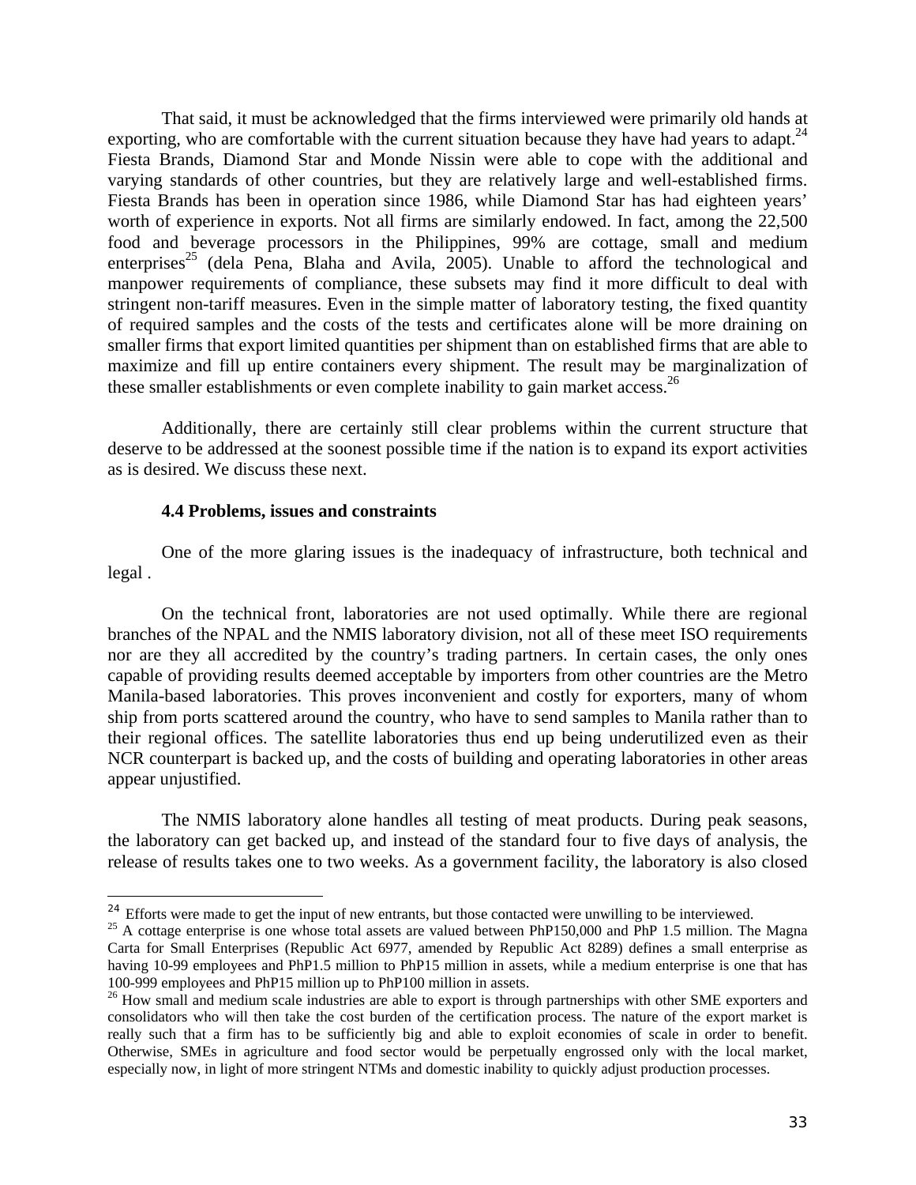That said, it must be acknowledged that the firms interviewed were primarily old hands at exporting, who are comfortable with the current situation because they have had years to adapt.[24] Fiesta Brands, Diamond Star and Monde Nissin were able to cope with the additional and varying standards of other countries, but they are relatively large and well-established firms. Fiesta Brands has been in operation since 1986, while Diamond Star has had eighteen years' worth of experience in exports. Not all firms are similarly endowed. In fact, among the 22,500 food and beverage processors in the Philippines, 99% are cottage, small and medium enterprises[25] (dela Pena, Blaha and Avila, 2005). Unable to afford the technological and manpower requirements of compliance, these subsets may find it more difficult to deal with stringent non-tariff measures. Even in the simple matter of laboratory testing, the fixed quantity of required samples and the costs of the tests and certificates alone will be more draining on smaller firms that export limited quantities per shipment than on established firms that are able to maximize and fill up entire containers every shipment. The result may be marginalization of these smaller establishments or even complete inability to gain market access.[26]

Additionally, there are certainly still clear problems within the current structure that deserve to be addressed at the soonest possible time if the nation is to expand its export activities as is desired. We discuss these next.

**4.4 Problems, issues and constraints**

One of the more glaring issues is the inadequacy of infrastructure, both technical and legal .

On the technical front, laboratories are not used optimally. While there are regional branches of the NPAL and the NMIS laboratory division, not all of these meet ISO requirements nor are they all accredited by the country's trading partners. In certain cases, the only ones capable of providing results deemed acceptable by importers from other countries are the Metro Manila-based laboratories. This proves inconvenient and costly for exporters, many of whom ship from ports scattered around the country, who have to send samples to Manila rather than to their regional offices. The satellite laboratories thus end up being underutilized even as their NCR counterpart is backed up, and the costs of building and operating laboratories in other areas appear unjustified.

The NMIS laboratory alone handles all testing of meat products. During peak seasons, the laboratory can get backed up, and instead of the standard four to five days of analysis, the release of results takes one to two weeks. As a government facility, the laboratory is also closed

---

[24] Efforts were made to get the input of new entrants, but those contacted were unwilling to be interviewed.

[25] A cottage enterprise is one whose total assets are valued between PhP150,000 and PhP 1.5 million. The Magna Carta for Small Enterprises (Republic Act 6977, amended by Republic Act 8289) defines a small enterprise as having 10-99 employees and PhP1.5 million to PhP15 million in assets, while a medium enterprise is one that has 100-999 employees and PhP15 million up to PhP100 million in assets.

[26] How small and medium scale industries are able to export is through partnerships with other SME exporters and consolidators who will then take the cost burden of the certification process. The nature of the export market is really such that a firm has to be sufficiently big and able to exploit economies of scale in order to benefit. Otherwise, SMEs in agriculture and food sector would be perpetually engrossed only with the local market, especially now, in light of more stringent NTMs and domestic inability to quickly adjust production processes.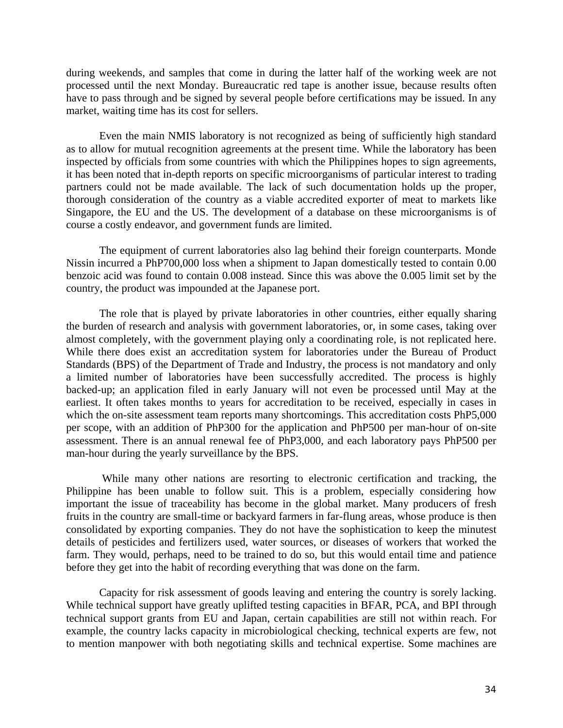during weekends, and samples that come in during the latter half of the working week are not processed until the next Monday. Bureaucratic red tape is another issue, because results often have to pass through and be signed by several people before certifications may be issued. In any market, waiting time has its cost for sellers.

Even the main NMIS laboratory is not recognized as being of sufficiently high standard as to allow for mutual recognition agreements at the present time. While the laboratory has been inspected by officials from some countries with which the Philippines hopes to sign agreements, it has been noted that in-depth reports on specific microorganisms of particular interest to trading partners could not be made available. The lack of such documentation holds up the proper, thorough consideration of the country as a viable accredited exporter of meat to markets like Singapore, the EU and the US. The development of a database on these microorganisms is of course a costly endeavor, and government funds are limited.

The equipment of current laboratories also lag behind their foreign counterparts. Monde Nissin incurred a PhP700,000 loss when a shipment to Japan domestically tested to contain 0.00 benzoic acid was found to contain 0.008 instead. Since this was above the 0.005 limit set by the country, the product was impounded at the Japanese port.

The role that is played by private laboratories in other countries, either equally sharing the burden of research and analysis with government laboratories, or, in some cases, taking over almost completely, with the government playing only a coordinating role, is not replicated here. While there does exist an accreditation system for laboratories under the Bureau of Product Standards (BPS) of the Department of Trade and Industry, the process is not mandatory and only a limited number of laboratories have been successfully accredited. The process is highly backed-up; an application filed in early January will not even be processed until May at the earliest. It often takes months to years for accreditation to be received, especially in cases in which the on-site assessment team reports many shortcomings. This accreditation costs PhP5,000 per scope, with an addition of PhP300 for the application and PhP500 per man-hour of on-site assessment. There is an annual renewal fee of PhP3,000, and each laboratory pays PhP500 per man-hour during the yearly surveillance by the BPS.

While many other nations are resorting to electronic certification and tracking, the Philippine has been unable to follow suit. This is a problem, especially considering how important the issue of traceability has become in the global market. Many producers of fresh fruits in the country are small-time or backyard farmers in far-flung areas, whose produce is then consolidated by exporting companies. They do not have the sophistication to keep the minutest details of pesticides and fertilizers used, water sources, or diseases of workers that worked the farm. They would, perhaps, need to be trained to do so, but this would entail time and patience before they get into the habit of recording everything that was done on the farm.

Capacity for risk assessment of goods leaving and entering the country is sorely lacking. While technical support have greatly uplifted testing capacities in BFAR, PCA, and BPI through technical support grants from EU and Japan, certain capabilities are still not within reach. For example, the country lacks capacity in microbiological checking, technical experts are few, not to mention manpower with both negotiating skills and technical expertise. Some machines are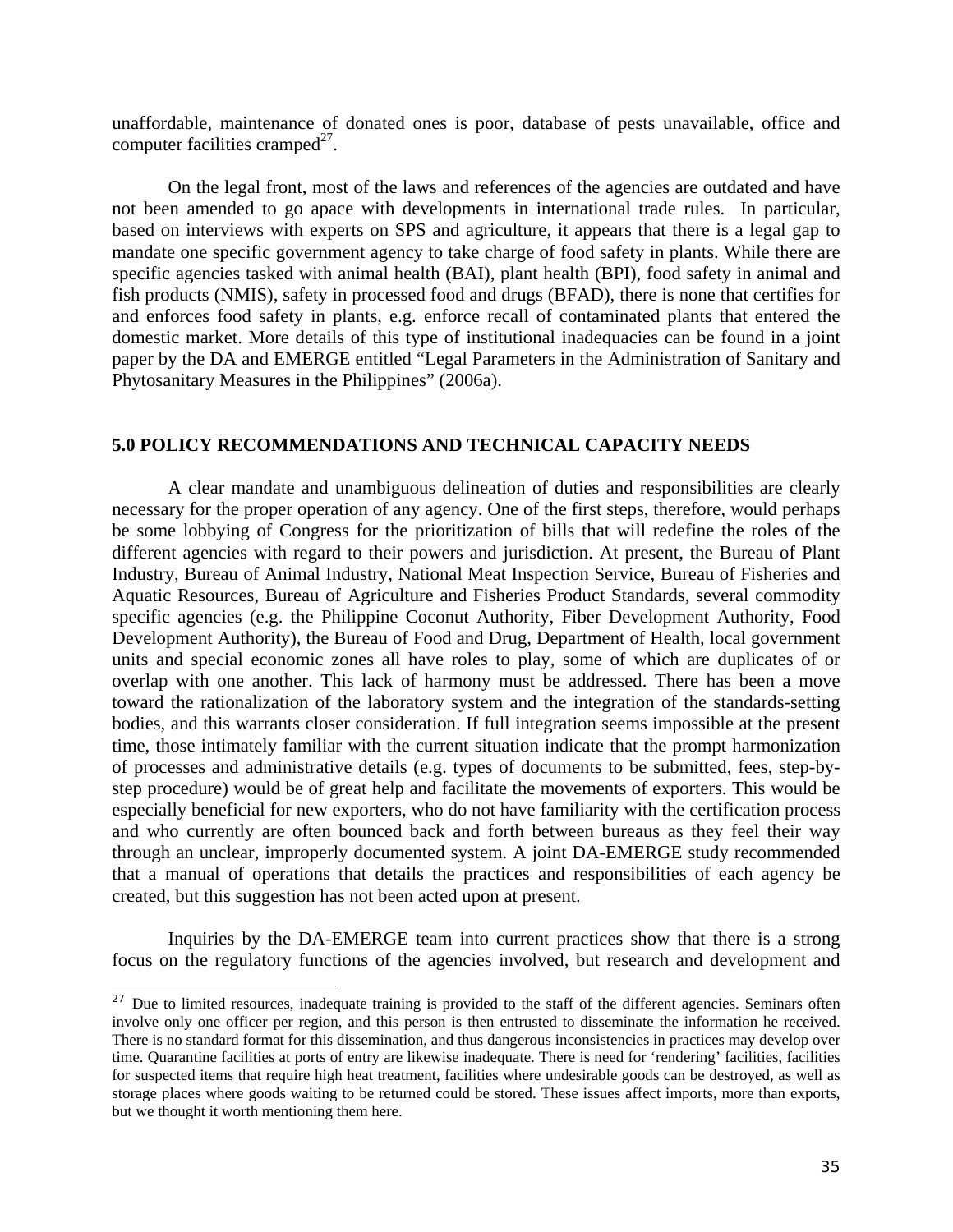unaffordable, maintenance of donated ones is poor, database of pests unavailable, office and computer facilities cramped[27].

On the legal front, most of the laws and references of the agencies are outdated and have not been amended to go apace with developments in international trade rules. In particular, based on interviews with experts on SPS and agriculture, it appears that there is a legal gap to mandate one specific government agency to take charge of food safety in plants. While there are specific agencies tasked with animal health (BAI), plant health (BPI), food safety in animal and fish products (NMIS), safety in processed food and drugs (BFAD), there is none that certifies for and enforces food safety in plants, e.g. enforce recall of contaminated plants that entered the domestic market. More details of this type of institutional inadequacies can be found in a joint paper by the DA and EMERGE entitled "Legal Parameters in the Administration of Sanitary and Phytosanitary Measures in the Philippines" (2006a).

## 5.0 POLICY RECOMMENDATIONS AND TECHNICAL CAPACITY NEEDS

A clear mandate and unambiguous delineation of duties and responsibilities are clearly necessary for the proper operation of any agency. One of the first steps, therefore, would perhaps be some lobbying of Congress for the prioritization of bills that will redefine the roles of the different agencies with regard to their powers and jurisdiction. At present, the Bureau of Plant Industry, Bureau of Animal Industry, National Meat Inspection Service, Bureau of Fisheries and Aquatic Resources, Bureau of Agriculture and Fisheries Product Standards, several commodity specific agencies (e.g. the Philippine Coconut Authority, Fiber Development Authority, Food Development Authority), the Bureau of Food and Drug, Department of Health, local government units and special economic zones all have roles to play, some of which are duplicates of or overlap with one another. This lack of harmony must be addressed. There has been a move toward the rationalization of the laboratory system and the integration of the standards-setting bodies, and this warrants closer consideration. If full integration seems impossible at the present time, those intimately familiar with the current situation indicate that the prompt harmonization of processes and administrative details (e.g. types of documents to be submitted, fees, step-by-step procedure) would be of great help and facilitate the movements of exporters. This would be especially beneficial for new exporters, who do not have familiarity with the certification process and who currently are often bounced back and forth between bureaus as they feel their way through an unclear, improperly documented system. A joint DA-EMERGE study recommended that a manual of operations that details the practices and responsibilities of each agency be created, but this suggestion has not been acted upon at present.

Inquiries by the DA-EMERGE team into current practices show that there is a strong focus on the regulatory functions of the agencies involved, but research and development and

---

[27] Due to limited resources, inadequate training is provided to the staff of the different agencies. Seminars often involve only one officer per region, and this person is then entrusted to disseminate the information he received. There is no standard format for this dissemination, and thus dangerous inconsistencies in practices may develop over time. Quarantine facilities at ports of entry are likewise inadequate. There is need for 'rendering' facilities, facilities for suspected items that require high heat treatment, facilities where undesirable goods can be destroyed, as well as storage places where goods waiting to be returned could be stored. These issues affect imports, more than exports, but we thought it worth mentioning them here.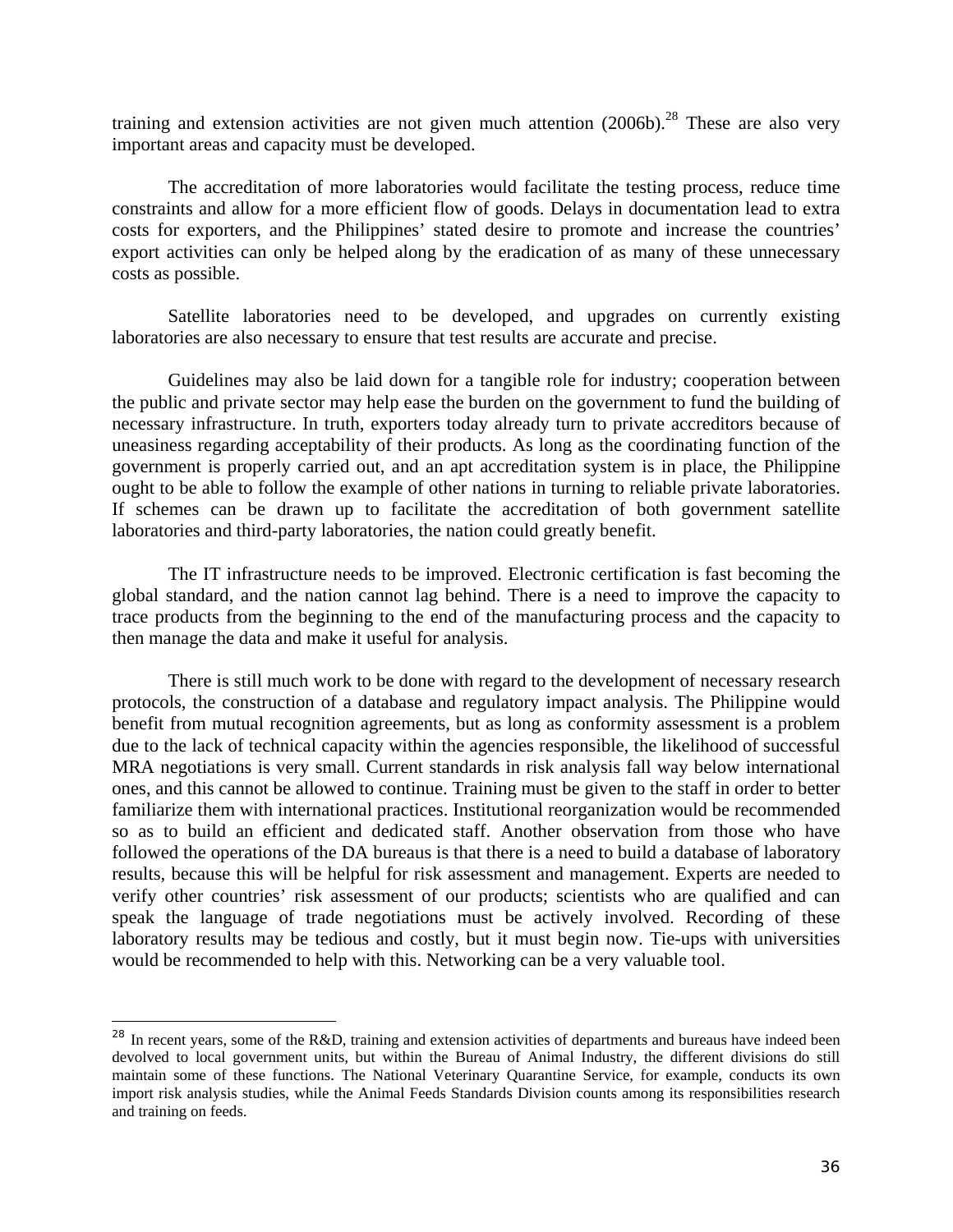training and extension activities are not given much attention (2006b).[28] These are also very important areas and capacity must be developed.

The accreditation of more laboratories would facilitate the testing process, reduce time constraints and allow for a more efficient flow of goods. Delays in documentation lead to extra costs for exporters, and the Philippines' stated desire to promote and increase the countries' export activities can only be helped along by the eradication of as many of these unnecessary costs as possible.

Satellite laboratories need to be developed, and upgrades on currently existing laboratories are also necessary to ensure that test results are accurate and precise.

Guidelines may also be laid down for a tangible role for industry; cooperation between the public and private sector may help ease the burden on the government to fund the building of necessary infrastructure. In truth, exporters today already turn to private accreditors because of uneasiness regarding acceptability of their products. As long as the coordinating function of the government is properly carried out, and an apt accreditation system is in place, the Philippine ought to be able to follow the example of other nations in turning to reliable private laboratories. If schemes can be drawn up to facilitate the accreditation of both government satellite laboratories and third-party laboratories, the nation could greatly benefit.

The IT infrastructure needs to be improved. Electronic certification is fast becoming the global standard, and the nation cannot lag behind. There is a need to improve the capacity to trace products from the beginning to the end of the manufacturing process and the capacity to then manage the data and make it useful for analysis.

There is still much work to be done with regard to the development of necessary research protocols, the construction of a database and regulatory impact analysis. The Philippine would benefit from mutual recognition agreements, but as long as conformity assessment is a problem due to the lack of technical capacity within the agencies responsible, the likelihood of successful MRA negotiations is very small. Current standards in risk analysis fall way below international ones, and this cannot be allowed to continue. Training must be given to the staff in order to better familiarize them with international practices. Institutional reorganization would be recommended so as to build an efficient and dedicated staff. Another observation from those who have followed the operations of the DA bureaus is that there is a need to build a database of laboratory results, because this will be helpful for risk assessment and management. Experts are needed to verify other countries' risk assessment of our products; scientists who are qualified and can speak the language of trade negotiations must be actively involved. Recording of these laboratory results may be tedious and costly, but it must begin now. Tie-ups with universities would be recommended to help with this. Networking can be a very valuable tool.

---

[28] In recent years, some of the R&D, training and extension activities of departments and bureaus have indeed been devolved to local government units, but within the Bureau of Animal Industry, the different divisions do still maintain some of these functions. The National Veterinary Quarantine Service, for example, conducts its own import risk analysis studies, while the Animal Feeds Standards Division counts among its responsibilities research and training on feeds.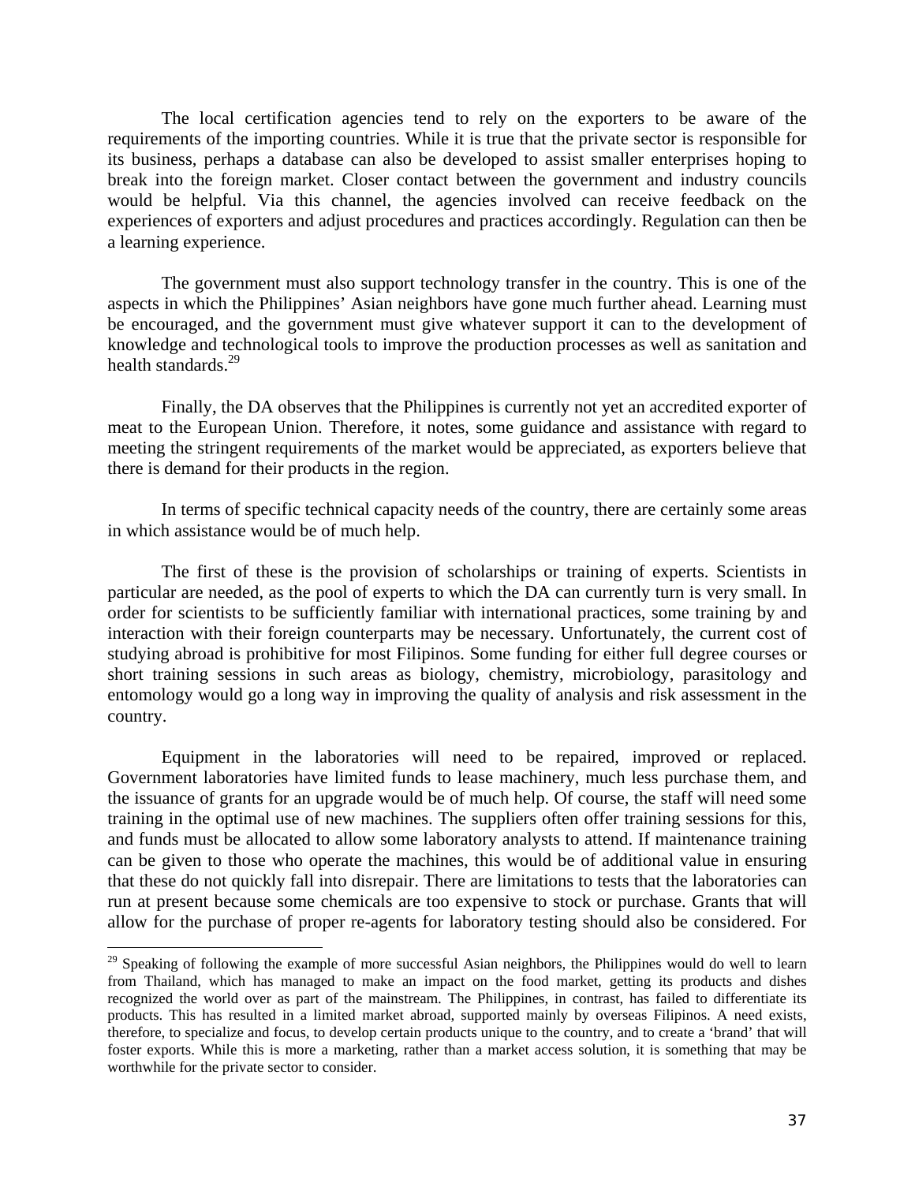The local certification agencies tend to rely on the exporters to be aware of the requirements of the importing countries. While it is true that the private sector is responsible for its business, perhaps a database can also be developed to assist smaller enterprises hoping to break into the foreign market. Closer contact between the government and industry councils would be helpful. Via this channel, the agencies involved can receive feedback on the experiences of exporters and adjust procedures and practices accordingly. Regulation can then be a learning experience.

The government must also support technology transfer in the country. This is one of the aspects in which the Philippines' Asian neighbors have gone much further ahead. Learning must be encouraged, and the government must give whatever support it can to the development of knowledge and technological tools to improve the production processes as well as sanitation and health standards.[29]

Finally, the DA observes that the Philippines is currently not yet an accredited exporter of meat to the European Union. Therefore, it notes, some guidance and assistance with regard to meeting the stringent requirements of the market would be appreciated, as exporters believe that there is demand for their products in the region.

In terms of specific technical capacity needs of the country, there are certainly some areas in which assistance would be of much help.

The first of these is the provision of scholarships or training of experts. Scientists in particular are needed, as the pool of experts to which the DA can currently turn is very small. In order for scientists to be sufficiently familiar with international practices, some training by and interaction with their foreign counterparts may be necessary. Unfortunately, the current cost of studying abroad is prohibitive for most Filipinos. Some funding for either full degree courses or short training sessions in such areas as biology, chemistry, microbiology, parasitology and entomology would go a long way in improving the quality of analysis and risk assessment in the country.

Equipment in the laboratories will need to be repaired, improved or replaced. Government laboratories have limited funds to lease machinery, much less purchase them, and the issuance of grants for an upgrade would be of much help. Of course, the staff will need some training in the optimal use of new machines. The suppliers often offer training sessions for this, and funds must be allocated to allow some laboratory analysts to attend. If maintenance training can be given to those who operate the machines, this would be of additional value in ensuring that these do not quickly fall into disrepair. There are limitations to tests that the laboratories can run at present because some chemicals are too expensive to stock or purchase. Grants that will allow for the purchase of proper re-agents for laboratory testing should also be considered. For

---

[29] Speaking of following the example of more successful Asian neighbors, the Philippines would do well to learn from Thailand, which has managed to make an impact on the food market, getting its products and dishes recognized the world over as part of the mainstream. The Philippines, in contrast, has failed to differentiate its products. This has resulted in a limited market abroad, supported mainly by overseas Filipinos. A need exists, therefore, to specialize and focus, to develop certain products unique to the country, and to create a 'brand' that will foster exports. While this is more a marketing, rather than a market access solution, it is something that may be worthwhile for the private sector to consider.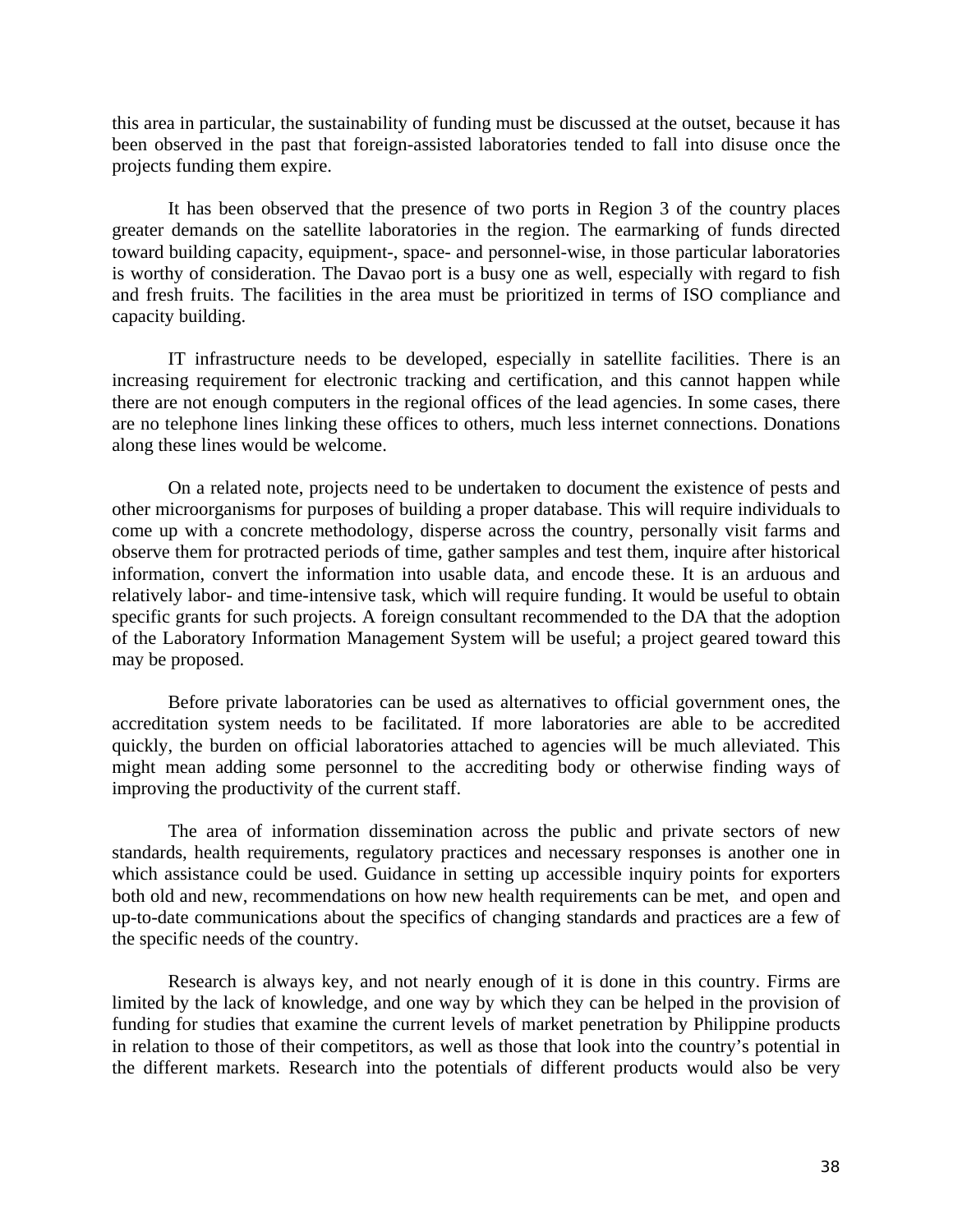this area in particular, the sustainability of funding must be discussed at the outset, because it has been observed in the past that foreign-assisted laboratories tended to fall into disuse once the projects funding them expire.

It has been observed that the presence of two ports in Region 3 of the country places greater demands on the satellite laboratories in the region. The earmarking of funds directed toward building capacity, equipment-, space- and personnel-wise, in those particular laboratories is worthy of consideration. The Davao port is a busy one as well, especially with regard to fish and fresh fruits. The facilities in the area must be prioritized in terms of ISO compliance and capacity building.

IT infrastructure needs to be developed, especially in satellite facilities. There is an increasing requirement for electronic tracking and certification, and this cannot happen while there are not enough computers in the regional offices of the lead agencies. In some cases, there are no telephone lines linking these offices to others, much less internet connections. Donations along these lines would be welcome.

On a related note, projects need to be undertaken to document the existence of pests and other microorganisms for purposes of building a proper database. This will require individuals to come up with a concrete methodology, disperse across the country, personally visit farms and observe them for protracted periods of time, gather samples and test them, inquire after historical information, convert the information into usable data, and encode these. It is an arduous and relatively labor- and time-intensive task, which will require funding. It would be useful to obtain specific grants for such projects. A foreign consultant recommended to the DA that the adoption of the Laboratory Information Management System will be useful; a project geared toward this may be proposed.

Before private laboratories can be used as alternatives to official government ones, the accreditation system needs to be facilitated. If more laboratories are able to be accredited quickly, the burden on official laboratories attached to agencies will be much alleviated. This might mean adding some personnel to the accrediting body or otherwise finding ways of improving the productivity of the current staff.

The area of information dissemination across the public and private sectors of new standards, health requirements, regulatory practices and necessary responses is another one in which assistance could be used. Guidance in setting up accessible inquiry points for exporters both old and new, recommendations on how new health requirements can be met, and open and up-to-date communications about the specifics of changing standards and practices are a few of the specific needs of the country.

Research is always key, and not nearly enough of it is done in this country. Firms are limited by the lack of knowledge, and one way by which they can be helped in the provision of funding for studies that examine the current levels of market penetration by Philippine products in relation to those of their competitors, as well as those that look into the country's potential in the different markets. Research into the potentials of different products would also be very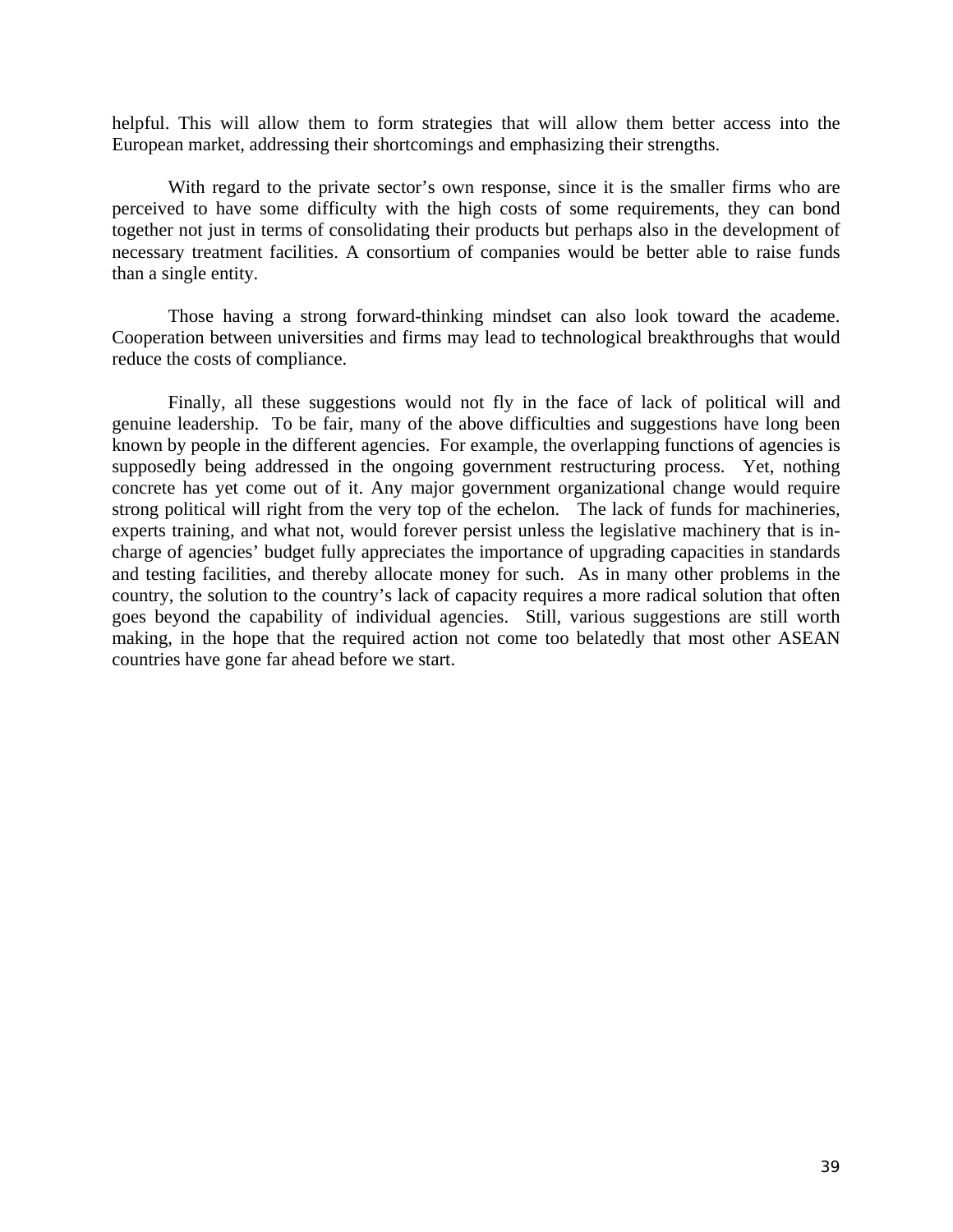helpful. This will allow them to form strategies that will allow them better access into the European market, addressing their shortcomings and emphasizing their strengths.

With regard to the private sector's own response, since it is the smaller firms who are perceived to have some difficulty with the high costs of some requirements, they can bond together not just in terms of consolidating their products but perhaps also in the development of necessary treatment facilities. A consortium of companies would be better able to raise funds than a single entity.

Those having a strong forward-thinking mindset can also look toward the academe. Cooperation between universities and firms may lead to technological breakthroughs that would reduce the costs of compliance.

Finally, all these suggestions would not fly in the face of lack of political will and genuine leadership. To be fair, many of the above difficulties and suggestions have long been known by people in the different agencies. For example, the overlapping functions of agencies is supposedly being addressed in the ongoing government restructuring process. Yet, nothing concrete has yet come out of it. Any major government organizational change would require strong political will right from the very top of the echelon. The lack of funds for machineries, experts training, and what not, would forever persist unless the legislative machinery that is in-charge of agencies' budget fully appreciates the importance of upgrading capacities in standards and testing facilities, and thereby allocate money for such. As in many other problems in the country, the solution to the country's lack of capacity requires a more radical solution that often goes beyond the capability of individual agencies. Still, various suggestions are still worth making, in the hope that the required action not come too belatedly that most other ASEAN countries have gone far ahead before we start.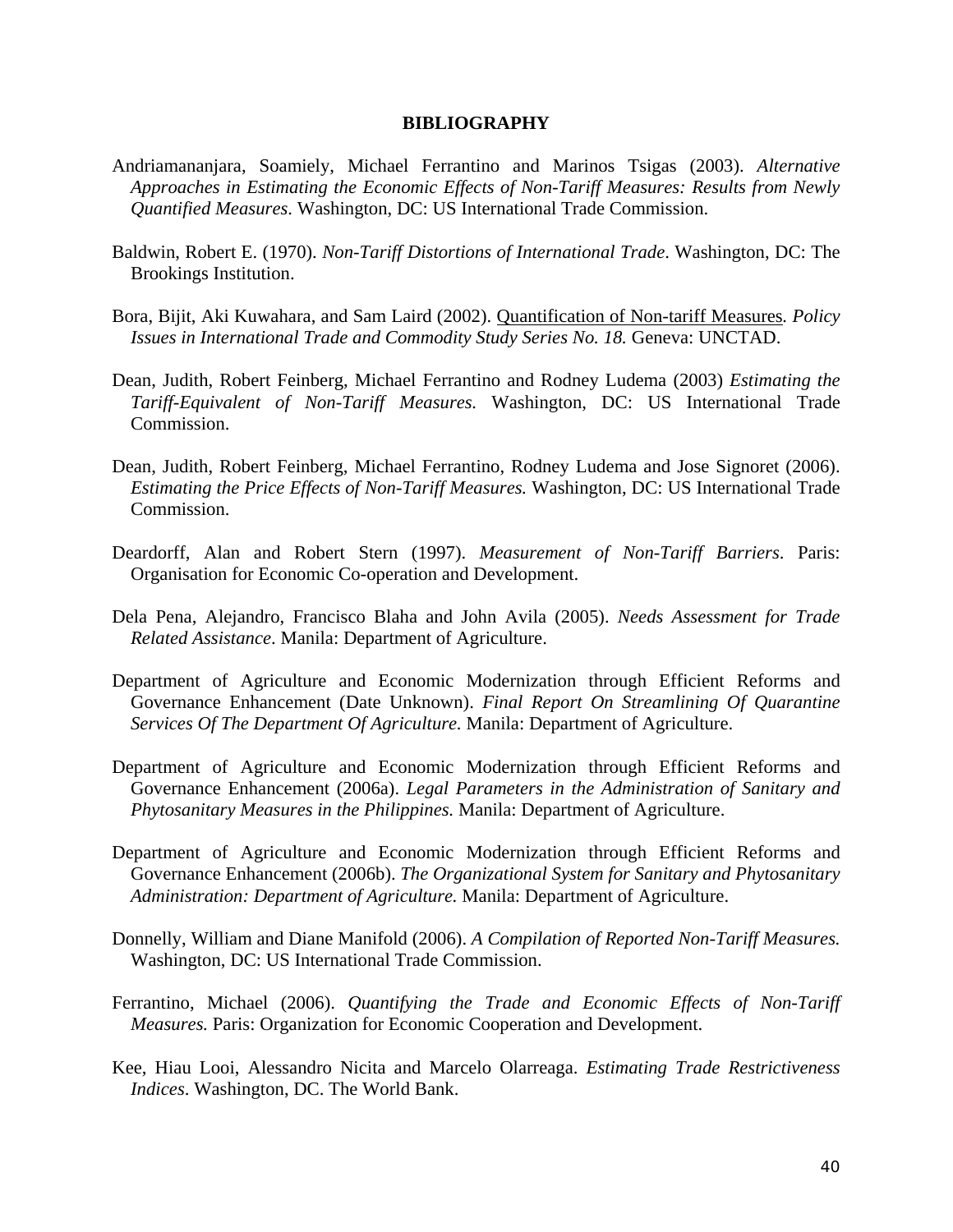# BIBLIOGRAPHY

Andriamananjara, Soamiely, Michael Ferrantino and Marinos Tsigas (2003). *Alternative Approaches in Estimating the Economic Effects of Non-Tariff Measures: Results from Newly Quantified Measures*. Washington, DC: US International Trade Commission.

Baldwin, Robert E. (1970). *Non-Tariff Distortions of International Trade*. Washington, DC: The Brookings Institution.

Bora, Bijit, Aki Kuwahara, and Sam Laird (2002). <u>Quantification of Non-tariff Measures</u>*. Policy Issues in International Trade and Commodity Study Series No. 18.* Geneva: UNCTAD.

Dean, Judith, Robert Feinberg, Michael Ferrantino and Rodney Ludema (2003) *Estimating the Tariff-Equivalent of Non-Tariff Measures.* Washington, DC: US International Trade Commission.

Dean, Judith, Robert Feinberg, Michael Ferrantino, Rodney Ludema and Jose Signoret (2006). *Estimating the Price Effects of Non-Tariff Measures.* Washington, DC: US International Trade Commission.

Deardorff, Alan and Robert Stern (1997). *Measurement of Non-Tariff Barriers*. Paris: Organisation for Economic Co-operation and Development.

Dela Pena, Alejandro, Francisco Blaha and John Avila (2005). *Needs Assessment for Trade Related Assistance*. Manila: Department of Agriculture.

Department of Agriculture and Economic Modernization through Efficient Reforms and Governance Enhancement (Date Unknown). *Final Report On Streamlining Of Quarantine Services Of The Department Of Agriculture.* Manila: Department of Agriculture.

Department of Agriculture and Economic Modernization through Efficient Reforms and Governance Enhancement (2006a). *Legal Parameters in the Administration of Sanitary and Phytosanitary Measures in the Philippines.* Manila: Department of Agriculture.

Department of Agriculture and Economic Modernization through Efficient Reforms and Governance Enhancement (2006b). *The Organizational System for Sanitary and Phytosanitary Administration: Department of Agriculture.* Manila: Department of Agriculture.

Donnelly, William and Diane Manifold (2006). *A Compilation of Reported Non-Tariff Measures.* Washington, DC: US International Trade Commission.

Ferrantino, Michael (2006). *Quantifying the Trade and Economic Effects of Non-Tariff Measures.* Paris: Organization for Economic Cooperation and Development.

Kee, Hiau Looi, Alessandro Nicita and Marcelo Olarreaga. *Estimating Trade Restrictiveness Indices*. Washington, DC. The World Bank.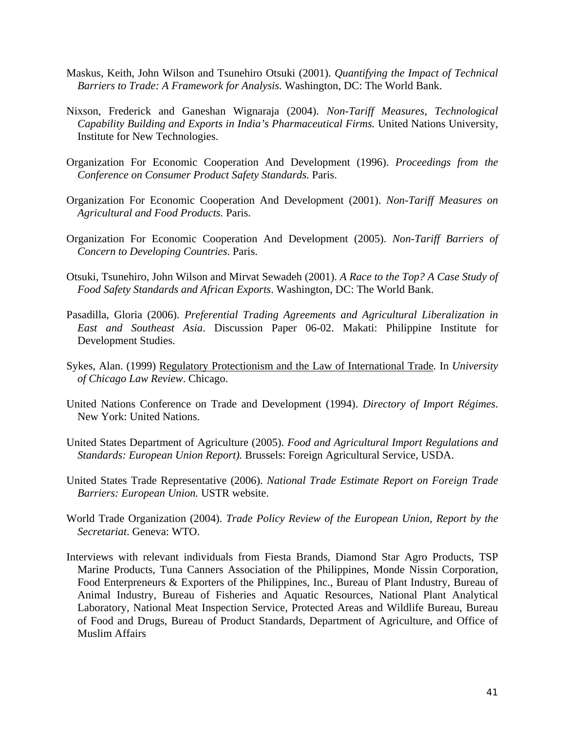Maskus, Keith, John Wilson and Tsunehiro Otsuki (2001). *Quantifying the Impact of Technical Barriers to Trade: A Framework for Analysis.* Washington, DC: The World Bank.

Nixson, Frederick and Ganeshan Wignaraja (2004). *Non-Tariff Measures, Technological Capability Building and Exports in India's Pharmaceutical Firms.* United Nations University, Institute for New Technologies.

Organization For Economic Cooperation And Development (1996). *Proceedings from the Conference on Consumer Product Safety Standards.* Paris.

Organization For Economic Cooperation And Development (2001). *Non-Tariff Measures on Agricultural and Food Products.* Paris.

Organization For Economic Cooperation And Development (2005). *Non-Tariff Barriers of Concern to Developing Countries*. Paris.

Otsuki, Tsunehiro, John Wilson and Mirvat Sewadeh (2001). *A Race to the Top? A Case Study of Food Safety Standards and African Exports*. Washington, DC: The World Bank.

Pasadilla, Gloria (2006). *Preferential Trading Agreements and Agricultural Liberalization in East and Southeast Asia*. Discussion Paper 06-02. Makati: Philippine Institute for Development Studies.

Sykes, Alan. (1999) Regulatory Protectionism and the Law of International Trade*.* In *University of Chicago Law Review*. Chicago.

United Nations Conference on Trade and Development (1994). *Directory of Import Régimes*. New York: United Nations.

United States Department of Agriculture (2005). *Food and Agricultural Import Regulations and Standards: European Union Report).* Brussels: Foreign Agricultural Service, USDA.

United States Trade Representative (2006). *National Trade Estimate Report on Foreign Trade Barriers: European Union.* USTR website.

World Trade Organization (2004). *Trade Policy Review of the European Union, Report by the Secretariat*. Geneva: WTO.

Interviews with relevant individuals from Fiesta Brands, Diamond Star Agro Products, TSP Marine Products, Tuna Canners Association of the Philippines, Monde Nissin Corporation, Food Enterpreneurs & Exporters of the Philippines, Inc., Bureau of Plant Industry, Bureau of Animal Industry, Bureau of Fisheries and Aquatic Resources, National Plant Analytical Laboratory, National Meat Inspection Service, Protected Areas and Wildlife Bureau, Bureau of Food and Drugs, Bureau of Product Standards, Department of Agriculture, and Office of Muslim Affairs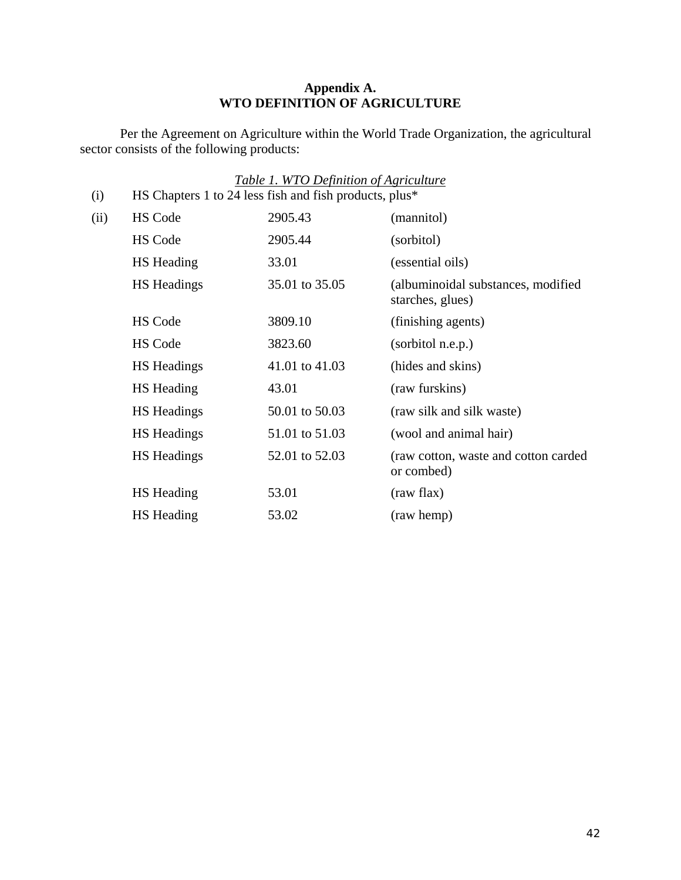# Appendix A.
# WTO DEFINITION OF AGRICULTURE

Per the Agreement on Agriculture within the World Trade Organization, the agricultural sector consists of the following products:

*Table 1. WTO Definition of Agriculture*

| | | | |
|---|---|---|---|
| (i) | HS Chapters 1 to 24 less fish and fish products, plus* | | |
| (ii) | HS Code | 2905.43 | (mannitol) |
| | HS Code | 2905.44 | (sorbitol) |
| | HS Heading | 33.01 | (essential oils) |
| | HS Headings | 35.01 to 35.05 | (albuminoidal substances, modified starches, glues) |
| | HS Code | 3809.10 | (finishing agents) |
| | HS Code | 3823.60 | (sorbitol n.e.p.) |
| | HS Headings | 41.01 to 41.03 | (hides and skins) |
| | HS Heading | 43.01 | (raw furskins) |
| | HS Headings | 50.01 to 50.03 | (raw silk and silk waste) |
| | HS Headings | 51.01 to 51.03 | (wool and animal hair) |
| | HS Headings | 52.01 to 52.03 | (raw cotton, waste and cotton carded or combed) |
| | HS Heading | 53.01 | (raw flax) |
| | HS Heading | 53.02 | (raw hemp) |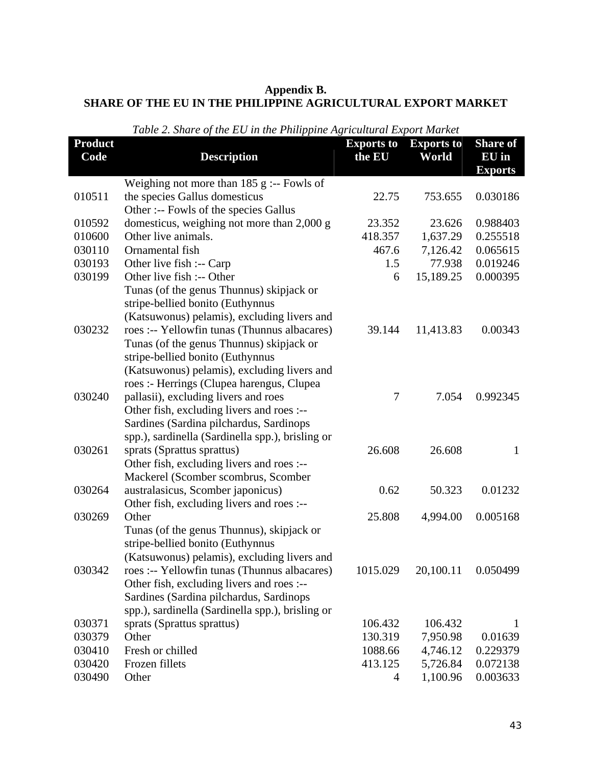**Appendix B.**
**SHARE OF THE EU IN THE PHILIPPINE AGRICULTURAL EXPORT MARKET**

*Table 2. Share of the EU in the Philippine Agricultural Export Market*

| Product Code | Description | Exports to the EU | Exports to World | Share of EU in Exports |
|---|---|---|---|---|
| 010511 | Weighing not more than 185 g :-- Fowls of the species Gallus domesticus | 22.75 | 753.655 | 0.030186 |
| 010592 | Other :-- Fowls of the species Gallus domesticus, weighing not more than 2,000 g | 23.352 | 23.626 | 0.988403 |
| 010600 | Other live animals. | 418.357 | 1,637.29 | 0.255518 |
| 030110 | Ornamental fish | 467.6 | 7,126.42 | 0.065615 |
| 030193 | Other live fish :-- Carp | 1.5 | 77.938 | 0.019246 |
| 030199 | Other live fish :-- Other | 6 | 15,189.25 | 0.000395 |
| 030232 | Tunas (of the genus Thunnus) skipjack or stripe-bellied bonito (Euthynnus (Katsuwonus) pelamis), excluding livers and roes :-- Yellowfin tunas (Thunnus albacares) | 39.144 | 11,413.83 | 0.00343 |
| 030240 | Tunas (of the genus Thunnus) skipjack or stripe-bellied bonito (Euthynnus (Katsuwonus) pelamis), excluding livers and roes :- Herrings (Clupea harengus, Clupea pallasii), excluding livers and roes | 7 | 7.054 | 0.992345 |
| 030261 | Other fish, excluding livers and roes :-- Sardines (Sardina pilchardus, Sardinops spp.), sardinella (Sardinella spp.), brisling or sprats (Sprattus sprattus) | 26.608 | 26.608 | 1 |
| 030264 | Other fish, excluding livers and roes :-- Mackerel (Scomber scombrus, Scomber australasicus, Scomber japonicus) | 0.62 | 50.323 | 0.01232 |
| 030269 | Other fish, excluding livers and roes :-- Other | 25.808 | 4,994.00 | 0.005168 |
| 030342 | Tunas (of the genus Thunnus), skipjack or stripe-bellied bonito (Euthynnus (Katsuwonus) pelamis), excluding livers and roes :-- Yellowfin tunas (Thunnus albacares) | 1015.029 | 20,100.11 | 0.050499 |
| 030371 | Other fish, excluding livers and roes :-- Sardines (Sardina pilchardus, Sardinops spp.), sardinella (Sardinella spp.), brisling or sprats (Sprattus sprattus) | 106.432 | 106.432 | 1 |
| 030379 | Other | 130.319 | 7,950.98 | 0.01639 |
| 030410 | Fresh or chilled | 1088.66 | 4,746.12 | 0.229379 |
| 030420 | Frozen fillets | 413.125 | 5,726.84 | 0.072138 |
| 030490 | Other | 4 | 1,100.96 | 0.003633 |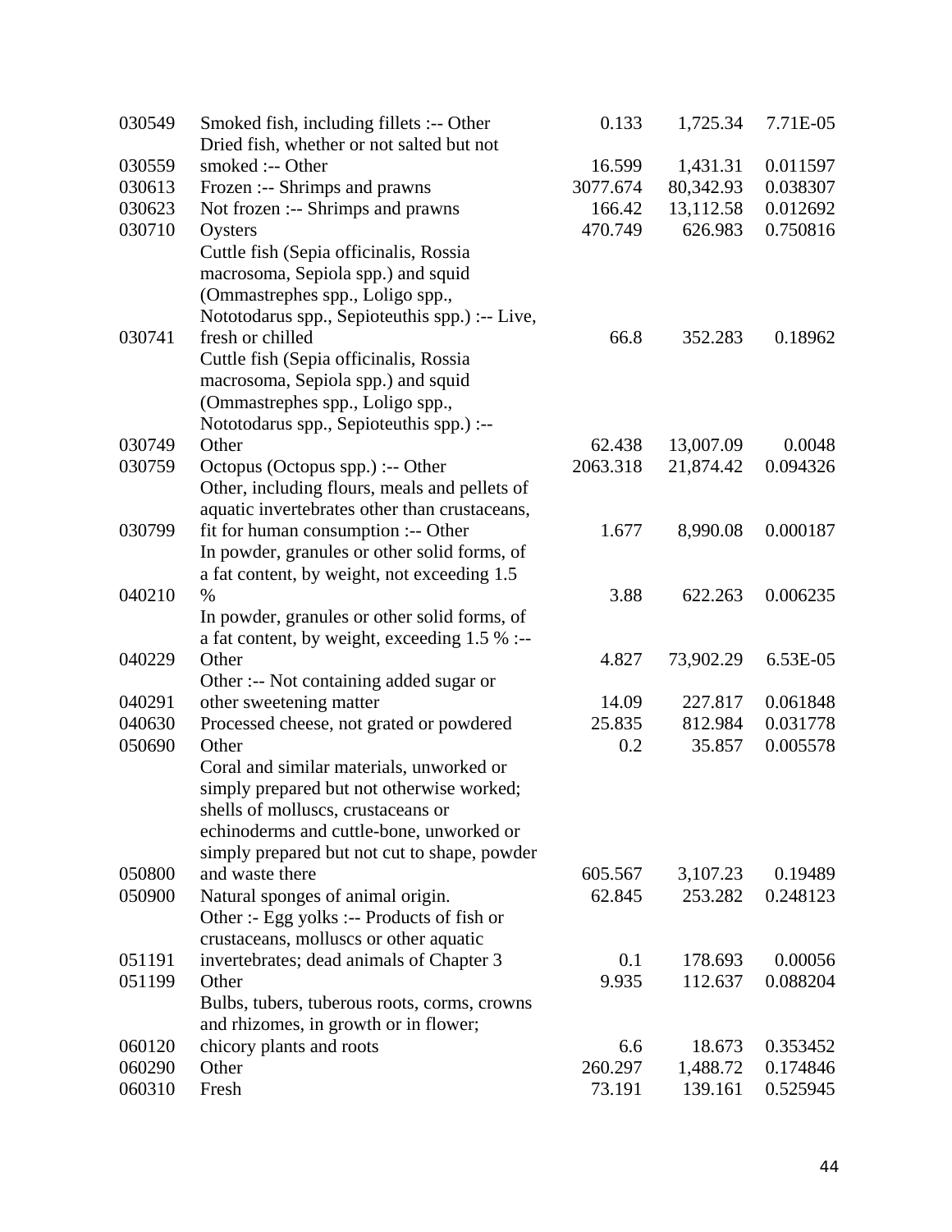| | | | | |
|---|---|---|---|---|
| 030549 | Smoked fish, including fillets :-- Other | 0.133 | 1,725.34 | 7.71E-05 |
| 030559 | Dried fish, whether or not salted but not smoked :-- Other | 16.599 | 1,431.31 | 0.011597 |
| 030613 | Frozen :-- Shrimps and prawns | 3077.674 | 80,342.93 | 0.038307 |
| 030623 | Not frozen :-- Shrimps and prawns | 166.42 | 13,112.58 | 0.012692 |
| 030710 | Oysters | 470.749 | 626.983 | 0.750816 |
| 030741 | Cuttle fish (Sepia officinalis, Rossia macrosoma, Sepiola spp.) and squid (Ommastrephes spp., Loligo spp., Nototodarus spp., Sepioteuthis spp.) :-- Live, fresh or chilled | 66.8 | 352.283 | 0.18962 |
| 030749 | Cuttle fish (Sepia officinalis, Rossia macrosoma, Sepiola spp.) and squid (Ommastrephes spp., Loligo spp., Nototodarus spp., Sepioteuthis spp.) :-- Other | 62.438 | 13,007.09 | 0.0048 |
| 030759 | Octopus (Octopus spp.) :-- Other | 2063.318 | 21,874.42 | 0.094326 |
| 030799 | Other, including flours, meals and pellets of aquatic invertebrates other than crustaceans, fit for human consumption :-- Other | 1.677 | 8,990.08 | 0.000187 |
| 040210 | In powder, granules or other solid forms, of a fat content, by weight, not exceeding 1.5 % | 3.88 | 622.263 | 0.006235 |
| 040229 | In powder, granules or other solid forms, of a fat content, by weight, exceeding 1.5 % :-- Other | 4.827 | 73,902.29 | 6.53E-05 |
| 040291 | Other :-- Not containing added sugar or other sweetening matter | 14.09 | 227.817 | 0.061848 |
| 040630 | Processed cheese, not grated or powdered | 25.835 | 812.984 | 0.031778 |
| 050690 | Other | 0.2 | 35.857 | 0.005578 |
| 050800 | Coral and similar materials, unworked or simply prepared but not otherwise worked; shells of molluscs, crustaceans or echinoderms and cuttle-bone, unworked or simply prepared but not cut to shape, powder and waste there | 605.567 | 3,107.23 | 0.19489 |
| 050900 | Natural sponges of animal origin. | 62.845 | 253.282 | 0.248123 |
| 051191 | Other :- Egg yolks :-- Products of fish or crustaceans, molluscs or other aquatic invertebrates; dead animals of Chapter 3 | 0.1 | 178.693 | 0.00056 |
| 051199 | Other | 9.935 | 112.637 | 0.088204 |
| 060120 | Bulbs, tubers, tuberous roots, corms, crowns and rhizomes, in growth or in flower; chicory plants and roots | 6.6 | 18.673 | 0.353452 |
| 060290 | Other | 260.297 | 1,488.72 | 0.174846 |
| 060310 | Fresh | 73.191 | 139.161 | 0.525945 |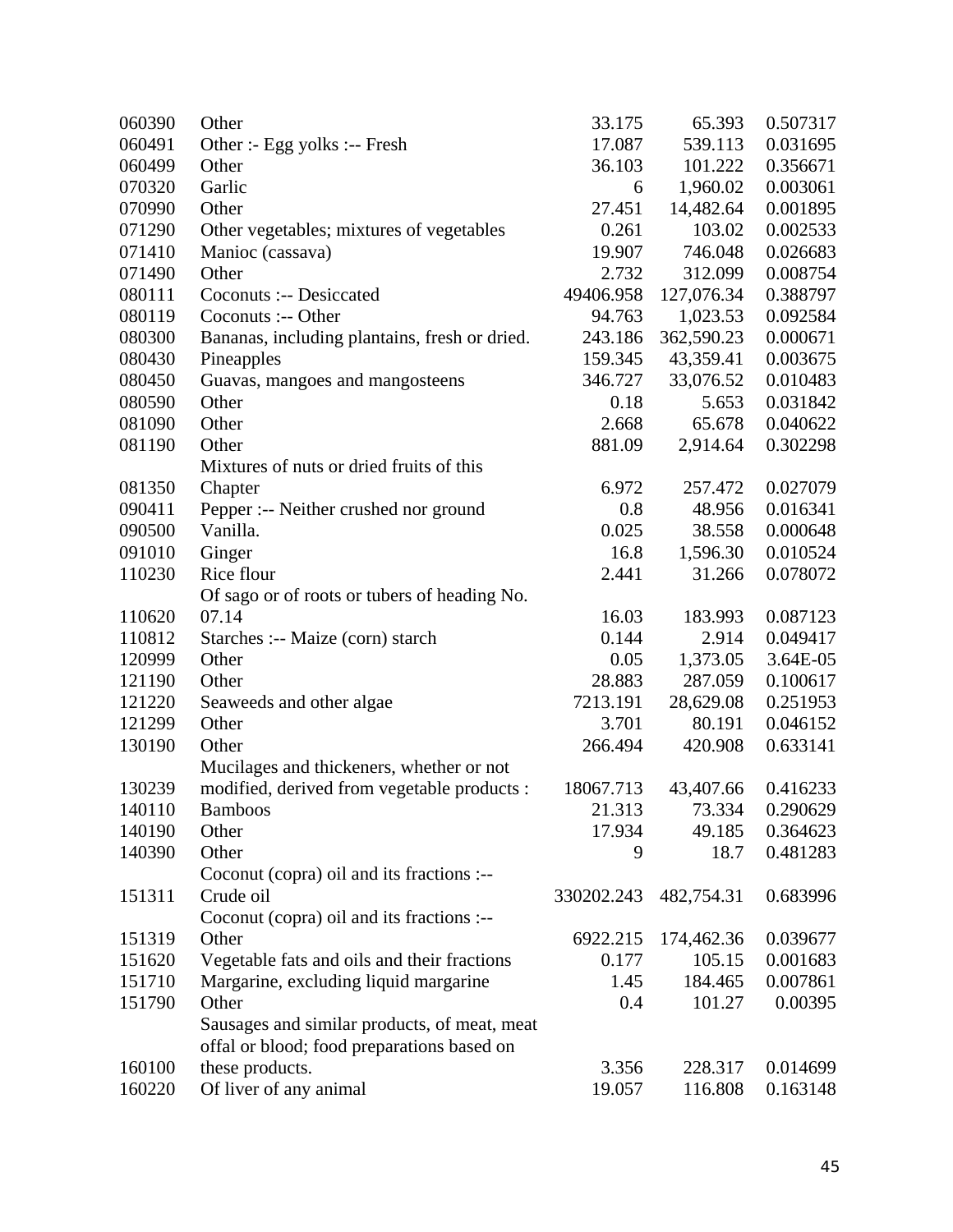| | | | | |
|---|---|---|---|---|
| 060390 | Other | 33.175 | 65.393 | 0.507317 |
| 060491 | Other :- Egg yolks :-- Fresh | 17.087 | 539.113 | 0.031695 |
| 060499 | Other | 36.103 | 101.222 | 0.356671 |
| 070320 | Garlic | 6 | 1,960.02 | 0.003061 |
| 070990 | Other | 27.451 | 14,482.64 | 0.001895 |
| 071290 | Other vegetables; mixtures of vegetables | 0.261 | 103.02 | 0.002533 |
| 071410 | Manioc (cassava) | 19.907 | 746.048 | 0.026683 |
| 071490 | Other | 2.732 | 312.099 | 0.008754 |
| 080111 | Coconuts :-- Desiccated | 49406.958 | 127,076.34 | 0.388797 |
| 080119 | Coconuts :-- Other | 94.763 | 1,023.53 | 0.092584 |
| 080300 | Bananas, including plantains, fresh or dried. | 243.186 | 362,590.23 | 0.000671 |
| 080430 | Pineapples | 159.345 | 43,359.41 | 0.003675 |
| 080450 | Guavas, mangoes and mangosteens | 346.727 | 33,076.52 | 0.010483 |
| 080590 | Other | 0.18 | 5.653 | 0.031842 |
| 081090 | Other | 2.668 | 65.678 | 0.040622 |
| 081190 | Other | 881.09 | 2,914.64 | 0.302298 |
| 081350 | Mixtures of nuts or dried fruits of this Chapter | 6.972 | 257.472 | 0.027079 |
| 090411 | Pepper :-- Neither crushed nor ground | 0.8 | 48.956 | 0.016341 |
| 090500 | Vanilla. | 0.025 | 38.558 | 0.000648 |
| 091010 | Ginger | 16.8 | 1,596.30 | 0.010524 |
| 110230 | Rice flour | 2.441 | 31.266 | 0.078072 |
| 110620 | Of sago or of roots or tubers of heading No. 07.14 | 16.03 | 183.993 | 0.087123 |
| 110812 | Starches :-- Maize (corn) starch | 0.144 | 2.914 | 0.049417 |
| 120999 | Other | 0.05 | 1,373.05 | 3.64E-05 |
| 121190 | Other | 28.883 | 287.059 | 0.100617 |
| 121220 | Seaweeds and other algae | 7213.191 | 28,629.08 | 0.251953 |
| 121299 | Other | 3.701 | 80.191 | 0.046152 |
| 130190 | Other | 266.494 | 420.908 | 0.633141 |
| 130239 | Mucilages and thickeners, whether or not modified, derived from vegetable products : | 18067.713 | 43,407.66 | 0.416233 |
| 140110 | Bamboos | 21.313 | 73.334 | 0.290629 |
| 140190 | Other | 17.934 | 49.185 | 0.364623 |
| 140390 | Other | 9 | 18.7 | 0.481283 |
| 151311 | Coconut (copra) oil and its fractions :-- Crude oil | 330202.243 | 482,754.31 | 0.683996 |
| 151319 | Coconut (copra) oil and its fractions :-- Other | 6922.215 | 174,462.36 | 0.039677 |
| 151620 | Vegetable fats and oils and their fractions | 0.177 | 105.15 | 0.001683 |
| 151710 | Margarine, excluding liquid margarine | 1.45 | 184.465 | 0.007861 |
| 151790 | Other | 0.4 | 101.27 | 0.00395 |
| 160100 | Sausages and similar products, of meat, meat offal or blood; food preparations based on these products. | 3.356 | 228.317 | 0.014699 |
| 160220 | Of liver of any animal | 19.057 | 116.808 | 0.163148 |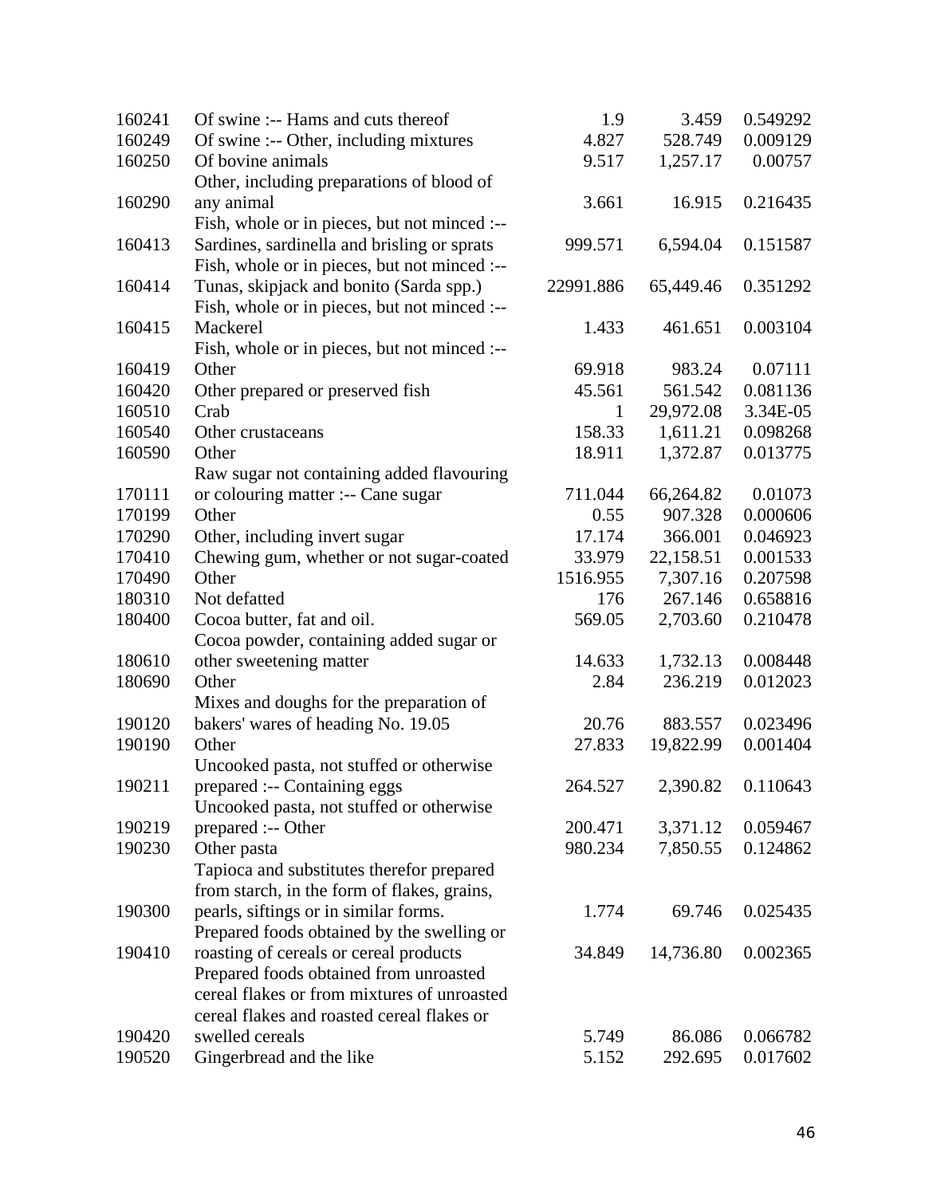| | | | | |
|---|---|---|---|---|
| 160241 | Of swine :-- Hams and cuts thereof | 1.9 | 3.459 | 0.549292 |
| 160249 | Of swine :-- Other, including mixtures | 4.827 | 528.749 | 0.009129 |
| 160250 | Of bovine animals | 9.517 | 1,257.17 | 0.00757 |
| 160290 | Other, including preparations of blood of any animal | 3.661 | 16.915 | 0.216435 |
| 160413 | Fish, whole or in pieces, but not minced :-- Sardines, sardinella and brisling or sprats | 999.571 | 6,594.04 | 0.151587 |
| 160414 | Fish, whole or in pieces, but not minced :-- Tunas, skipjack and bonito (Sarda spp.) | 22991.886 | 65,449.46 | 0.351292 |
| 160415 | Fish, whole or in pieces, but not minced :-- Mackerel | 1.433 | 461.651 | 0.003104 |
| 160419 | Fish, whole or in pieces, but not minced :-- Other | 69.918 | 983.24 | 0.07111 |
| 160420 | Other prepared or preserved fish | 45.561 | 561.542 | 0.081136 |
| 160510 | Crab | 1 | 29,972.08 | 3.34E-05 |
| 160540 | Other crustaceans | 158.33 | 1,611.21 | 0.098268 |
| 160590 | Other | 18.911 | 1,372.87 | 0.013775 |
| 170111 | Raw sugar not containing added flavouring or colouring matter :-- Cane sugar | 711.044 | 66,264.82 | 0.01073 |
| 170199 | Other | 0.55 | 907.328 | 0.000606 |
| 170290 | Other, including invert sugar | 17.174 | 366.001 | 0.046923 |
| 170410 | Chewing gum, whether or not sugar-coated | 33.979 | 22,158.51 | 0.001533 |
| 170490 | Other | 1516.955 | 7,307.16 | 0.207598 |
| 180310 | Not defatted | 176 | 267.146 | 0.658816 |
| 180400 | Cocoa butter, fat and oil. | 569.05 | 2,703.60 | 0.210478 |
| 180610 | Cocoa powder, containing added sugar or other sweetening matter | 14.633 | 1,732.13 | 0.008448 |
| 180690 | Other | 2.84 | 236.219 | 0.012023 |
| 190120 | Mixes and doughs for the preparation of bakers' wares of heading No. 19.05 | 20.76 | 883.557 | 0.023496 |
| 190190 | Other | 27.833 | 19,822.99 | 0.001404 |
| 190211 | Uncooked pasta, not stuffed or otherwise prepared :-- Containing eggs | 264.527 | 2,390.82 | 0.110643 |
| 190219 | Uncooked pasta, not stuffed or otherwise prepared :-- Other | 200.471 | 3,371.12 | 0.059467 |
| 190230 | Other pasta | 980.234 | 7,850.55 | 0.124862 |
| 190300 | Tapioca and substitutes therefor prepared from starch, in the form of flakes, grains, pearls, siftings or in similar forms. | 1.774 | 69.746 | 0.025435 |
| 190410 | Prepared foods obtained by the swelling or roasting of cereals or cereal products | 34.849 | 14,736.80 | 0.002365 |
| 190420 | Prepared foods obtained from unroasted cereal flakes or from mixtures of unroasted cereal flakes and roasted cereal flakes or swelled cereals | 5.749 | 86.086 | 0.066782 |
| 190520 | Gingerbread and the like | 5.152 | 292.695 | 0.017602 |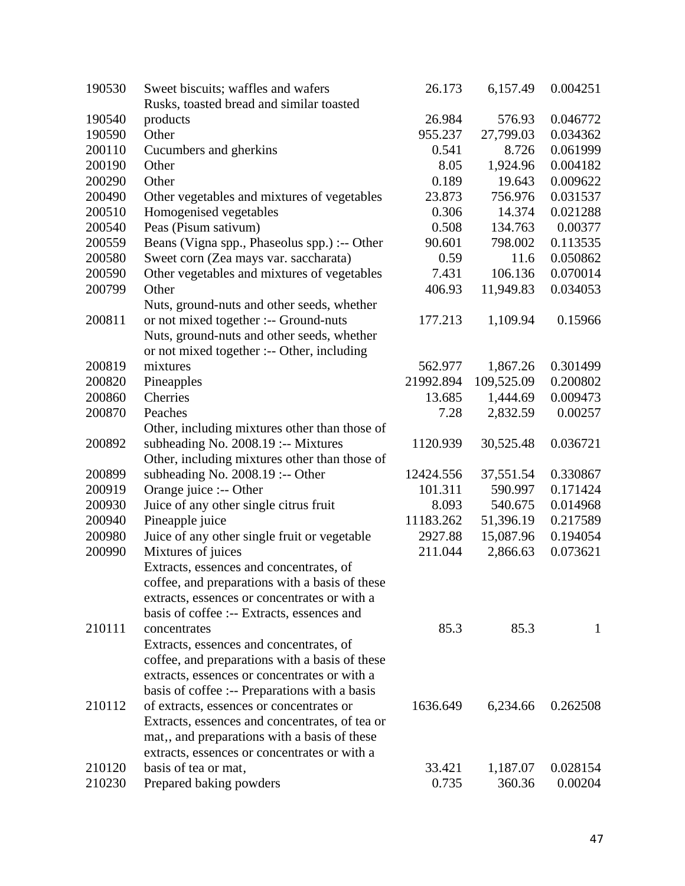| | | | | |
|---|---|---|---|---|
| 190530 | Sweet biscuits; waffles and wafers | 26.173 | 6,157.49 | 0.004251 |
| 190540 | Rusks, toasted bread and similar toasted products | 26.984 | 576.93 | 0.046772 |
| 190590 | Other | 955.237 | 27,799.03 | 0.034362 |
| 200110 | Cucumbers and gherkins | 0.541 | 8.726 | 0.061999 |
| 200190 | Other | 8.05 | 1,924.96 | 0.004182 |
| 200290 | Other | 0.189 | 19.643 | 0.009622 |
| 200490 | Other vegetables and mixtures of vegetables | 23.873 | 756.976 | 0.031537 |
| 200510 | Homogenised vegetables | 0.306 | 14.374 | 0.021288 |
| 200540 | Peas (Pisum sativum) | 0.508 | 134.763 | 0.00377 |
| 200559 | Beans (Vigna spp., Phaseolus spp.) :-- Other | 90.601 | 798.002 | 0.113535 |
| 200580 | Sweet corn (Zea mays var. saccharata) | 0.59 | 11.6 | 0.050862 |
| 200590 | Other vegetables and mixtures of vegetables | 7.431 | 106.136 | 0.070014 |
| 200799 | Other | 406.93 | 11,949.83 | 0.034053 |
| 200811 | Nuts, ground-nuts and other seeds, whether or not mixed together :-- Ground-nuts | 177.213 | 1,109.94 | 0.15966 |
| 200819 | Nuts, ground-nuts and other seeds, whether or not mixed together :-- Other, including mixtures | 562.977 | 1,867.26 | 0.301499 |
| 200820 | Pineapples | 21992.894 | 109,525.09 | 0.200802 |
| 200860 | Cherries | 13.685 | 1,444.69 | 0.009473 |
| 200870 | Peaches | 7.28 | 2,832.59 | 0.00257 |
| 200892 | Other, including mixtures other than those of subheading No. 2008.19 :-- Mixtures | 1120.939 | 30,525.48 | 0.036721 |
| 200899 | Other, including mixtures other than those of subheading No. 2008.19 :-- Other | 12424.556 | 37,551.54 | 0.330867 |
| 200919 | Orange juice :-- Other | 101.311 | 590.997 | 0.171424 |
| 200930 | Juice of any other single citrus fruit | 8.093 | 540.675 | 0.014968 |
| 200940 | Pineapple juice | 11183.262 | 51,396.19 | 0.217589 |
| 200980 | Juice of any other single fruit or vegetable | 2927.88 | 15,087.96 | 0.194054 |
| 200990 | Mixtures of juices | 211.044 | 2,866.63 | 0.073621 |
| 210111 | Extracts, essences and concentrates, of coffee, and preparations with a basis of these extracts, essences or concentrates or with a basis of coffee :-- Extracts, essences and concentrates | 85.3 | 85.3 | 1 |
| 210112 | Extracts, essences and concentrates, of coffee, and preparations with a basis of these extracts, essences or concentrates or with a basis of coffee :-- Preparations with a basis of extracts, essences or concentrates or | 1636.649 | 6,234.66 | 0.262508 |
| 210120 | Extracts, essences and concentrates, of tea or mat,, and preparations with a basis of these extracts, essences or concentrates or with a basis of tea or mat, | 33.421 | 1,187.07 | 0.028154 |
| 210230 | Prepared baking powders | 0.735 | 360.36 | 0.00204 |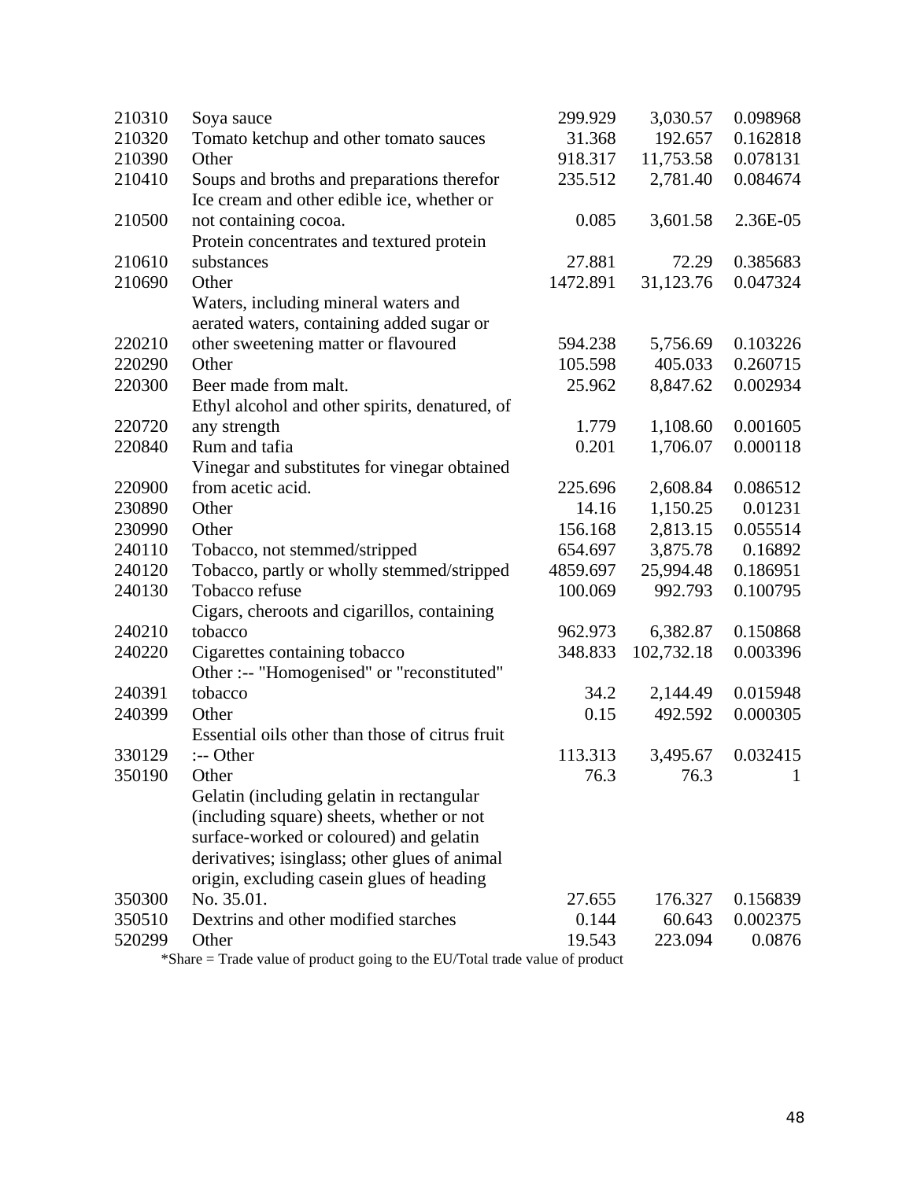| | | | | |
|---|---|---|---|---|
| 210310 | Soya sauce | 299.929 | 3,030.57 | 0.098968 |
| 210320 | Tomato ketchup and other tomato sauces | 31.368 | 192.657 | 0.162818 |
| 210390 | Other | 918.317 | 11,753.58 | 0.078131 |
| 210410 | Soups and broths and preparations therefor | 235.512 | 2,781.40 | 0.084674 |
| 210500 | Ice cream and other edible ice, whether or not containing cocoa. | 0.085 | 3,601.58 | 2.36E-05 |
| 210610 | Protein concentrates and textured protein substances | 27.881 | 72.29 | 0.385683 |
| 210690 | Other | 1472.891 | 31,123.76 | 0.047324 |
| 220210 | Waters, including mineral waters and aerated waters, containing added sugar or other sweetening matter or flavoured | 594.238 | 5,756.69 | 0.103226 |
| 220290 | Other | 105.598 | 405.033 | 0.260715 |
| 220300 | Beer made from malt. | 25.962 | 8,847.62 | 0.002934 |
| 220720 | Ethyl alcohol and other spirits, denatured, of any strength | 1.779 | 1,108.60 | 0.001605 |
| 220840 | Rum and tafia | 0.201 | 1,706.07 | 0.000118 |
| 220900 | Vinegar and substitutes for vinegar obtained from acetic acid. | 225.696 | 2,608.84 | 0.086512 |
| 230890 | Other | 14.16 | 1,150.25 | 0.01231 |
| 230990 | Other | 156.168 | 2,813.15 | 0.055514 |
| 240110 | Tobacco, not stemmed/stripped | 654.697 | 3,875.78 | 0.16892 |
| 240120 | Tobacco, partly or wholly stemmed/stripped | 4859.697 | 25,994.48 | 0.186951 |
| 240130 | Tobacco refuse | 100.069 | 992.793 | 0.100795 |
| 240210 | Cigars, cheroots and cigarillos, containing tobacco | 962.973 | 6,382.87 | 0.150868 |
| 240220 | Cigarettes containing tobacco | 348.833 | 102,732.18 | 0.003396 |
| 240391 | Other :-- "Homogenised" or "reconstituted" tobacco | 34.2 | 2,144.49 | 0.015948 |
| 240399 | Other | 0.15 | 492.592 | 0.000305 |
| 330129 | Essential oils other than those of citrus fruit :-- Other | 113.313 | 3,495.67 | 0.032415 |
| 350190 | Other | 76.3 | 76.3 | 1 |
| 350300 | Gelatin (including gelatin in rectangular (including square) sheets, whether or not surface-worked or coloured) and gelatin derivatives; isinglass; other glues of animal origin, excluding casein glues of heading No. 35.01. | 27.655 | 176.327 | 0.156839 |
| 350510 | Dextrins and other modified starches | 0.144 | 60.643 | 0.002375 |
| 520299 | Other | 19.543 | 223.094 | 0.0876 |

*Share = Trade value of product going to the EU/Total trade value of product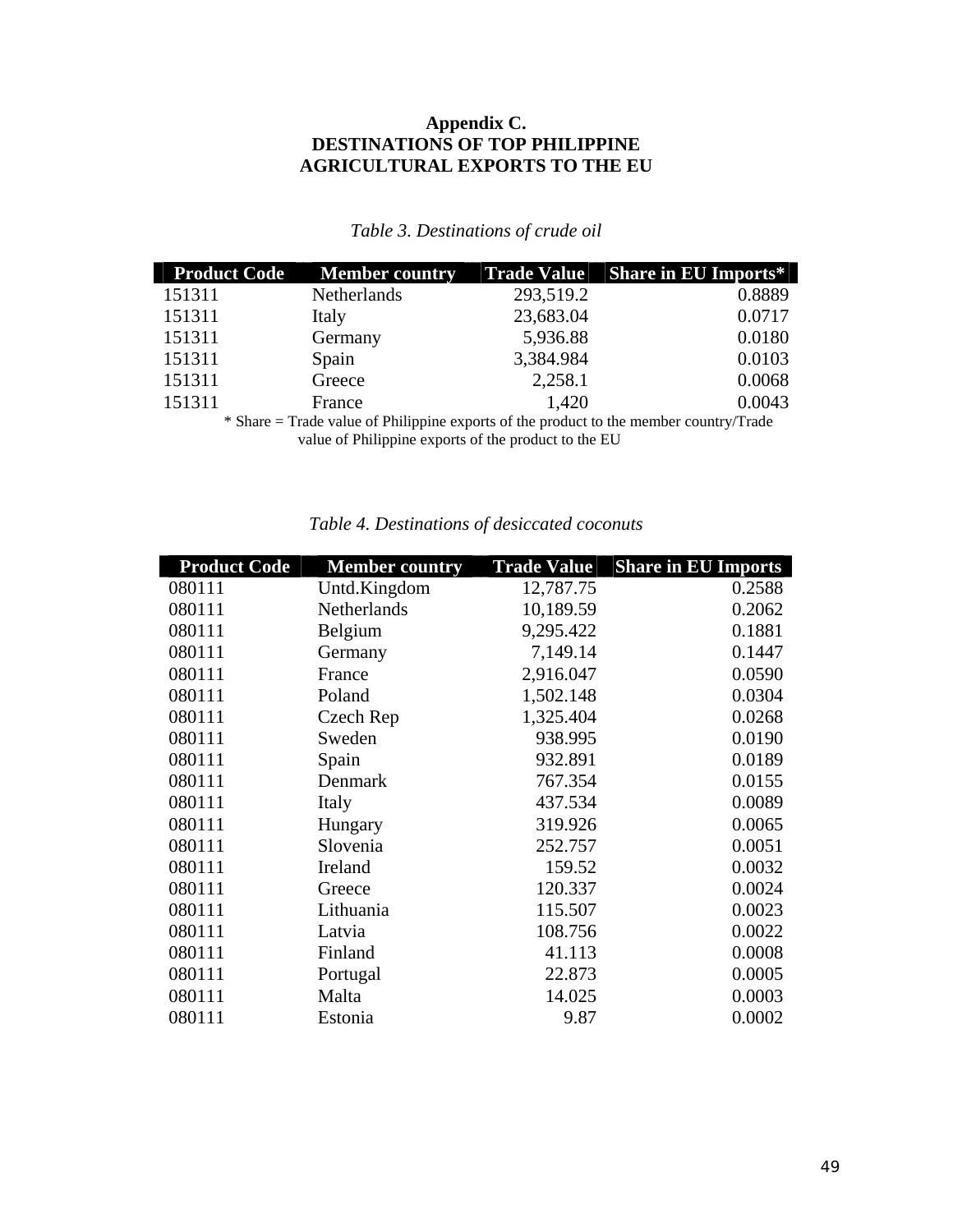**Appendix C.**
**DESTINATIONS OF TOP PHILIPPINE AGRICULTURAL EXPORTS TO THE EU**

*Table 3. Destinations of crude oil*

| Product Code | Member country | Trade Value | Share in EU Imports* |
|---|---|---|---|
| 151311 | Netherlands | 293,519.2 | 0.8889 |
| 151311 | Italy | 23,683.04 | 0.0717 |
| 151311 | Germany | 5,936.88 | 0.0180 |
| 151311 | Spain | 3,384.984 | 0.0103 |
| 151311 | Greece | 2,258.1 | 0.0068 |
| 151311 | France | 1,420 | 0.0043 |

* Share = Trade value of Philippine exports of the product to the member country/Trade value of Philippine exports of the product to the EU

*Table 4. Destinations of desiccated coconuts*

| Product Code | Member country | Trade Value | Share in EU Imports |
|---|---|---|---|
| 080111 | Untd.Kingdom | 12,787.75 | 0.2588 |
| 080111 | Netherlands | 10,189.59 | 0.2062 |
| 080111 | Belgium | 9,295.422 | 0.1881 |
| 080111 | Germany | 7,149.14 | 0.1447 |
| 080111 | France | 2,916.047 | 0.0590 |
| 080111 | Poland | 1,502.148 | 0.0304 |
| 080111 | Czech Rep | 1,325.404 | 0.0268 |
| 080111 | Sweden | 938.995 | 0.0190 |
| 080111 | Spain | 932.891 | 0.0189 |
| 080111 | Denmark | 767.354 | 0.0155 |
| 080111 | Italy | 437.534 | 0.0089 |
| 080111 | Hungary | 319.926 | 0.0065 |
| 080111 | Slovenia | 252.757 | 0.0051 |
| 080111 | Ireland | 159.52 | 0.0032 |
| 080111 | Greece | 120.337 | 0.0024 |
| 080111 | Lithuania | 115.507 | 0.0023 |
| 080111 | Latvia | 108.756 | 0.0022 |
| 080111 | Finland | 41.113 | 0.0008 |
| 080111 | Portugal | 22.873 | 0.0005 |
| 080111 | Malta | 14.025 | 0.0003 |
| 080111 | Estonia | 9.87 | 0.0002 |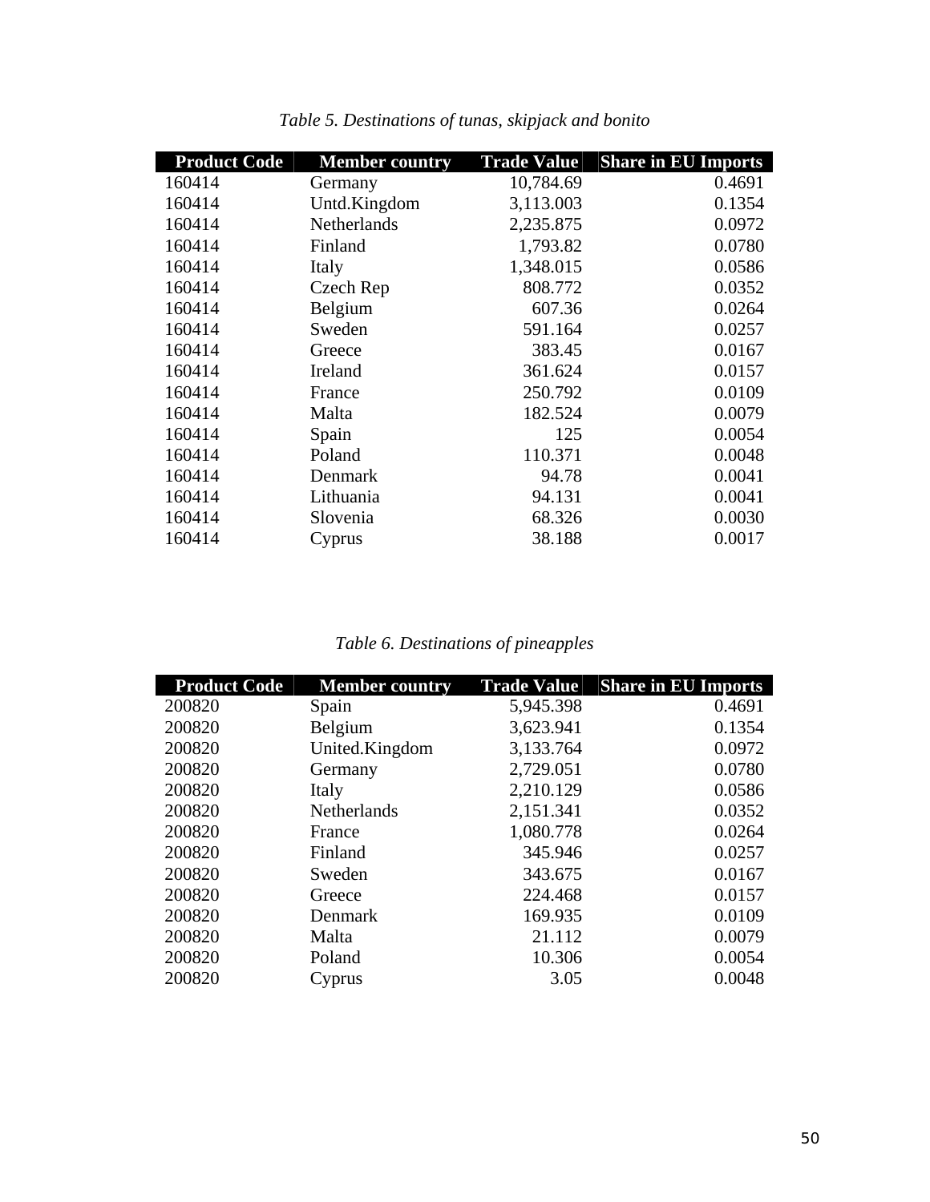*Table 5. Destinations of tunas, skipjack and bonito*

| Product Code | Member country | Trade Value | Share in EU Imports |
|---|---|---|---|
| 160414 | Germany | 10,784.69 | 0.4691 |
| 160414 | Untd.Kingdom | 3,113.003 | 0.1354 |
| 160414 | Netherlands | 2,235.875 | 0.0972 |
| 160414 | Finland | 1,793.82 | 0.0780 |
| 160414 | Italy | 1,348.015 | 0.0586 |
| 160414 | Czech Rep | 808.772 | 0.0352 |
| 160414 | Belgium | 607.36 | 0.0264 |
| 160414 | Sweden | 591.164 | 0.0257 |
| 160414 | Greece | 383.45 | 0.0167 |
| 160414 | Ireland | 361.624 | 0.0157 |
| 160414 | France | 250.792 | 0.0109 |
| 160414 | Malta | 182.524 | 0.0079 |
| 160414 | Spain | 125 | 0.0054 |
| 160414 | Poland | 110.371 | 0.0048 |
| 160414 | Denmark | 94.78 | 0.0041 |
| 160414 | Lithuania | 94.131 | 0.0041 |
| 160414 | Slovenia | 68.326 | 0.0030 |
| 160414 | Cyprus | 38.188 | 0.0017 |

*Table 6. Destinations of pineapples*

| Product Code | Member country | Trade Value | Share in EU Imports |
|---|---|---|---|
| 200820 | Spain | 5,945.398 | 0.4691 |
| 200820 | Belgium | 3,623.941 | 0.1354 |
| 200820 | United.Kingdom | 3,133.764 | 0.0972 |
| 200820 | Germany | 2,729.051 | 0.0780 |
| 200820 | Italy | 2,210.129 | 0.0586 |
| 200820 | Netherlands | 2,151.341 | 0.0352 |
| 200820 | France | 1,080.778 | 0.0264 |
| 200820 | Finland | 345.946 | 0.0257 |
| 200820 | Sweden | 343.675 | 0.0167 |
| 200820 | Greece | 224.468 | 0.0157 |
| 200820 | Denmark | 169.935 | 0.0109 |
| 200820 | Malta | 21.112 | 0.0079 |
| 200820 | Poland | 10.306 | 0.0054 |
| 200820 | Cyprus | 3.05 | 0.0048 |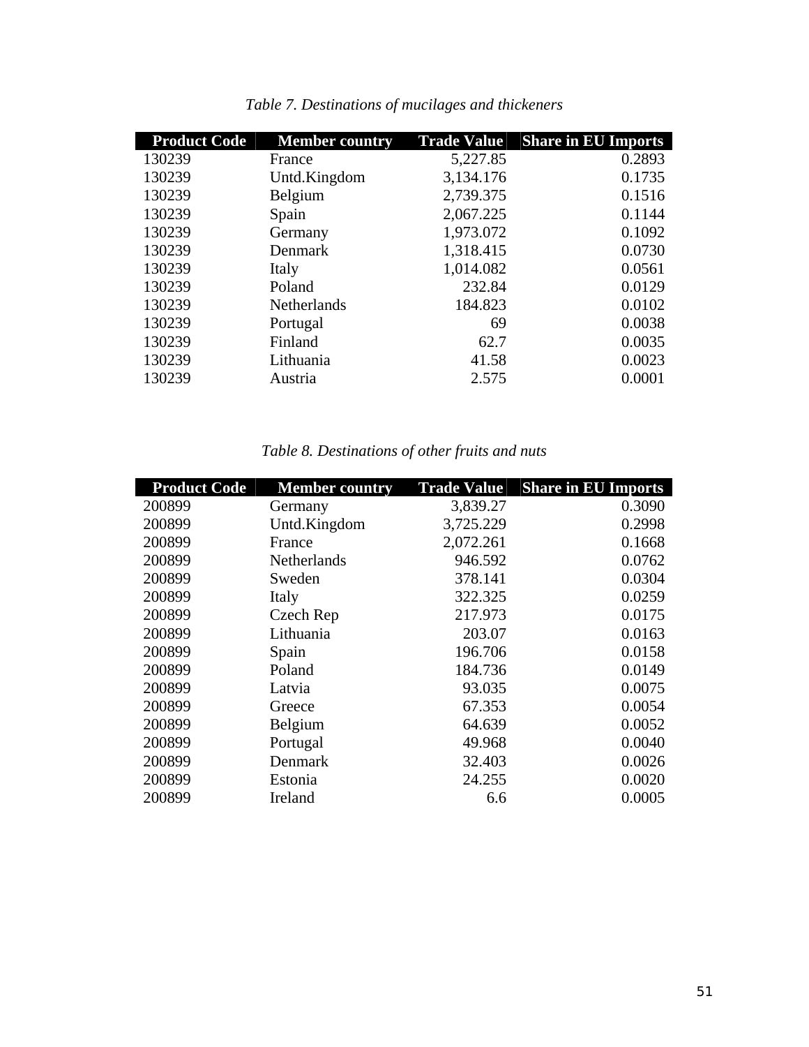*Table 7. Destinations of mucilages and thickeners*

| Product Code | Member country | Trade Value | Share in EU Imports |
|---|---|---:|---:|
| 130239 | France | 5,227.85 | 0.2893 |
| 130239 | Untd.Kingdom | 3,134.176 | 0.1735 |
| 130239 | Belgium | 2,739.375 | 0.1516 |
| 130239 | Spain | 2,067.225 | 0.1144 |
| 130239 | Germany | 1,973.072 | 0.1092 |
| 130239 | Denmark | 1,318.415 | 0.0730 |
| 130239 | Italy | 1,014.082 | 0.0561 |
| 130239 | Poland | 232.84 | 0.0129 |
| 130239 | Netherlands | 184.823 | 0.0102 |
| 130239 | Portugal | 69 | 0.0038 |
| 130239 | Finland | 62.7 | 0.0035 |
| 130239 | Lithuania | 41.58 | 0.0023 |
| 130239 | Austria | 2.575 | 0.0001 |

*Table 8. Destinations of other fruits and nuts*

| Product Code | Member country | Trade Value | Share in EU Imports |
|---|---|---:|---:|
| 200899 | Germany | 3,839.27 | 0.3090 |
| 200899 | Untd.Kingdom | 3,725.229 | 0.2998 |
| 200899 | France | 2,072.261 | 0.1668 |
| 200899 | Netherlands | 946.592 | 0.0762 |
| 200899 | Sweden | 378.141 | 0.0304 |
| 200899 | Italy | 322.325 | 0.0259 |
| 200899 | Czech Rep | 217.973 | 0.0175 |
| 200899 | Lithuania | 203.07 | 0.0163 |
| 200899 | Spain | 196.706 | 0.0158 |
| 200899 | Poland | 184.736 | 0.0149 |
| 200899 | Latvia | 93.035 | 0.0075 |
| 200899 | Greece | 67.353 | 0.0054 |
| 200899 | Belgium | 64.639 | 0.0052 |
| 200899 | Portugal | 49.968 | 0.0040 |
| 200899 | Denmark | 32.403 | 0.0026 |
| 200899 | Estonia | 24.255 | 0.0020 |
| 200899 | Ireland | 6.6 | 0.0005 |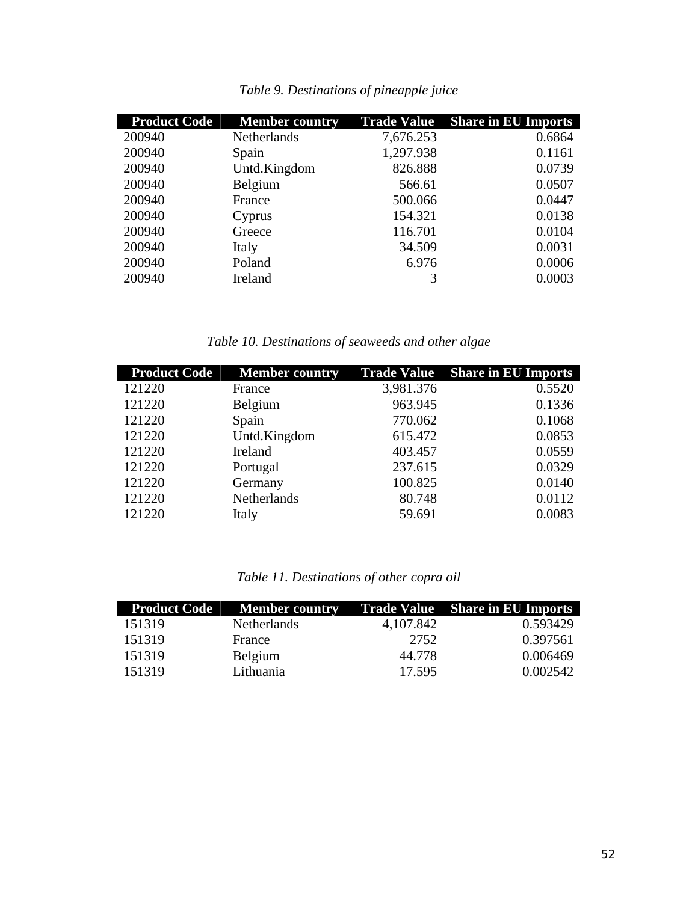*Table 9. Destinations of pineapple juice*

| Product Code | Member country | Trade Value | Share in EU Imports |
|---|---|---|---|
| 200940 | Netherlands | 7,676.253 | 0.6864 |
| 200940 | Spain | 1,297.938 | 0.1161 |
| 200940 | Untd.Kingdom | 826.888 | 0.0739 |
| 200940 | Belgium | 566.61 | 0.0507 |
| 200940 | France | 500.066 | 0.0447 |
| 200940 | Cyprus | 154.321 | 0.0138 |
| 200940 | Greece | 116.701 | 0.0104 |
| 200940 | Italy | 34.509 | 0.0031 |
| 200940 | Poland | 6.976 | 0.0006 |
| 200940 | Ireland | 3 | 0.0003 |

*Table 10. Destinations of seaweeds and other algae*

| Product Code | Member country | Trade Value | Share in EU Imports |
|---|---|---|---|
| 121220 | France | 3,981.376 | 0.5520 |
| 121220 | Belgium | 963.945 | 0.1336 |
| 121220 | Spain | 770.062 | 0.1068 |
| 121220 | Untd.Kingdom | 615.472 | 0.0853 |
| 121220 | Ireland | 403.457 | 0.0559 |
| 121220 | Portugal | 237.615 | 0.0329 |
| 121220 | Germany | 100.825 | 0.0140 |
| 121220 | Netherlands | 80.748 | 0.0112 |
| 121220 | Italy | 59.691 | 0.0083 |

*Table 11. Destinations of other copra oil*

| Product Code | Member country | Trade Value | Share in EU Imports |
|---|---|---|---|
| 151319 | Netherlands | 4,107.842 | 0.593429 |
| 151319 | France | 2752 | 0.397561 |
| 151319 | Belgium | 44.778 | 0.006469 |
| 151319 | Lithuania | 17.595 | 0.002542 |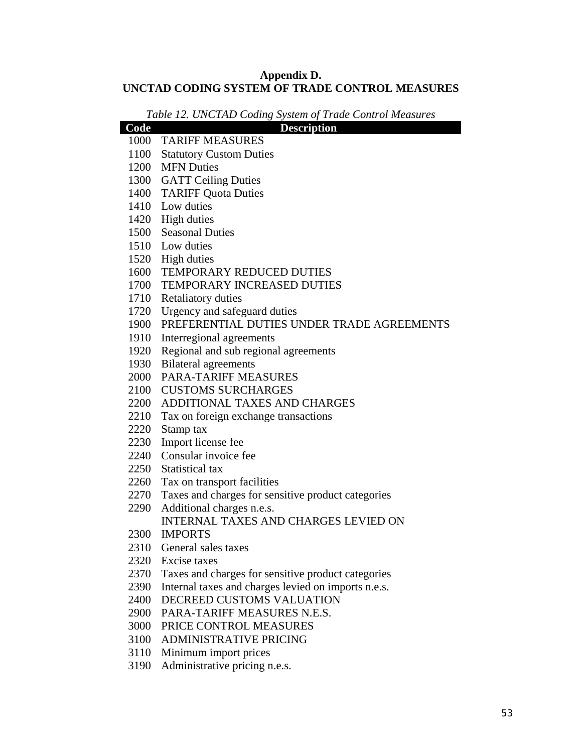## Appendix D.
## UNCTAD CODING SYSTEM OF TRADE CONTROL MEASURES

*Table 12. UNCTAD Coding System of Trade Control Measures*

| Code | Description |
|---|---|
| 1000 | TARIFF MEASURES |
| 1100 | Statutory Custom Duties |
| 1200 | MFN Duties |
| 1300 | GATT Ceiling Duties |
| 1400 | TARIFF Quota Duties |
| 1410 | Low duties |
| 1420 | High duties |
| 1500 | Seasonal Duties |
| 1510 | Low duties |
| 1520 | High duties |
| 1600 | TEMPORARY REDUCED DUTIES |
| 1700 | TEMPORARY INCREASED DUTIES |
| 1710 | Retaliatory duties |
| 1720 | Urgency and safeguard duties |
| 1900 | PREFERENTIAL DUTIES UNDER TRADE AGREEMENTS |
| 1910 | Interregional agreements |
| 1920 | Regional and sub regional agreements |
| 1930 | Bilateral agreements |
| 2000 | PARA-TARIFF MEASURES |
| 2100 | CUSTOMS SURCHARGES |
| 2200 | ADDITIONAL TAXES AND CHARGES |
| 2210 | Tax on foreign exchange transactions |
| 2220 | Stamp tax |
| 2230 | Import license fee |
| 2240 | Consular invoice fee |
| 2250 | Statistical tax |
| 2260 | Tax on transport facilities |
| 2270 | Taxes and charges for sensitive product categories |
| 2290 | Additional charges n.e.s. |
| 2300 | INTERNAL TAXES AND CHARGES LEVIED ON IMPORTS |
| 2310 | General sales taxes |
| 2320 | Excise taxes |
| 2370 | Taxes and charges for sensitive product categories |
| 2390 | Internal taxes and charges levied on imports n.e.s. |
| 2400 | DECREED CUSTOMS VALUATION |
| 2900 | PARA-TARIFF MEASURES N.E.S. |
| 3000 | PRICE CONTROL MEASURES |
| 3100 | ADMINISTRATIVE PRICING |
| 3110 | Minimum import prices |
| 3190 | Administrative pricing n.e.s. |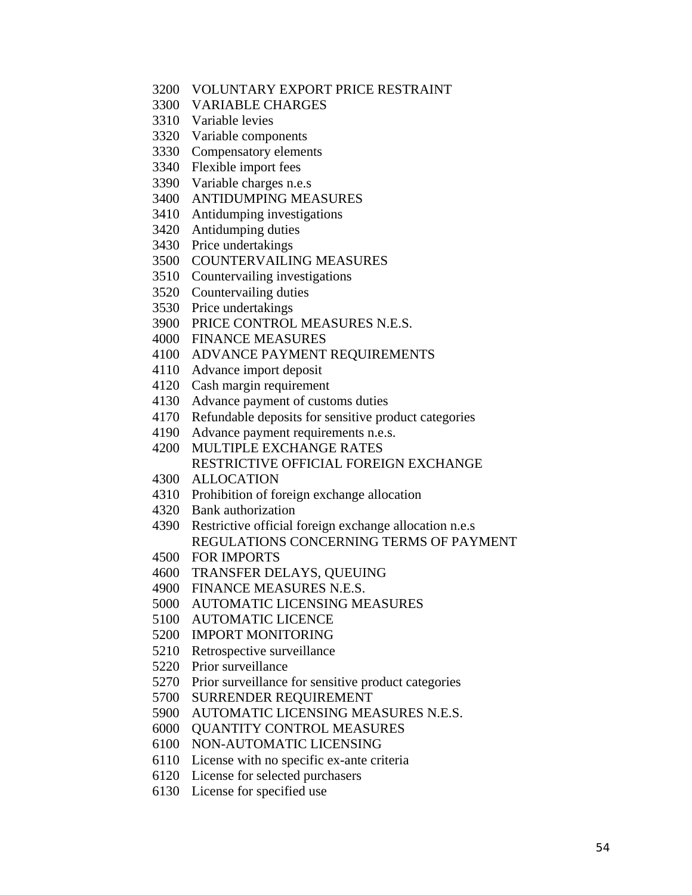3200 VOLUNTARY EXPORT PRICE RESTRAINT
3300 VARIABLE CHARGES
3310 Variable levies
3320 Variable components
3330 Compensatory elements
3340 Flexible import fees
3390 Variable charges n.e.s
3400 ANTIDUMPING MEASURES
3410 Antidumping investigations
3420 Antidumping duties
3430 Price undertakings
3500 COUNTERVAILING MEASURES
3510 Countervailing investigations
3520 Countervailing duties
3530 Price undertakings
3900 PRICE CONTROL MEASURES N.E.S.
4000 FINANCE MEASURES
4100 ADVANCE PAYMENT REQUIREMENTS
4110 Advance import deposit
4120 Cash margin requirement
4130 Advance payment of customs duties
4170 Refundable deposits for sensitive product categories
4190 Advance payment requirements n.e.s.
4200 MULTIPLE EXCHANGE RATES
4300 RESTRICTIVE OFFICIAL FOREIGN EXCHANGE ALLOCATION
4310 Prohibition of foreign exchange allocation
4320 Bank authorization
4390 Restrictive official foreign exchange allocation n.e.s
4500 REGULATIONS CONCERNING TERMS OF PAYMENT FOR IMPORTS
4600 TRANSFER DELAYS, QUEUING
4900 FINANCE MEASURES N.E.S.
5000 AUTOMATIC LICENSING MEASURES
5100 AUTOMATIC LICENCE
5200 IMPORT MONITORING
5210 Retrospective surveillance
5220 Prior surveillance
5270 Prior surveillance for sensitive product categories
5700 SURRENDER REQUIREMENT
5900 AUTOMATIC LICENSING MEASURES N.E.S.
6000 QUANTITY CONTROL MEASURES
6100 NON-AUTOMATIC LICENSING
6110 License with no specific ex-ante criteria
6120 License for selected purchasers
6130 License for specified use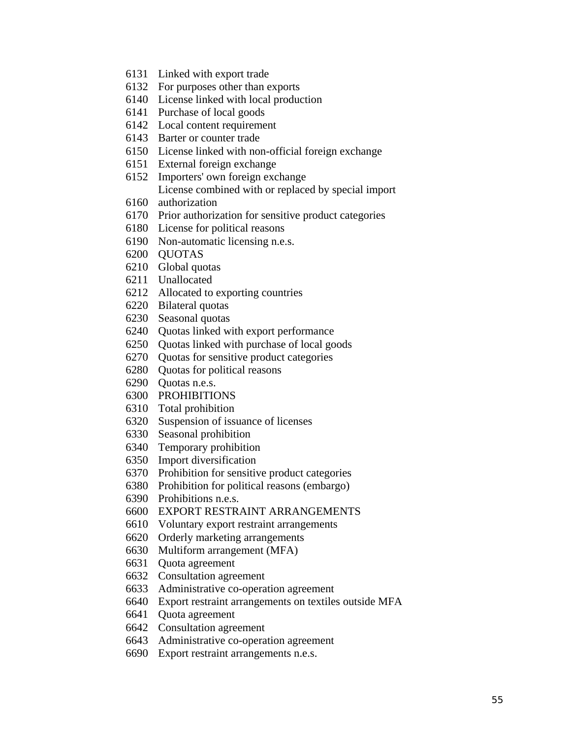6131 Linked with export trade
6132 For purposes other than exports
6140 License linked with local production
6141 Purchase of local goods
6142 Local content requirement
6143 Barter or counter trade
6150 License linked with non-official foreign exchange
6151 External foreign exchange
6152 Importers' own foreign exchange
6160 License combined with or replaced by special import authorization
6170 Prior authorization for sensitive product categories
6180 License for political reasons
6190 Non-automatic licensing n.e.s.
6200 QUOTAS
6210 Global quotas
6211 Unallocated
6212 Allocated to exporting countries
6220 Bilateral quotas
6230 Seasonal quotas
6240 Quotas linked with export performance
6250 Quotas linked with purchase of local goods
6270 Quotas for sensitive product categories
6280 Quotas for political reasons
6290 Quotas n.e.s.
6300 PROHIBITIONS
6310 Total prohibition
6320 Suspension of issuance of licenses
6330 Seasonal prohibition
6340 Temporary prohibition
6350 Import diversification
6370 Prohibition for sensitive product categories
6380 Prohibition for political reasons (embargo)
6390 Prohibitions n.e.s.
6600 EXPORT RESTRAINT ARRANGEMENTS
6610 Voluntary export restraint arrangements
6620 Orderly marketing arrangements
6630 Multiform arrangement (MFA)
6631 Quota agreement
6632 Consultation agreement
6633 Administrative co-operation agreement
6640 Export restraint arrangements on textiles outside MFA
6641 Quota agreement
6642 Consultation agreement
6643 Administrative co-operation agreement
6690 Export restraint arrangements n.e.s.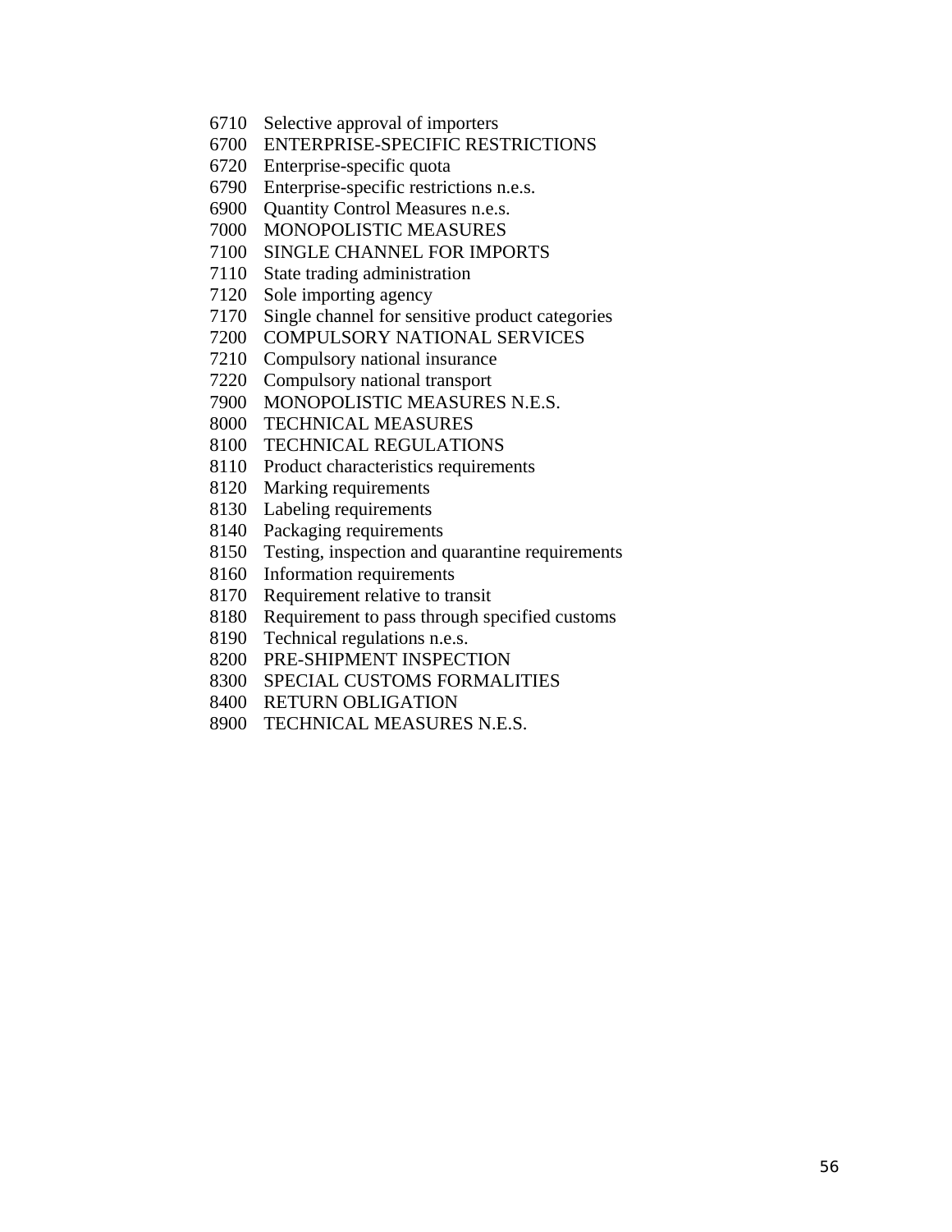6710 Selective approval of importers
6700 ENTERPRISE-SPECIFIC RESTRICTIONS
6720 Enterprise-specific quota
6790 Enterprise-specific restrictions n.e.s.
6900 Quantity Control Measures n.e.s.
7000 MONOPOLISTIC MEASURES
7100 SINGLE CHANNEL FOR IMPORTS
7110 State trading administration
7120 Sole importing agency
7170 Single channel for sensitive product categories
7200 COMPULSORY NATIONAL SERVICES
7210 Compulsory national insurance
7220 Compulsory national transport
7900 MONOPOLISTIC MEASURES N.E.S.
8000 TECHNICAL MEASURES
8100 TECHNICAL REGULATIONS
8110 Product characteristics requirements
8120 Marking requirements
8130 Labeling requirements
8140 Packaging requirements
8150 Testing, inspection and quarantine requirements
8160 Information requirements
8170 Requirement relative to transit
8180 Requirement to pass through specified customs
8190 Technical regulations n.e.s.
8200 PRE-SHIPMENT INSPECTION
8300 SPECIAL CUSTOMS FORMALITIES
8400 RETURN OBLIGATION
8900 TECHNICAL MEASURES N.E.S.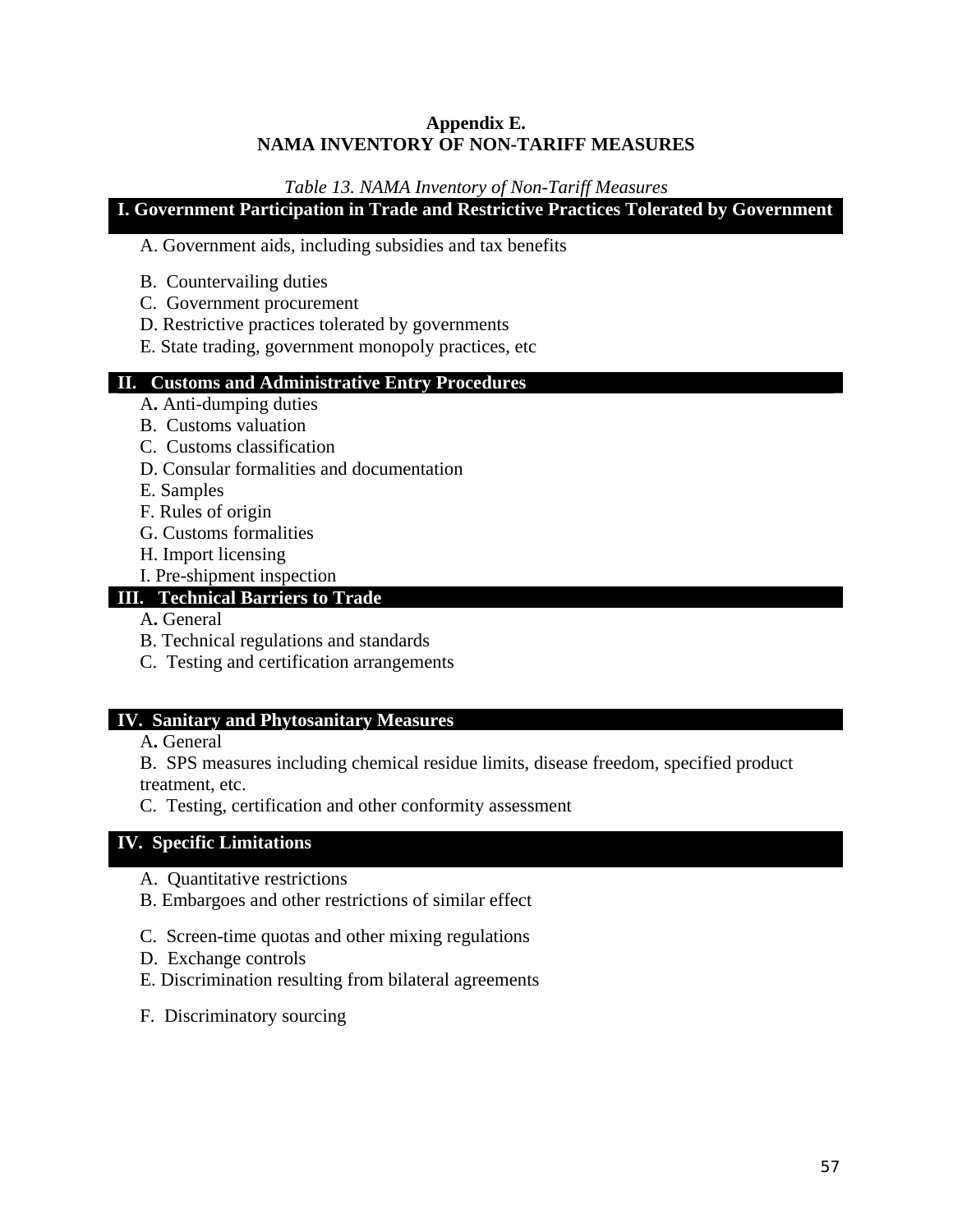# Appendix E.
# NAMA INVENTORY OF NON-TARIFF MEASURES

*Table 13. NAMA Inventory of Non-Tariff Measures*

**I. Government Participation in Trade and Restrictive Practices Tolerated by Government**

A. Government aids, including subsidies and tax benefits

B. Countervailing duties
C. Government procurement
D. Restrictive practices tolerated by governments
E. State trading, government monopoly practices, etc

**II. Customs and Administrative Entry Procedures**

A. Anti-dumping duties
B. Customs valuation
C. Customs classification
D. Consular formalities and documentation
E. Samples
F. Rules of origin
G. Customs formalities
H. Import licensing
I. Pre-shipment inspection

**III. Technical Barriers to Trade**

A. General
B. Technical regulations and standards
C. Testing and certification arrangements

**IV. Sanitary and Phytosanitary Measures**

A. General
B. SPS measures including chemical residue limits, disease freedom, specified product treatment, etc.
C. Testing, certification and other conformity assessment

**IV. Specific Limitations**

A. Quantitative restrictions
B. Embargoes and other restrictions of similar effect

C. Screen-time quotas and other mixing regulations
D. Exchange controls
E. Discrimination resulting from bilateral agreements

F. Discriminatory sourcing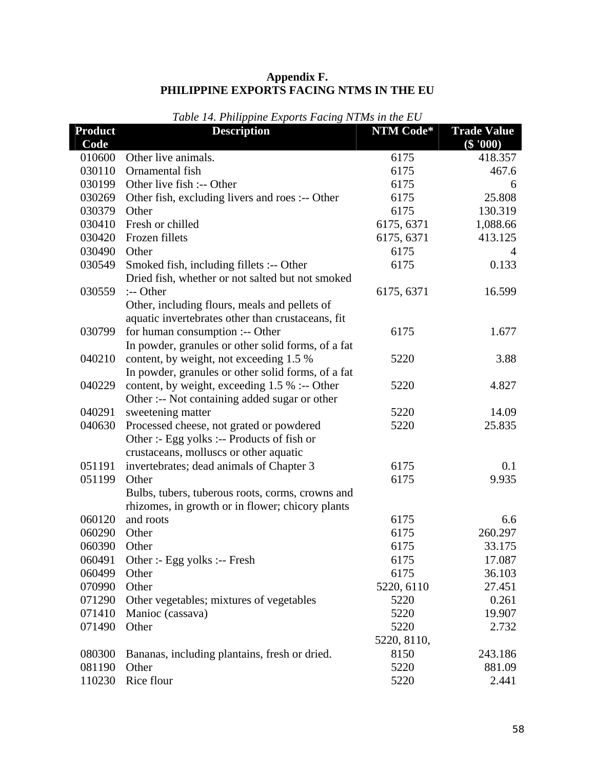## Appendix F.
## PHILIPPINE EXPORTS FACING NTMS IN THE EU

*Table 14. Philippine Exports Facing NTMs in the EU*

| Product Code | Description | NTM Code* | Trade Value ($ '000) |
|---|---|---|---|
| 010600 | Other live animals. | 6175 | 418.357 |
| 030110 | Ornamental fish | 6175 | 467.6 |
| 030199 | Other live fish :-- Other | 6175 | 6 |
| 030269 | Other fish, excluding livers and roes :-- Other | 6175 | 25.808 |
| 030379 | Other | 6175 | 130.319 |
| 030410 | Fresh or chilled | 6175, 6371 | 1,088.66 |
| 030420 | Frozen fillets | 6175, 6371 | 413.125 |
| 030490 | Other | 6175 | 4 |
| 030549 | Smoked fish, including fillets :-- Other | 6175 | 0.133 |
| 030559 | Dried fish, whether or not salted but not smoked :-- Other | 6175, 6371 | 16.599 |
| 030799 | Other, including flours, meals and pellets of aquatic invertebrates other than crustaceans, fit for human consumption :-- Other | 6175 | 1.677 |
| 040210 | In powder, granules or other solid forms, of a fat content, by weight, not exceeding 1.5 % | 5220 | 3.88 |
| 040229 | In powder, granules or other solid forms, of a fat content, by weight, exceeding 1.5 % :-- Other | 5220 | 4.827 |
| 040291 | Other :-- Not containing added sugar or other sweetening matter | 5220 | 14.09 |
| 040630 | Processed cheese, not grated or powdered | 5220 | 25.835 |
| 051191 | Other :- Egg yolks :-- Products of fish or crustaceans, molluscs or other aquatic invertebrates; dead animals of Chapter 3 | 6175 | 0.1 |
| 051199 | Other | 6175 | 9.935 |
| 060120 | Bulbs, tubers, tuberous roots, corms, crowns and rhizomes, in growth or in flower; chicory plants and roots | 6175 | 6.6 |
| 060290 | Other | 6175 | 260.297 |
| 060390 | Other | 6175 | 33.175 |
| 060491 | Other :- Egg yolks :-- Fresh | 6175 | 17.087 |
| 060499 | Other | 6175 | 36.103 |
| 070990 | Other | 5220, 6110 | 27.451 |
| 071290 | Other vegetables; mixtures of vegetables | 5220 | 0.261 |
| 071410 | Manioc (cassava) | 5220 | 19.907 |
| 071490 | Other | 5220 | 2.732 |
| 080300 | Bananas, including plantains, fresh or dried. | 5220, 8110, 8150 | 243.186 |
| 081190 | Other | 5220 | 881.09 |
| 110230 | Rice flour | 5220 | 2.441 |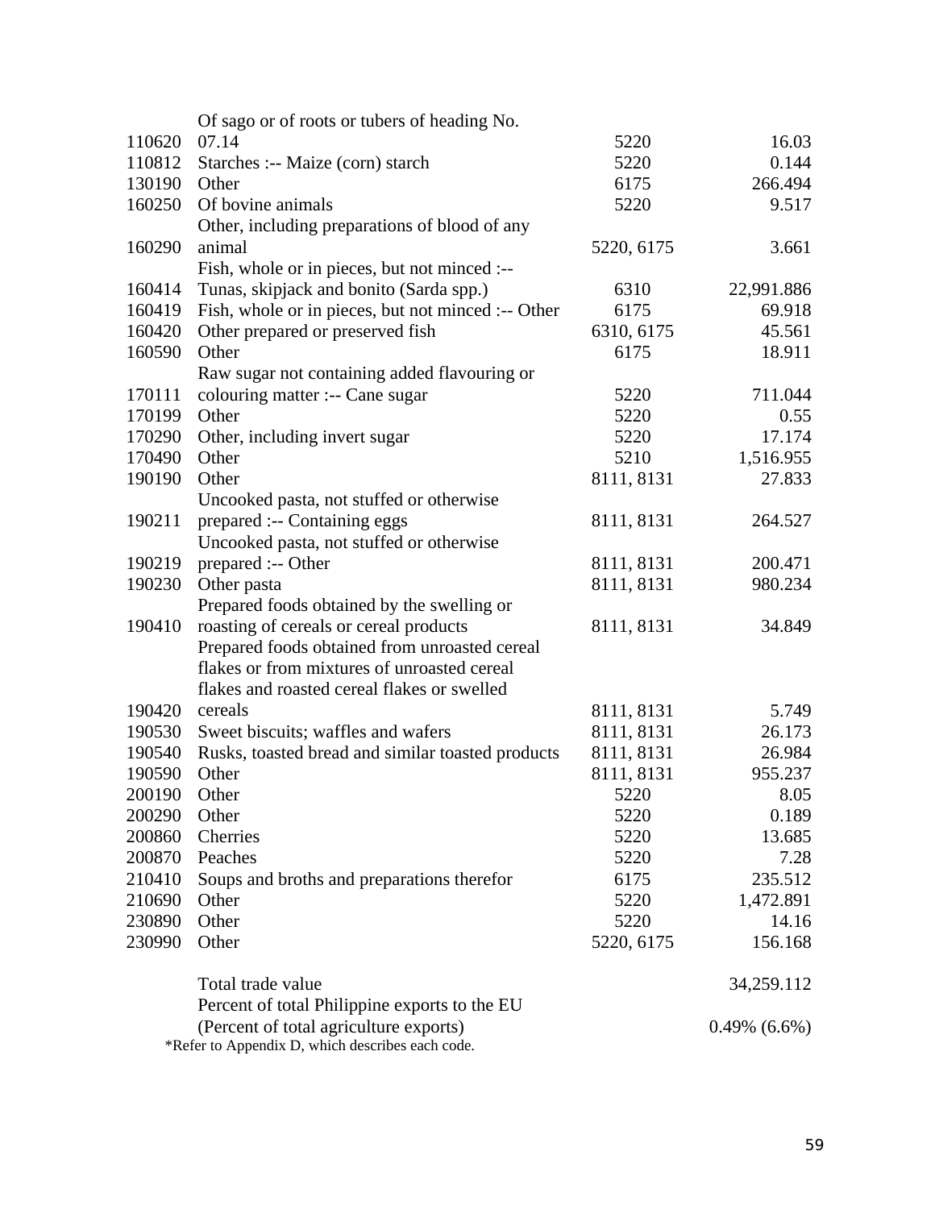| | | | |
|---|---|---|---|
| 110620 | Of sago or of roots or tubers of heading No. 07.14 | 5220 | 16.03 |
| 110812 | Starches :-- Maize (corn) starch | 5220 | 0.144 |
| 130190 | Other | 6175 | 266.494 |
| 160250 | Of bovine animals | 5220 | 9.517 |
| 160290 | Other, including preparations of blood of any animal | 5220, 6175 | 3.661 |
| 160414 | Fish, whole or in pieces, but not minced :-- Tunas, skipjack and bonito (Sarda spp.) | 6310 | 22,991.886 |
| 160419 | Fish, whole or in pieces, but not minced :-- Other | 6175 | 69.918 |
| 160420 | Other prepared or preserved fish | 6310, 6175 | 45.561 |
| 160590 | Other | 6175 | 18.911 |
| 170111 | Raw sugar not containing added flavouring or colouring matter :-- Cane sugar | 5220 | 711.044 |
| 170199 | Other | 5220 | 0.55 |
| 170290 | Other, including invert sugar | 5220 | 17.174 |
| 170490 | Other | 5210 | 1,516.955 |
| 190190 | Other | 8111, 8131 | 27.833 |
| 190211 | Uncooked pasta, not stuffed or otherwise prepared :-- Containing eggs | 8111, 8131 | 264.527 |
| 190219 | Uncooked pasta, not stuffed or otherwise prepared :-- Other | 8111, 8131 | 200.471 |
| 190230 | Other pasta | 8111, 8131 | 980.234 |
| 190410 | Prepared foods obtained by the swelling or roasting of cereals or cereal products | 8111, 8131 | 34.849 |
| 190420 | Prepared foods obtained from unroasted cereal flakes or from mixtures of unroasted cereal flakes and roasted cereal flakes or swelled cereals | 8111, 8131 | 5.749 |
| 190530 | Sweet biscuits; waffles and wafers | 8111, 8131 | 26.173 |
| 190540 | Rusks, toasted bread and similar toasted products | 8111, 8131 | 26.984 |
| 190590 | Other | 8111, 8131 | 955.237 |
| 200190 | Other | 5220 | 8.05 |
| 200290 | Other | 5220 | 0.189 |
| 200860 | Cherries | 5220 | 13.685 |
| 200870 | Peaches | 5220 | 7.28 |
| 210410 | Soups and broths and preparations therefor | 6175 | 235.512 |
| 210690 | Other | 5220 | 1,472.891 |
| 230890 | Other | 5220 | 14.16 |
| 230990 | Other | 5220, 6175 | 156.168 |
| | Total trade value | | 34,259.112 |
| | Percent of total Philippine exports to the EU (Percent of total agriculture exports) | | 0.49% (6.6%) |

*Refer to Appendix D, which describes each code.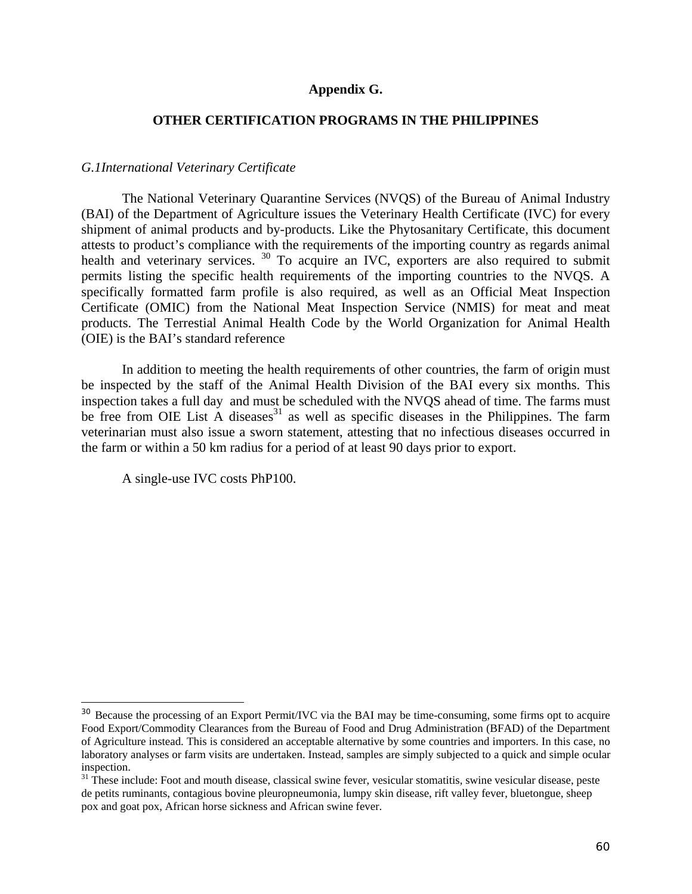# Appendix G.

## OTHER CERTIFICATION PROGRAMS IN THE PHILIPPINES

### *G.1International Veterinary Certificate*

The National Veterinary Quarantine Services (NVQS) of the Bureau of Animal Industry (BAI) of the Department of Agriculture issues the Veterinary Health Certificate (IVC) for every shipment of animal products and by-products. Like the Phytosanitary Certificate, this document attests to product's compliance with the requirements of the importing country as regards animal health and veterinary services. [30] To acquire an IVC, exporters are also required to submit permits listing the specific health requirements of the importing countries to the NVQS. A specifically formatted farm profile is also required, as well as an Official Meat Inspection Certificate (OMIC) from the National Meat Inspection Service (NMIS) for meat and meat products. The Terrestial Animal Health Code by the World Organization for Animal Health (OIE) is the BAI's standard reference

In addition to meeting the health requirements of other countries, the farm of origin must be inspected by the staff of the Animal Health Division of the BAI every six months. This inspection takes a full day and must be scheduled with the NVQS ahead of time. The farms must be free from OIE List A diseases[31] as well as specific diseases in the Philippines. The farm veterinarian must also issue a sworn statement, attesting that no infectious diseases occurred in the farm or within a 50 km radius for a period of at least 90 days prior to export.

A single-use IVC costs PhP100.

---

[30] Because the processing of an Export Permit/IVC via the BAI may be time-consuming, some firms opt to acquire Food Export/Commodity Clearances from the Bureau of Food and Drug Administration (BFAD) of the Department of Agriculture instead. This is considered an acceptable alternative by some countries and importers. In this case, no laboratory analyses or farm visits are undertaken. Instead, samples are simply subjected to a quick and simple ocular inspection.

[31] These include: Foot and mouth disease, classical swine fever, vesicular stomatitis, swine vesicular disease, peste de petits ruminants, contagious bovine pleuropneumonia, lumpy skin disease, rift valley fever, bluetongue, sheep pox and goat pox, African horse sickness and African swine fever.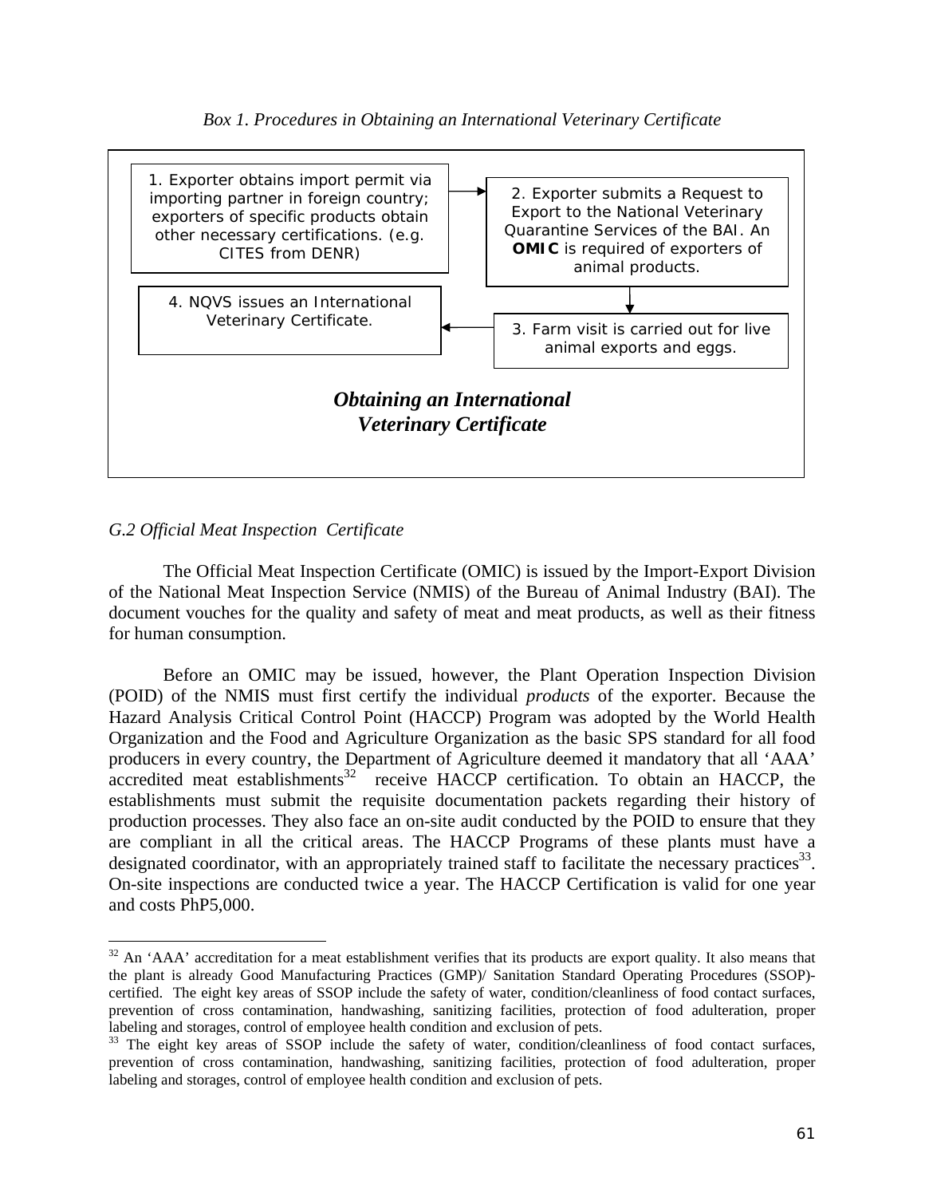*Box 1. Procedures in Obtaining an International Veterinary Certificate*

1. Exporter obtains import permit via importing partner in foreign country; exporters of specific products obtain other necessary certifications. (e.g. CITES from DENR)

2. Exporter submits a Request to Export to the National Veterinary Quarantine Services of the BAI. An **OMIC** is required of exporters of animal products.

3. Farm visit is carried out for live animal exports and eggs.

4. NQVS issues an International Veterinary Certificate.

***Obtaining an International Veterinary Certificate***

*G.2 Official Meat Inspection Certificate*

The Official Meat Inspection Certificate (OMIC) is issued by the Import-Export Division of the National Meat Inspection Service (NMIS) of the Bureau of Animal Industry (BAI). The document vouches for the quality and safety of meat and meat products, as well as their fitness for human consumption.

Before an OMIC may be issued, however, the Plant Operation Inspection Division (POID) of the NMIS must first certify the individual *products* of the exporter. Because the Hazard Analysis Critical Control Point (HACCP) Program was adopted by the World Health Organization and the Food and Agriculture Organization as the basic SPS standard for all food producers in every country, the Department of Agriculture deemed it mandatory that all 'AAA' accredited meat establishments[32] receive HACCP certification. To obtain an HACCP, the establishments must submit the requisite documentation packets regarding their history of production processes. They also face an on-site audit conducted by the POID to ensure that they are compliant in all the critical areas. The HACCP Programs of these plants must have a designated coordinator, with an appropriately trained staff to facilitate the necessary practices[33]. On-site inspections are conducted twice a year. The HACCP Certification is valid for one year and costs PhP5,000.

---

[32] An 'AAA' accreditation for a meat establishment verifies that its products are export quality. It also means that the plant is already Good Manufacturing Practices (GMP)/ Sanitation Standard Operating Procedures (SSOP)-certified. The eight key areas of SSOP include the safety of water, condition/cleanliness of food contact surfaces, prevention of cross contamination, handwashing, sanitizing facilities, protection of food adulteration, proper labeling and storages, control of employee health condition and exclusion of pets.

[33] The eight key areas of SSOP include the safety of water, condition/cleanliness of food contact surfaces, prevention of cross contamination, handwashing, sanitizing facilities, protection of food adulteration, proper labeling and storages, control of employee health condition and exclusion of pets.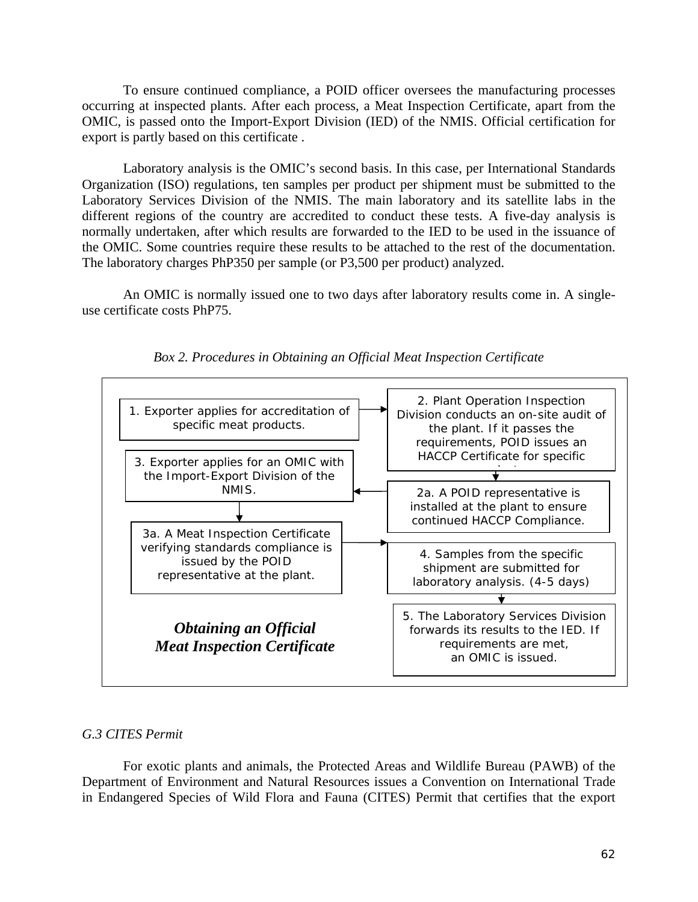To ensure continued compliance, a POID officer oversees the manufacturing processes occurring at inspected plants. After each process, a Meat Inspection Certificate, apart from the OMIC, is passed onto the Import-Export Division (IED) of the NMIS. Official certification for export is partly based on this certificate .

Laboratory analysis is the OMIC's second basis. In this case, per International Standards Organization (ISO) regulations, ten samples per product per shipment must be submitted to the Laboratory Services Division of the NMIS. The main laboratory and its satellite labs in the different regions of the country are accredited to conduct these tests. A five-day analysis is normally undertaken, after which results are forwarded to the IED to be used in the issuance of the OMIC. Some countries require these results to be attached to the rest of the documentation. The laboratory charges PhP350 per sample (or P3,500 per product) analyzed.

An OMIC is normally issued one to two days after laboratory results come in. A single-use certificate costs PhP75.

*Box 2. Procedures in Obtaining an Official Meat Inspection Certificate*

***Obtaining an Official Meat Inspection Certificate***

1. Exporter applies for accreditation of specific meat products.
2. Plant Operation Inspection Division conducts an on-site audit of the plant. If it passes the requirements, POID issues an HACCP Certificate for specific products.
   - 2a. A POID representative is installed at the plant to ensure continued HACCP Compliance.
3. Exporter applies for an OMIC with the Import-Export Division of the NMIS.
   - 3a. A Meat Inspection Certificate verifying standards compliance is issued by the POID representative at the plant.
4. Samples from the specific shipment are submitted for laboratory analysis. (4-5 days)
5. The Laboratory Services Division forwards its results to the IED. If requirements are met, an OMIC is issued.

*G.3 CITES Permit*

For exotic plants and animals, the Protected Areas and Wildlife Bureau (PAWB) of the Department of Environment and Natural Resources issues a Convention on International Trade in Endangered Species of Wild Flora and Fauna (CITES) Permit that certifies that the export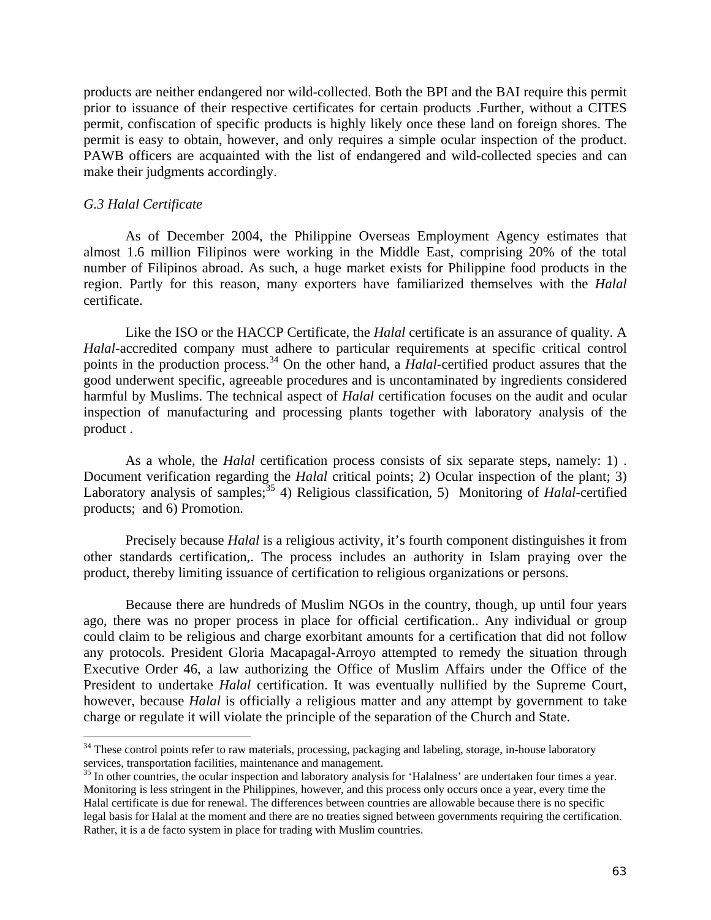products are neither endangered nor wild-collected. Both the BPI and the BAI require this permit prior to issuance of their respective certificates for certain products .Further, without a CITES permit, confiscation of specific products is highly likely once these land on foreign shores. The permit is easy to obtain, however, and only requires a simple ocular inspection of the product. PAWB officers are acquainted with the list of endangered and wild-collected species and can make their judgments accordingly.

*G.3 Halal Certificate*

As of December 2004, the Philippine Overseas Employment Agency estimates that almost 1.6 million Filipinos were working in the Middle East, comprising 20% of the total number of Filipinos abroad. As such, a huge market exists for Philippine food products in the region. Partly for this reason, many exporters have familiarized themselves with the *Halal* certificate.

Like the ISO or the HACCP Certificate, the *Halal* certificate is an assurance of quality. A *Halal*-accredited company must adhere to particular requirements at specific critical control points in the production process.[34] On the other hand, a *Halal*-certified product assures that the good underwent specific, agreeable procedures and is uncontaminated by ingredients considered harmful by Muslims. The technical aspect of *Halal* certification focuses on the audit and ocular inspection of manufacturing and processing plants together with laboratory analysis of the product .

As a whole, the *Halal* certification process consists of six separate steps, namely: 1) . Document verification regarding the *Halal* critical points; 2) Ocular inspection of the plant; 3) Laboratory analysis of samples;[35] 4) Religious classification, 5) Monitoring of *Halal*-certified products; and 6) Promotion.

Precisely because *Halal* is a religious activity, it's fourth component distinguishes it from other standards certification,. The process includes an authority in Islam praying over the product, thereby limiting issuance of certification to religious organizations or persons.

Because there are hundreds of Muslim NGOs in the country, though, up until four years ago, there was no proper process in place for official certification.. Any individual or group could claim to be religious and charge exorbitant amounts for a certification that did not follow any protocols. President Gloria Macapagal-Arroyo attempted to remedy the situation through Executive Order 46, a law authorizing the Office of Muslim Affairs under the Office of the President to undertake *Halal* certification. It was eventually nullified by the Supreme Court, however, because *Halal* is officially a religious matter and any attempt by government to take charge or regulate it will violate the principle of the separation of the Church and State.

---

[34] These control points refer to raw materials, processing, packaging and labeling, storage, in-house laboratory services, transportation facilities, maintenance and management.

[35] In other countries, the ocular inspection and laboratory analysis for 'Halalness' are undertaken four times a year. Monitoring is less stringent in the Philippines, however, and this process only occurs once a year, every time the Halal certificate is due for renewal. The differences between countries are allowable because there is no specific legal basis for Halal at the moment and there are no treaties signed between governments requiring the certification. Rather, it is a de facto system in place for trading with Muslim countries.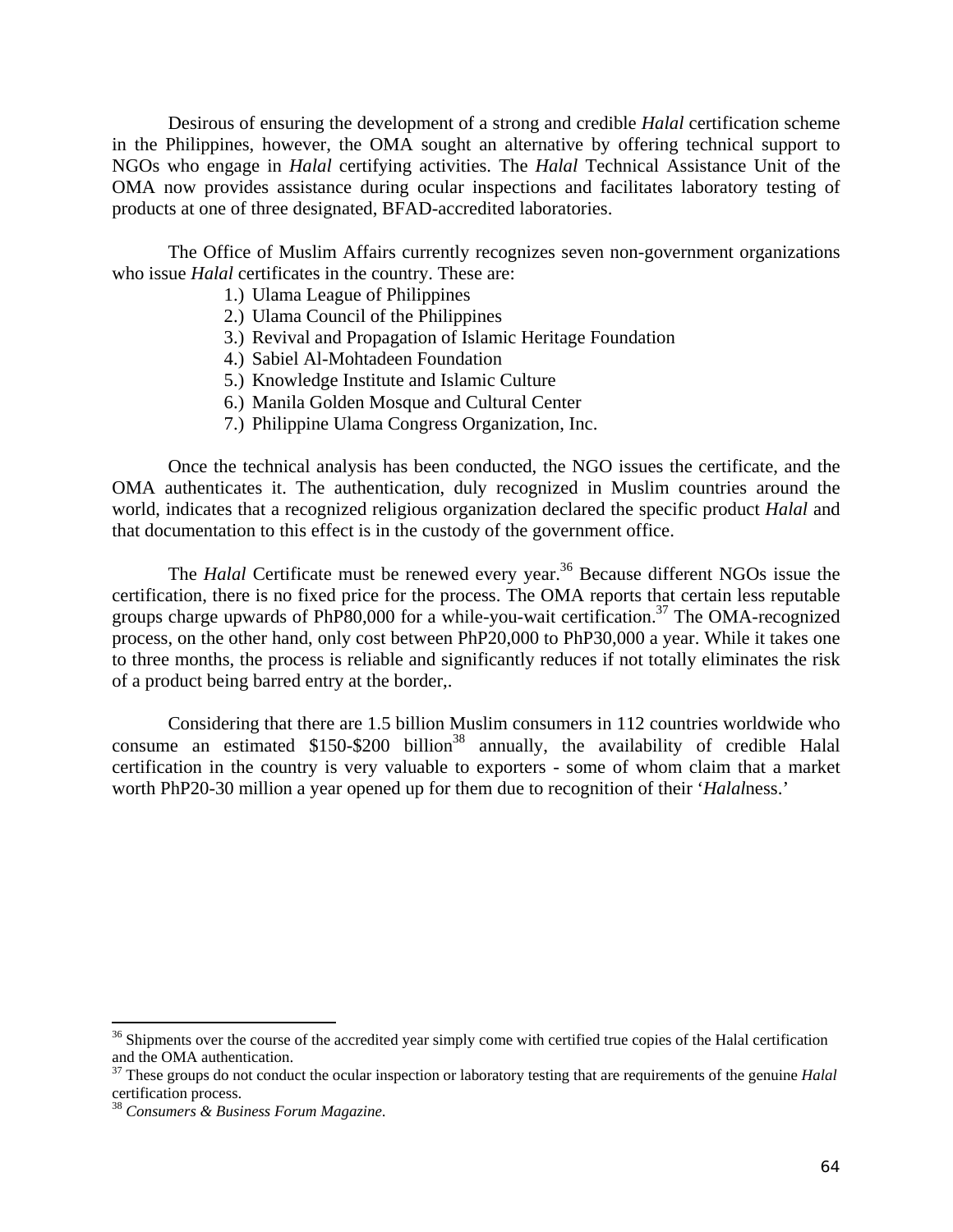Desirous of ensuring the development of a strong and credible *Halal* certification scheme in the Philippines, however, the OMA sought an alternative by offering technical support to NGOs who engage in *Halal* certifying activities. The *Halal* Technical Assistance Unit of the OMA now provides assistance during ocular inspections and facilitates laboratory testing of products at one of three designated, BFAD-accredited laboratories.

The Office of Muslim Affairs currently recognizes seven non-government organizations who issue *Halal* certificates in the country. These are:

1.) Ulama League of Philippines
2.) Ulama Council of the Philippines
3.) Revival and Propagation of Islamic Heritage Foundation
4.) Sabiel Al-Mohtadeen Foundation
5.) Knowledge Institute and Islamic Culture
6.) Manila Golden Mosque and Cultural Center
7.) Philippine Ulama Congress Organization, Inc.

Once the technical analysis has been conducted, the NGO issues the certificate, and the OMA authenticates it. The authentication, duly recognized in Muslim countries around the world, indicates that a recognized religious organization declared the specific product *Halal* and that documentation to this effect is in the custody of the government office.

The *Halal* Certificate must be renewed every year.[36] Because different NGOs issue the certification, there is no fixed price for the process. The OMA reports that certain less reputable groups charge upwards of PhP80,000 for a while-you-wait certification.[37] The OMA-recognized process, on the other hand, only cost between PhP20,000 to PhP30,000 a year. While it takes one to three months, the process is reliable and significantly reduces if not totally eliminates the risk of a product being barred entry at the border,.

Considering that there are 1.5 billion Muslim consumers in 112 countries worldwide who consume an estimated $150-$200 billion[38] annually, the availability of credible Halal certification in the country is very valuable to exporters - some of whom claim that a market worth PhP20-30 million a year opened up for them due to recognition of their '*Halal*ness.'

---

[36] Shipments over the course of the accredited year simply come with certified true copies of the Halal certification and the OMA authentication.

[37] These groups do not conduct the ocular inspection or laboratory testing that are requirements of the genuine *Halal* certification process.

[38] *Consumers & Business Forum Magazine*.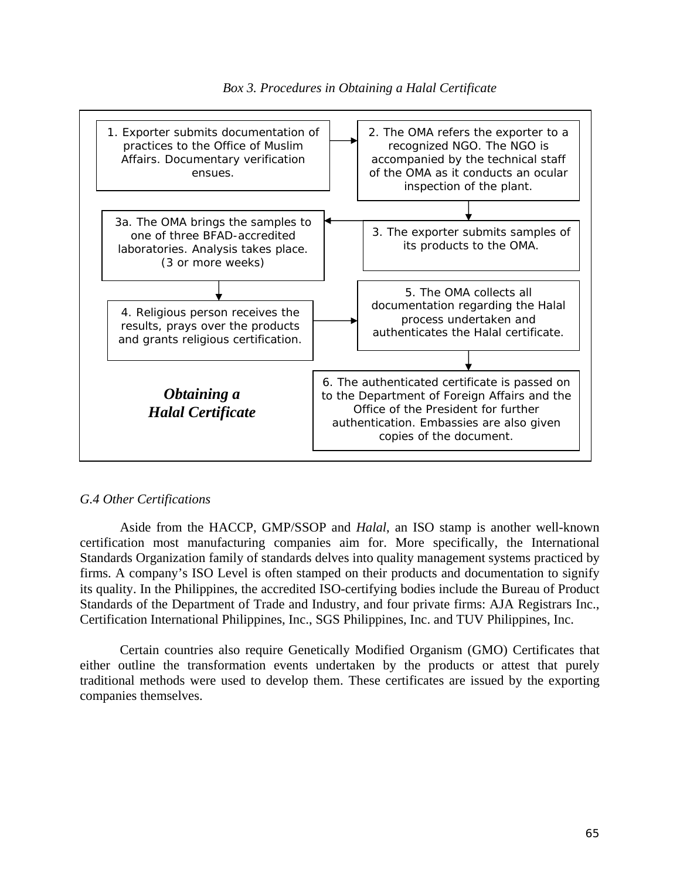*Box 3. Procedures in Obtaining a Halal Certificate*

1. Exporter submits documentation of practices to the Office of Muslim Affairs. Documentary verification ensues.

2. The OMA refers the exporter to a recognized NGO. The NGO is accompanied by the technical staff of the OMA as it conducts an ocular inspection of the plant.

3. The exporter submits samples of its products to the OMA.

3a. The OMA brings the samples to one of three BFAD-accredited laboratories. Analysis takes place. (3 or more weeks)

4. Religious person receives the results, prays over the products and grants religious certification.

5. The OMA collects all documentation regarding the Halal process undertaken and authenticates the Halal certificate.

6. The authenticated certificate is passed on to the Department of Foreign Affairs and the Office of the President for further authentication. Embassies are also given copies of the document.

***Obtaining a Halal Certificate***

### *G.4 Other Certifications*

Aside from the HACCP, GMP/SSOP and *Halal*, an ISO stamp is another well-known certification most manufacturing companies aim for. More specifically, the International Standards Organization family of standards delves into quality management systems practiced by firms. A company's ISO Level is often stamped on their products and documentation to signify its quality. In the Philippines, the accredited ISO-certifying bodies include the Bureau of Product Standards of the Department of Trade and Industry, and four private firms: AJA Registrars Inc., Certification International Philippines, Inc., SGS Philippines, Inc. and TUV Philippines, Inc.

Certain countries also require Genetically Modified Organism (GMO) Certificates that either outline the transformation events undertaken by the products or attest that purely traditional methods were used to develop them. These certificates are issued by the exporting companies themselves.